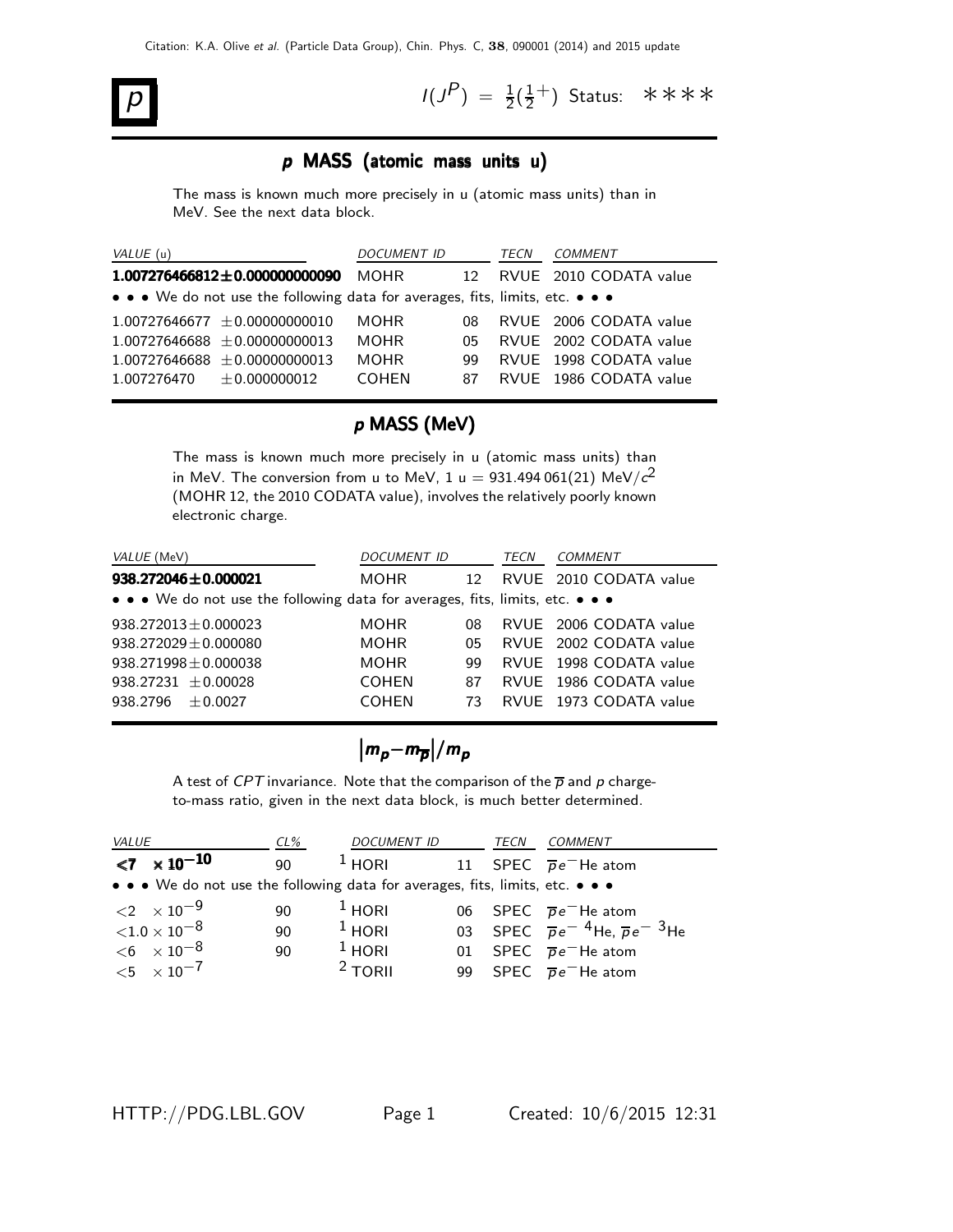Citation: K.A. Olive *et al.* (Particle Data Group), Chin. Phys. C, **38**, 090001 (2014) and 2015 update

# p

$I(J^P) = \frac{1}{2}(\frac{1}{2}^+)$ Status: ∗∗∗∗

## p MASS (atomic mass units u)

The mass is known much more precisely in u (atomic mass units) than in MeV. See the next data block.

| VALUE (u) | DOCUMENT ID | | TECN | COMMENT |
|---|---|---|---|---|
| **1.007276466812±0.000000000090** | MOHR | 12 | RVUE | 2010 CODATA value |
| • • • We do not use the following data for averages, fits, limits, etc. • • • | | | | |
| 1.00727646677 ±0.00000000010 | MOHR | 08 | RVUE | 2006 CODATA value |
| 1.00727646688 ±0.00000000013 | MOHR | 05 | RVUE | 2002 CODATA value |
| 1.00727646688 ±0.00000000013 | MOHR | 99 | RVUE | 1998 CODATA value |
| 1.007276470 ±0.000000012 | COHEN | 87 | RVUE | 1986 CODATA value |

## p MASS (MeV)

The mass is known much more precisely in u (atomic mass units) than in MeV. The conversion from u to MeV, 1 u = 931.494 061(21) MeV/$c^2$ (MOHR 12, the 2010 CODATA value), involves the relatively poorly known electronic charge.

| VALUE (MeV) | DOCUMENT ID | | TECN | COMMENT |
|---|---|---|---|---|
| **938.272046±0.000021** | MOHR | 12 | RVUE | 2010 CODATA value |
| • • • We do not use the following data for averages, fits, limits, etc. • • • | | | | |
| 938.272013±0.000023 | MOHR | 08 | RVUE | 2006 CODATA value |
| 938.272029±0.000080 | MOHR | 05 | RVUE | 2002 CODATA value |
| 938.271998±0.000038 | MOHR | 99 | RVUE | 1998 CODATA value |
| 938.27231 ±0.00028 | COHEN | 87 | RVUE | 1986 CODATA value |
| 938.2796 ±0.0027 | COHEN | 73 | RVUE | 1973 CODATA value |

## $\left|m_p - m_{\overline{p}}\right|/m_p$

A test of *CPT* invariance. Note that the comparison of the $\overline{p}$ and $p$ charge-to-mass ratio, given in the next data block, is much better determined.

| VALUE | CL% | DOCUMENT ID | | TECN | COMMENT |
|---|---|---|---|---|---|
| **<7 × $10^{-10}$** | 90 | [1] HORI | 11 | SPEC | $\overline{p}e^-$He atom |
| • • • We do not use the following data for averages, fits, limits, etc. • • • | | | | | |
| <2 × $10^{-9}$ | 90 | [1] HORI | 06 | SPEC | $\overline{p}e^-$He atom |
| <1.0 × $10^{-8}$ | 90 | [1] HORI | 03 | SPEC | $\overline{p}e^-$ $^4$He, $\overline{p}e^-$ $^3$He |
| <6 × $10^{-8}$ | 90 | [1] HORI | 01 | SPEC | $\overline{p}e^-$He atom |
| <5 × $10^{-7}$ | | [2] TORII | 99 | SPEC | $\overline{p}e^-$He atom |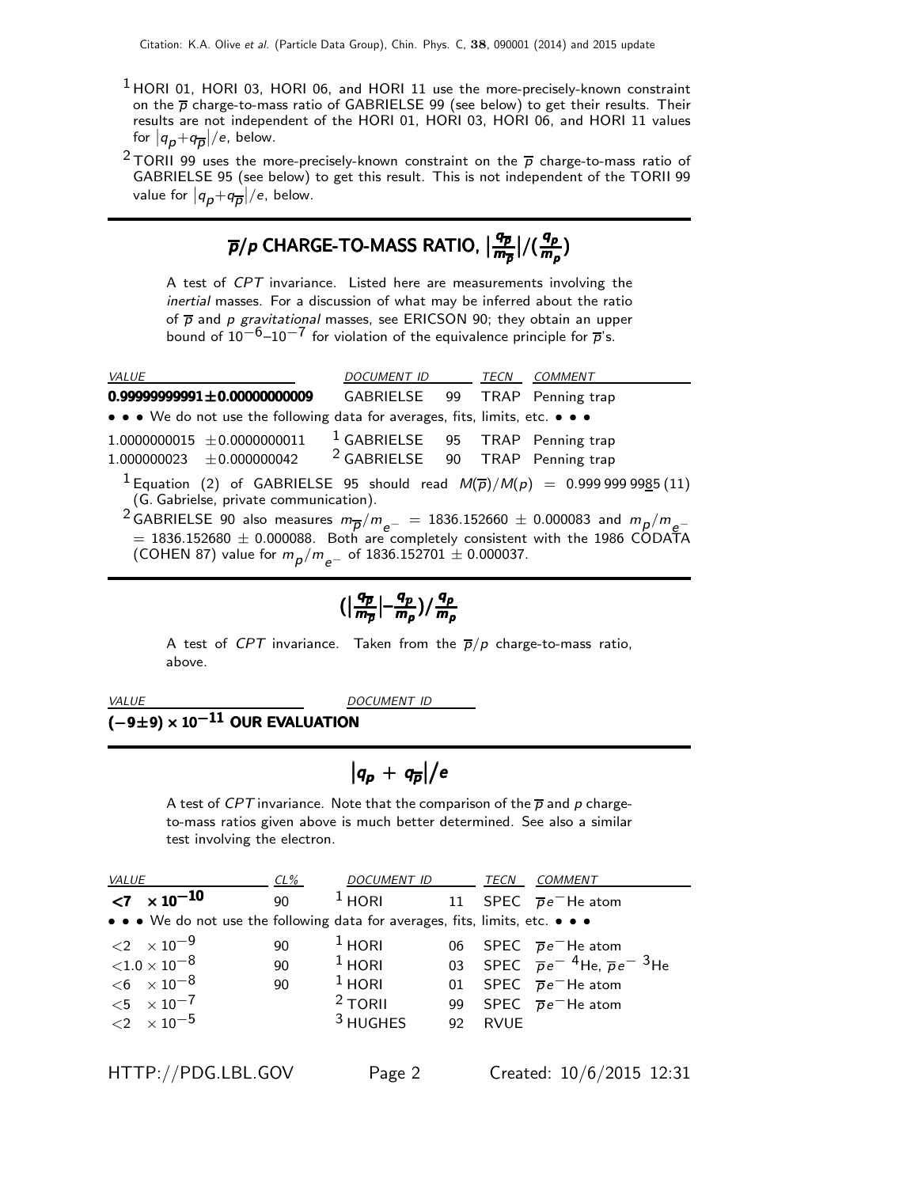[1] HORI 01, HORI 03, HORI 06, and HORI 11 use the more-precisely-known constraint on the $\overline{p}$ charge-to-mass ratio of GABRIELSE 99 (see below) to get their results. Their results are not independent of the HORI 01, HORI 03, HORI 06, and HORI 11 values for $|q_p + q_{\overline{p}}|/e$, below.

[2] TORII 99 uses the more-precisely-known constraint on the $\overline{p}$ charge-to-mass ratio of GABRIELSE 95 (see below) to get this result. This is not independent of the TORII 99 value for $|q_p + q_{\overline{p}}|/e$, below.

## $\overline{p}/p$ CHARGE-TO-MASS RATIO, $\left|\frac{q_{\overline{p}}}{m_{\overline{p}}}\right|/\left(\frac{q_p}{m_p}\right)$

A test of *CPT* invariance. Listed here are measurements involving the *inertial* masses. For a discussion of what may be inferred about the ratio of $\overline{p}$ and $p$ *gravitational* masses, see ERICSON 90; they obtain an upper bound of $10^{-6}$–$10^{-7}$ for violation of the equivalence principle for $\overline{p}$'s.

| *VALUE* | *DOCUMENT ID* | | *TECN* | *COMMENT* |
|---|---|---|---|---|
| **0.99999999991±0.00000000009** | GABRIELSE | 99 | TRAP | Penning trap |
| • • • We do not use the following data for averages, fits, limits, etc. • • • | | | | |
| 1.0000000015 ±0.0000000011 | [1] GABRIELSE | 95 | TRAP | Penning trap |
| 1.000000023 ±0.000000042 | [2] GABRIELSE | 90 | TRAP | Penning trap |

[1] Equation (2) of GABRIELSE 95 should read $M(\overline{p})/M(p)$ = 0.999 999 9985 (11) (G. Gabrielse, private communication).

[2] GABRIELSE 90 also measures $m_{\overline{p}}/m_{e^-}$ = 1836.152660 ± 0.000083 and $m_p/m_{e^-}$ = 1836.152680 ± 0.000088. Both are completely consistent with the 1986 CODATA (COHEN 87) value for $m_p/m_{e^-}$ of 1836.152701 ± 0.000037.

## $\left(\left|\frac{q_{\overline{p}}}{m_{\overline{p}}}\right| - \frac{q_p}{m_p}\right)/\frac{q_p}{m_p}$

A test of *CPT* invariance. Taken from the $\overline{p}/p$ charge-to-mass ratio, above.

| *VALUE* | *DOCUMENT ID* |
|---|---|
| **$(-9\pm9) \times 10^{-11}$ OUR EVALUATION** | |

## $|q_p + q_{\overline{p}}|/e$

A test of *CPT* invariance. Note that the comparison of the $\overline{p}$ and $p$ charge-to-mass ratios given above is much better determined. See also a similar test involving the electron.

| *VALUE* | *CL%* | *DOCUMENT ID* | | *TECN* | *COMMENT* |
|---|---|---|---|---|---|
| **$<7 \times 10^{-10}$** | 90 | [1] HORI | 11 | SPEC | $\overline{p}e^-$He atom |
| • • • We do not use the following data for averages, fits, limits, etc. • • • | | | | | |
| $<2 \times 10^{-9}$ | 90 | [1] HORI | 06 | SPEC | $\overline{p}e^-$He atom |
| $<1.0 \times 10^{-8}$ | 90 | [1] HORI | 03 | SPEC | $\overline{p}e^-$ $^4$He, $\overline{p}e^-$ $^3$He |
| $<6 \times 10^{-8}$ | 90 | [1] HORI | 01 | SPEC | $\overline{p}e^-$He atom |
| $<5 \times 10^{-7}$ | | [2] TORII | 99 | SPEC | $\overline{p}e^-$He atom |
| $<2 \times 10^{-5}$ | | [3] HUGHES | 92 | RVUE | |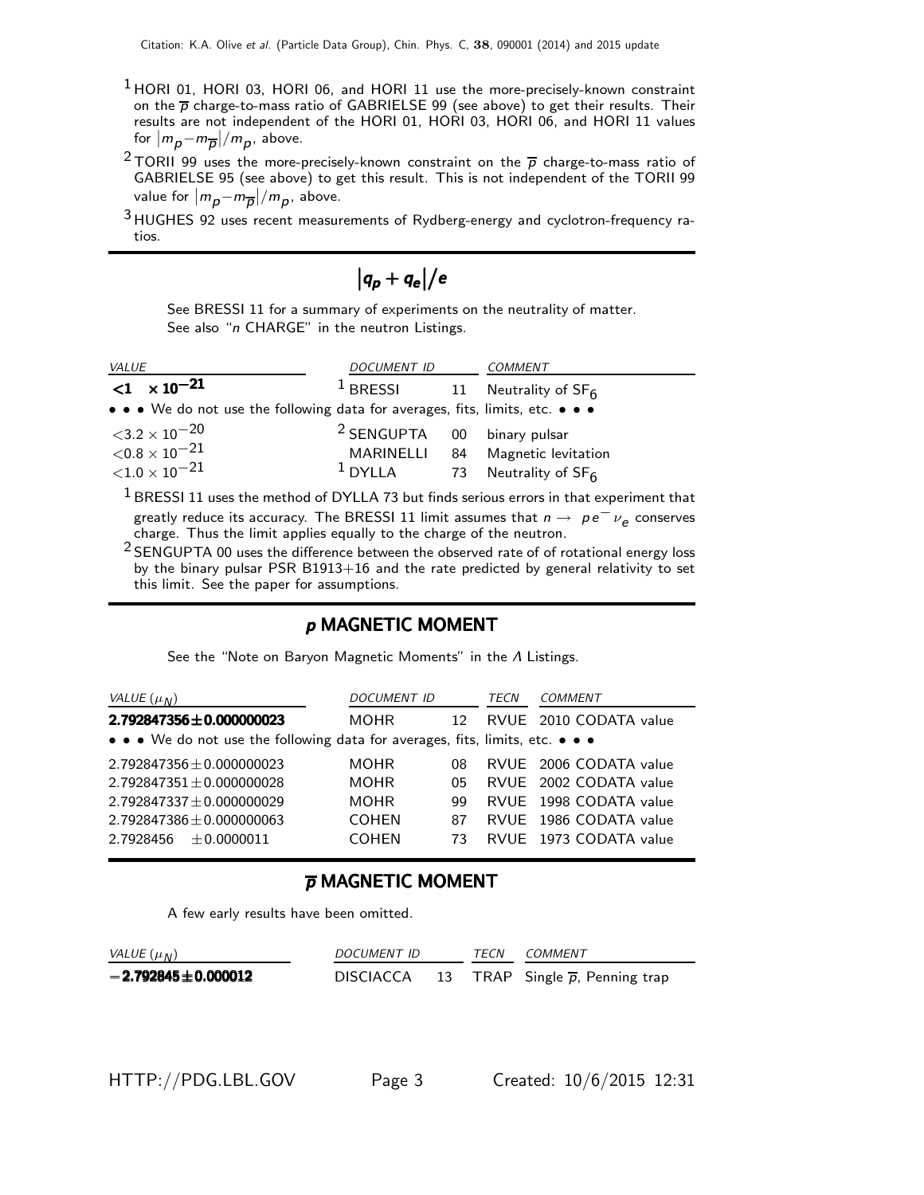[1] HORI 01, HORI 03, HORI 06, and HORI 11 use the more-precisely-known constraint on the $\overline{p}$ charge-to-mass ratio of GABRIELSE 99 (see above) to get their results. Their results are not independent of the HORI 01, HORI 03, HORI 06, and HORI 11 values for $|m_p - m_{\overline{p}}|/m_p$, above.

[2] TORII 99 uses the more-precisely-known constraint on the $\overline{p}$ charge-to-mass ratio of GABRIELSE 95 (see above) to get this result. This is not independent of the TORII 99 value for $|m_p - m_{\overline{p}}|/m_p$, above.

[3] HUGHES 92 uses recent measurements of Rydberg-energy and cyclotron-frequency ratios.

## $|q_p + q_e|/e$

See BRESSI 11 for a summary of experiments on the neutrality of matter.
See also "$n$ CHARGE" in the neutron Listings.

| *VALUE* | *DOCUMENT ID* | | *COMMENT* |
|---|---|---|---|
| **$<1 \times 10^{-21}$** | [1] BRESSI | 11 | Neutrality of $SF_6$ |
| • • • We do not use the following data for averages, fits, limits, etc. • • • | | | |
| $<3.2 \times 10^{-20}$ | [2] SENGUPTA | 00 | binary pulsar |
| $<0.8 \times 10^{-21}$ | MARINELLI | 84 | Magnetic levitation |
| $<1.0 \times 10^{-21}$ | [1] DYLLA | 73 | Neutrality of $SF_6$ |

[1] BRESSI 11 uses the method of DYLLA 73 but finds serious errors in that experiment that greatly reduce its accuracy. The BRESSI 11 limit assumes that $n \to p e^- \nu_e$ conserves charge. Thus the limit applies equally to the charge of the neutron.

[2] SENGUPTA 00 uses the difference between the observed rate of of rotational energy loss by the binary pulsar PSR B1913+16 and the rate predicted by general relativity to set this limit. See the paper for assumptions.

## $p$ MAGNETIC MOMENT

See the "Note on Baryon Magnetic Moments" in the $\Lambda$ Listings.

| *VALUE* ($\mu_N$) | *DOCUMENT ID* | | *TECN* | *COMMENT* |
|---|---|---|---|---|
| **2.792847356±0.000000023** | MOHR | 12 | RVUE | 2010 CODATA value |
| • • • We do not use the following data for averages, fits, limits, etc. • • • | | | | |
| 2.792847356±0.000000023 | MOHR | 08 | RVUE | 2006 CODATA value |
| 2.792847351±0.000000028 | MOHR | 05 | RVUE | 2002 CODATA value |
| 2.792847337±0.000000029 | MOHR | 99 | RVUE | 1998 CODATA value |
| 2.792847386±0.000000063 | COHEN | 87 | RVUE | 1986 CODATA value |
| 2.7928456 ±0.0000011 | COHEN | 73 | RVUE | 1973 CODATA value |

## $\overline{p}$ MAGNETIC MOMENT

A few early results have been omitted.

| *VALUE* ($\mu_N$) | *DOCUMENT ID* | | *TECN* | *COMMENT* |
|---|---|---|---|---|
| **−2.792845±0.000012** | DISCIACCA | 13 | TRAP | Single $\overline{p}$, Penning trap |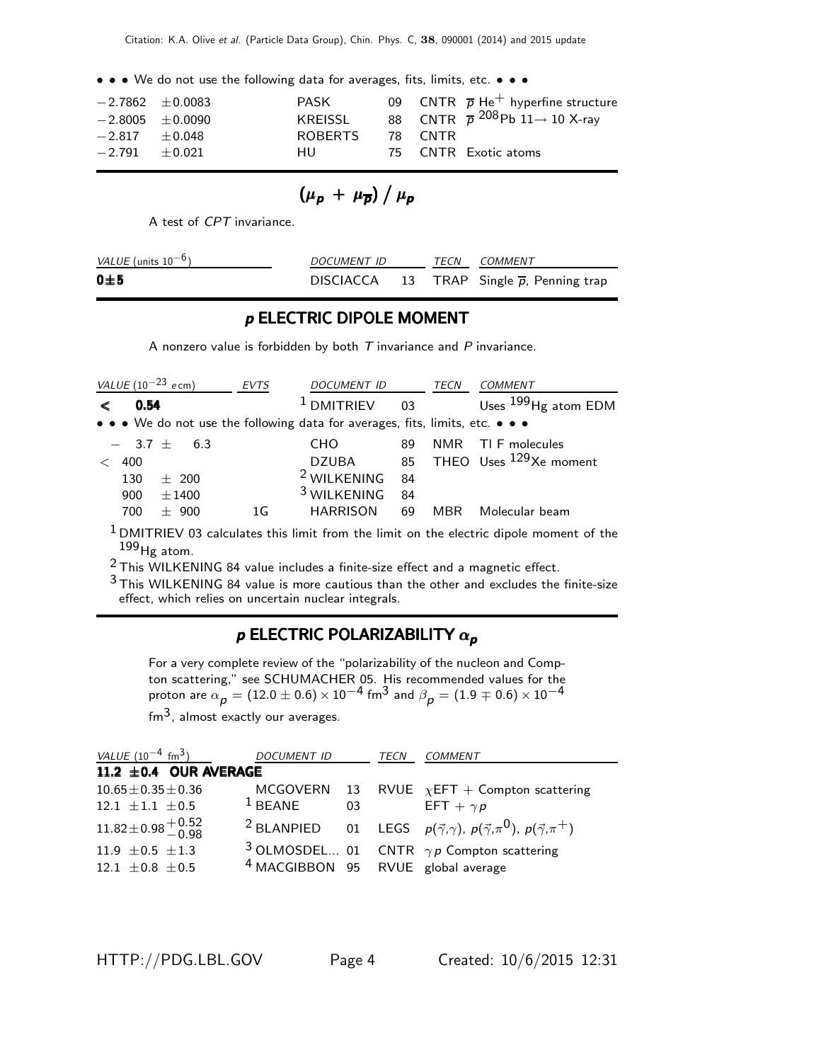• • • We do not use the following data for averages, fits, limits, etc. • • •

| | | | |
|---|---|---|---|
| $-2.7862 \pm 0.0083$ | PASK | 09 CNTR | $\overline{p}$ $He^+$ hyperfine structure |
| $-2.8005 \pm 0.0090$ | KREISSL | 88 CNTR | $\overline{p}$ $^{208}Pb$ $11 \rightarrow 10$ X-ray |
| $-2.817 \pm 0.048$ | ROBERTS | 78 CNTR | |
| $-2.791 \pm 0.021$ | HU | 75 CNTR | Exotic atoms |

## $(\mu_p + \mu_{\overline{p}}) / \mu_p$

A test of *CPT* invariance.

| VALUE (units $10^{-6}$) | DOCUMENT ID | | TECN | COMMENT |
|---|---|---|---|---|
| **0±5** | DISCIACCA | 13 | TRAP | Single $\overline{p}$, Penning trap |

## *p* ELECTRIC DIPOLE MOMENT

A nonzero value is forbidden by both *T* invariance and *P* invariance.

| VALUE ($10^{-23}$ *e* cm) | EVTS | DOCUMENT ID | | TECN | COMMENT |
|---|---|---|---|---|---|
| **< 0.54** | | [1] DMITRIEV | 03 | | Uses $^{199}$Hg atom EDM |
| • • • We do not use the following data for averages, fits, limits, etc. • • • | | | | | |
| $-3.7 \pm 6.3$ | | CHO | 89 | NMR | Tl F molecules |
| $< 400$ | | DZUBA | 85 | THEO | Uses $^{129}$Xe moment |
| $130 \pm 200$ | | [2] WILKENING | 84 | | |
| $900 \pm 1400$ | | [3] WILKENING | 84 | | |
| $700 \pm 900$ | 1G | HARRISON | 69 | MBR | Molecular beam |

[1] DMITRIEV 03 calculates this limit from the limit on the electric dipole moment of the $^{199}$Hg atom.

[2] This WILKENING 84 value includes a finite-size effect and a magnetic effect.

[3] This WILKENING 84 value is more cautious than the other and excludes the finite-size effect, which relies on uncertain nuclear integrals.

## *p* ELECTRIC POLARIZABILITY $\alpha_p$

For a very complete review of the "polarizability of the nucleon and Compton scattering," see SCHUMACHER 05. His recommended values for the proton are $\alpha_p = (12.0 \pm 0.6) \times 10^{-4}$ fm$^3$ and $\beta_p = (1.9 \mp 0.6) \times 10^{-4}$ fm$^3$, almost exactly our averages.

| VALUE ($10^{-4}$ fm$^3$) | DOCUMENT ID | | TECN | COMMENT |
|---|---|---|---|---|
| **11.2 ±0.4 OUR AVERAGE** | | | | |
| $10.65 \pm 0.35 \pm 0.36$ | MCGOVERN | 13 | RVUE | $\chi$EFT + Compton scattering |
| $12.1 \pm 1.1 \pm 0.5$ | [1] BEANE | 03 | | EFT + $\gamma p$ |
| $11.82 \pm 0.98 ^{+0.52}_{-0.98}$ | [2] BLANPIED | 01 | LEGS | $p(\vec{\gamma},\gamma)$, $p(\vec{\gamma},\pi^0)$, $p(\vec{\gamma},\pi^+)$ |
| $11.9 \pm 0.5 \pm 1.3$ | [3] OLMOSDEL... | 01 | CNTR | $\gamma p$ Compton scattering |
| $12.1 \pm 0.8 \pm 0.5$ | [4] MACGIBBON | 95 | RVUE | global average |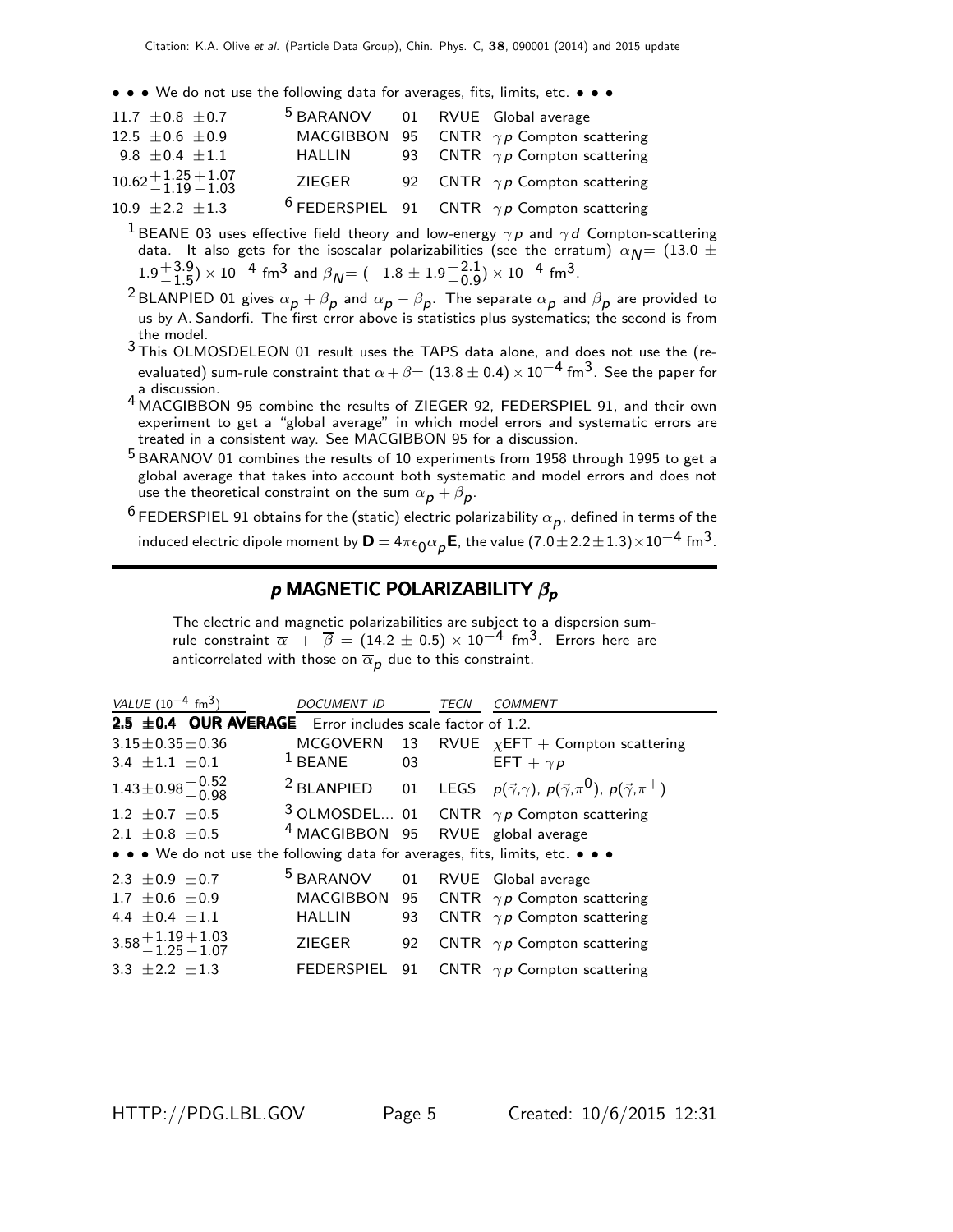• • • We do not use the following data for averages, fits, limits, etc. • • •

| | | | | |
|---|---|---|---|---|
| $11.7 \pm 0.8 \pm 0.7$ | [5] BARANOV | 01 | RVUE | Global average |
| $12.5 \pm 0.6 \pm 0.9$ | MACGIBBON | 95 | CNTR | $\gamma p$ Compton scattering |
| $9.8 \pm 0.4 \pm 1.1$ | HALLIN | 93 | CNTR | $\gamma p$ Compton scattering |
| $10.62^{+1.25}_{-1.19}{}^{+1.07}_{-1.03}$ | ZIEGER | 92 | CNTR | $\gamma p$ Compton scattering |
| $10.9 \pm 2.2 \pm 1.3$ | [6] FEDERSPIEL | 91 | CNTR | $\gamma p$ Compton scattering |

[1] BEANE 03 uses effective field theory and low-energy $\gamma p$ and $\gamma d$ Compton-scattering data. It also gets for the isoscalar polarizabilities (see the erratum) $\alpha_N = (13.0 \pm 1.9^{+3.9}_{-1.5}) \times 10^{-4}$ fm$^3$ and $\beta_N = (-1.8 \pm 1.9^{+2.1}_{-0.9}) \times 10^{-4}$ fm$^3$.

[2] BLANPIED 01 gives $\alpha_p + \beta_p$ and $\alpha_p - \beta_p$. The separate $\alpha_p$ and $\beta_p$ are provided to us by A. Sandorfi. The first error above is statistics plus systematics; the second is from the model.

[3] This OLMOSDELEON 01 result uses the TAPS data alone, and does not use the (re-evaluated) sum-rule constraint that $\alpha + \beta = (13.8 \pm 0.4) \times 10^{-4}$ fm$^3$. See the paper for a discussion.

[4] MACGIBBON 95 combine the results of ZIEGER 92, FEDERSPIEL 91, and their own experiment to get a "global average" in which model errors and systematic errors are treated in a consistent way. See MACGIBBON 95 for a discussion.

[5] BARANOV 01 combines the results of 10 experiments from 1958 through 1995 to get a global average that takes into account both systematic and model errors and does not use the theoretical constraint on the sum $\alpha_p + \beta_p$.

[6] FEDERSPIEL 91 obtains for the (static) electric polarizability $\alpha_p$, defined in terms of the induced electric dipole moment by $\mathbf{D} = 4\pi\epsilon_0 \alpha_p \mathbf{E}$, the value $(7.0 \pm 2.2 \pm 1.3) \times 10^{-4}$ fm$^3$.

## $p$ MAGNETIC POLARIZABILITY $\beta_p$

The electric and magnetic polarizabilities are subject to a dispersion sum-rule constraint $\overline{\alpha} + \overline{\beta} = (14.2 \pm 0.5) \times 10^{-4}$ fm$^3$. Errors here are anticorrelated with those on $\overline{\alpha}_p$ due to this constraint.

| *VALUE* ($10^{-4}$ fm$^3$) | *DOCUMENT ID* | | *TECN* | *COMMENT* |
|---|---|---|---|---|
| **2.5 ±0.4 OUR AVERAGE** | Error includes scale factor of 1.2. | | | |
| $3.15 \pm 0.35 \pm 0.36$ | MCGOVERN | 13 | RVUE | $\chi$EFT + Compton scattering |
| $3.4 \pm 1.1 \pm 0.1$ | [1] BEANE | 03 | | EFT + $\gamma p$ |
| $1.43 \pm 0.98^{+0.52}_{-0.98}$ | [2] BLANPIED | 01 | LEGS | $p(\vec{\gamma},\gamma)$, $p(\vec{\gamma},\pi^0)$, $p(\vec{\gamma},\pi^+)$ |
| $1.2 \pm 0.7 \pm 0.5$ | [3] OLMOSDEL... | 01 | CNTR | $\gamma p$ Compton scattering |
| $2.1 \pm 0.8 \pm 0.5$ | [4] MACGIBBON | 95 | RVUE | global average |
| • • • We do not use the following data for averages, fits, limits, etc. • • • | | | | |
| $2.3 \pm 0.9 \pm 0.7$ | [5] BARANOV | 01 | RVUE | Global average |
| $1.7 \pm 0.6 \pm 0.9$ | MACGIBBON | 95 | CNTR | $\gamma p$ Compton scattering |
| $4.4 \pm 0.4 \pm 1.1$ | HALLIN | 93 | CNTR | $\gamma p$ Compton scattering |
| $3.58^{+1.19}_{-1.25}{}^{+1.03}_{-1.07}$ | ZIEGER | 92 | CNTR | $\gamma p$ Compton scattering |
| $3.3 \pm 2.2 \pm 1.3$ | FEDERSPIEL | 91 | CNTR | $\gamma p$ Compton scattering |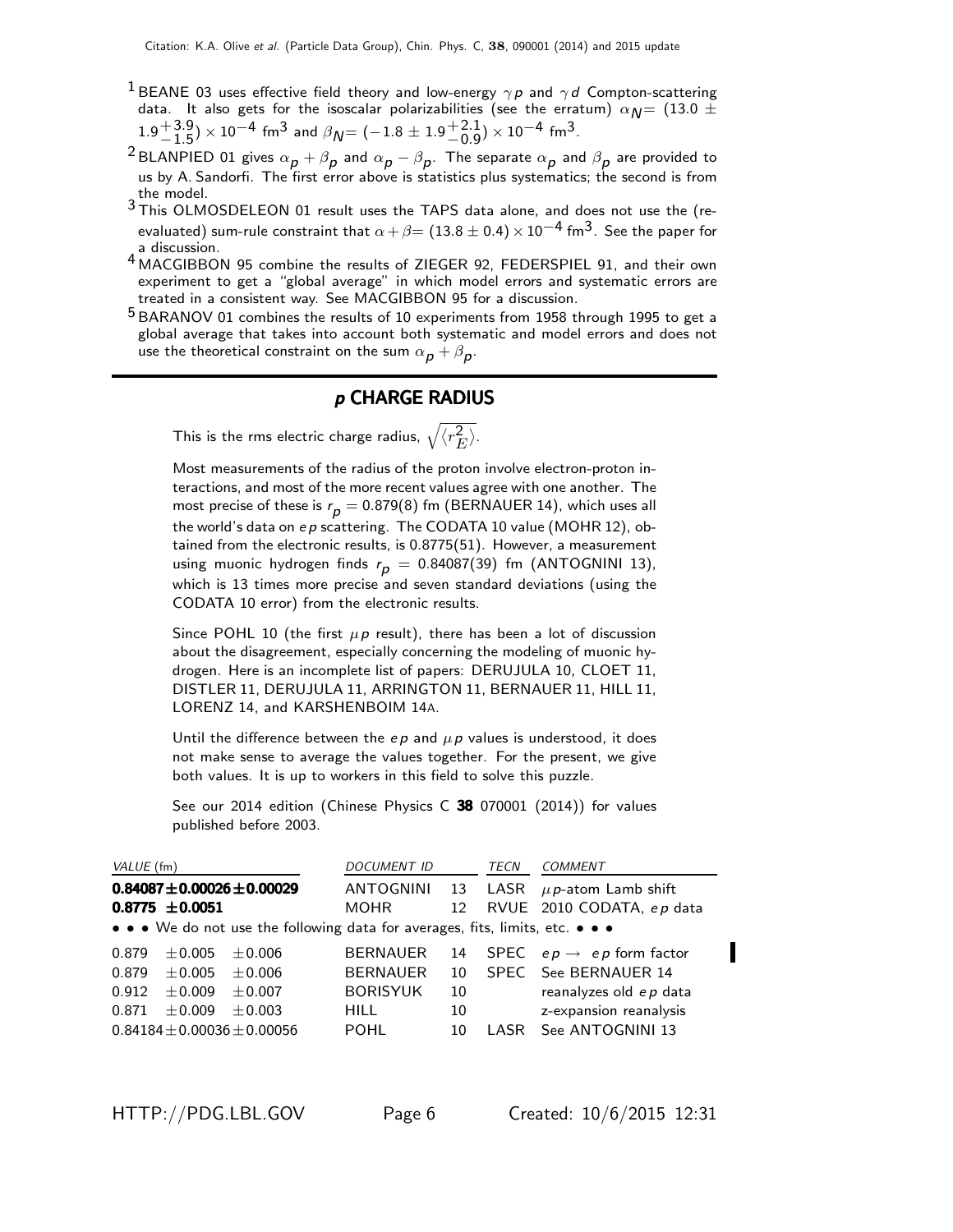[1] BEANE 03 uses effective field theory and low-energy $\gamma p$ and $\gamma d$ Compton-scattering data. It also gets for the isoscalar polarizabilities (see the erratum) $\alpha_N = (13.0 \pm 1.9^{+3.9}_{-1.5}) \times 10^{-4}$ fm$^3$ and $\beta_N = (-1.8 \pm 1.9^{+2.1}_{-0.9}) \times 10^{-4}$ fm$^3$.

[2] BLANPIED 01 gives $\alpha_p + \beta_p$ and $\alpha_p - \beta_p$. The separate $\alpha_p$ and $\beta_p$ are provided to us by A. Sandorfi. The first error above is statistics plus systematics; the second is from the model.

[3] This OLMOSDELEON 01 result uses the TAPS data alone, and does not use the (re-evaluated) sum-rule constraint that $\alpha + \beta = (13.8 \pm 0.4) \times 10^{-4}$ fm$^3$. See the paper for a discussion.

[4] MACGIBBON 95 combine the results of ZIEGER 92, FEDERSPIEL 91, and their own experiment to get a "global average" in which model errors and systematic errors are treated in a consistent way. See MACGIBBON 95 for a discussion.

[5] BARANOV 01 combines the results of 10 experiments from 1958 through 1995 to get a global average that takes into account both systematic and model errors and does not use the theoretical constraint on the sum $\alpha_p + \beta_p$.

## *p* CHARGE RADIUS

This is the rms electric charge radius, $\sqrt{\langle r_E^2 \rangle}$.

Most measurements of the radius of the proton involve electron-proton interactions, and most of the more recent values agree with one another. The most precise of these is $r_p = 0.879(8)$ fm (BERNAUER 14), which uses all the world's data on $ep$ scattering. The CODATA 10 value (MOHR 12), obtained from the electronic results, is 0.8775(51). However, a measurement using muonic hydrogen finds $r_p = 0.84087(39)$ fm (ANTOGNINI 13), which is 13 times more precise and seven standard deviations (using the CODATA 10 error) from the electronic results.

Since POHL 10 (the first $\mu p$ result), there has been a lot of discussion about the disagreement, especially concerning the modeling of muonic hydrogen. Here is an incomplete list of papers: DERUJULA 10, CLOET 11, DISTLER 11, DERUJULA 11, ARRINGTON 11, BERNAUER 11, HILL 11, LORENZ 14, and KARSHENBOIM 14A.

Until the difference between the $ep$ and $\mu p$ values is understood, it does not make sense to average the values together. For the present, we give both values. It is up to workers in this field to solve this puzzle.

See our 2014 edition (Chinese Physics C **38** 070001 (2014)) for values published before 2003.

| *VALUE* (fm) | *DOCUMENT ID* | | *TECN* | *COMMENT* |
|---|---|---|---|---|
| **0.84087±0.00026±0.00029** | ANTOGNINI | 13 | LASR | $\mu p$-atom Lamb shift |
| **0.8775 ±0.0051** | MOHR | 12 | RVUE | 2010 CODATA, $ep$ data |
| • • • We do not use the following data for averages, fits, limits, etc. • • • | | | | |
| 0.879 ±0.005 ±0.006 | BERNAUER | 14 | SPEC | $ep \rightarrow ep$ form factor |
| 0.879 ±0.005 ±0.006 | BERNAUER | 10 | SPEC | See BERNAUER 14 |
| 0.912 ±0.009 ±0.007 | BORISYUK | 10 | | reanalyzes old $ep$ data |
| 0.871 ±0.009 ±0.003 | HILL | 10 | | z-expansion reanalysis |
| 0.84184±0.00036±0.00056 | POHL | 10 | LASR | See ANTOGNINI 13 |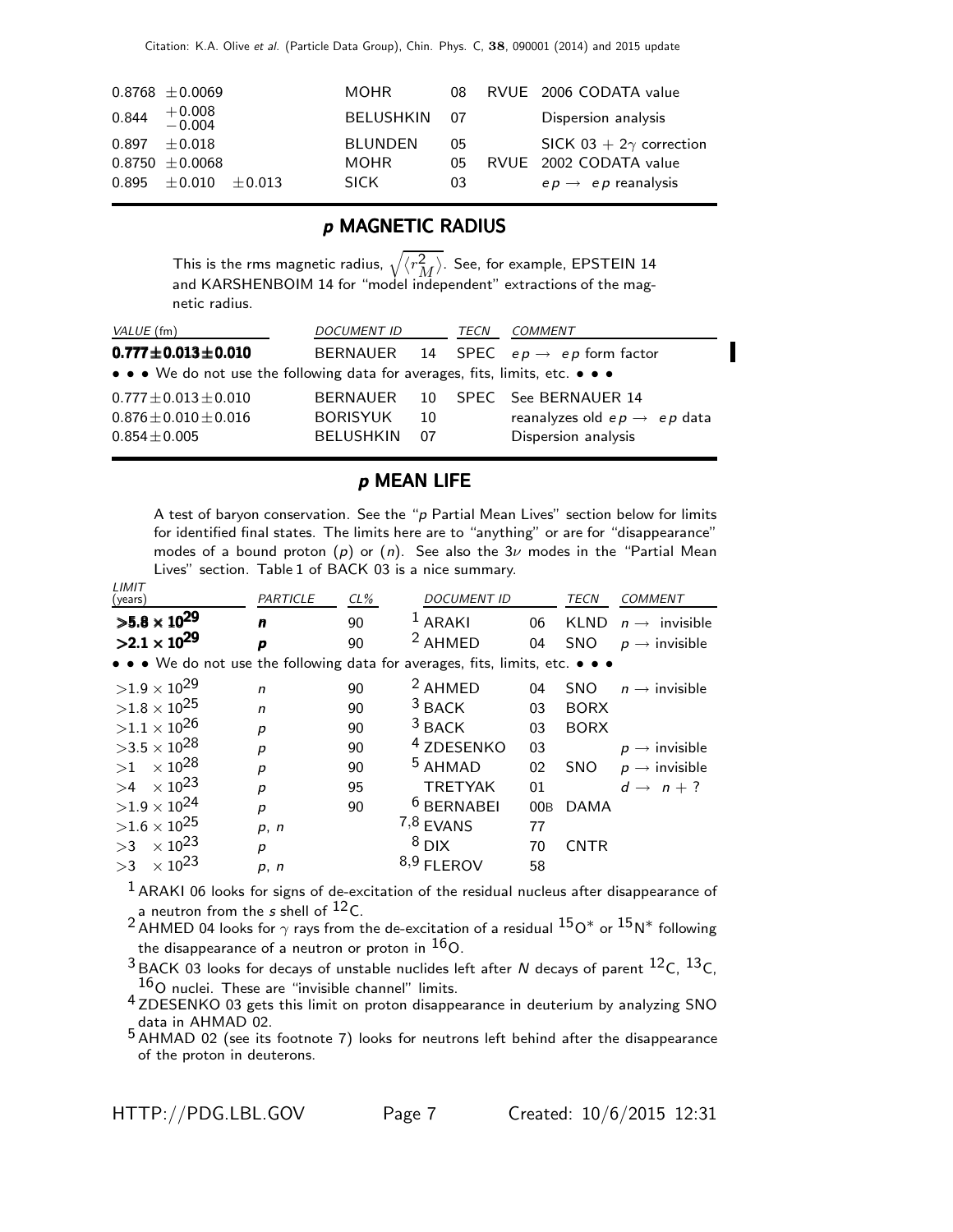| | | | | |
|---|---|---|---|---|
| $0.8768 \pm 0.0069$ | MOHR | 08 | RVUE | 2006 CODATA value |
| $0.844\ ^{+0.008}_{-0.004}$ | BELUSHKIN | 07 | | Dispersion analysis |
| $0.897 \pm 0.018$ | BLUNDEN | 05 | | SICK 03 + $2\gamma$ correction |
| $0.8750 \pm 0.0068$ | MOHR | 05 | RVUE | 2002 CODATA value |
| $0.895 \pm 0.010 \pm 0.013$ | SICK | 03 | | $e p \rightarrow e p$ reanalysis |

## *p* MAGNETIC RADIUS

This is the rms magnetic radius, $\sqrt{\langle r_M^2 \rangle}$. See, for example, EPSTEIN 14 and KARSHENBOIM 14 for "model independent" extractions of the magnetic radius.

| *VALUE* (fm) | *DOCUMENT ID* | | *TECN* | *COMMENT* |
|---|---|---|---|---|
| **$0.777 \pm 0.013 \pm 0.010$** | BERNAUER | 14 | SPEC | $e p \rightarrow e p$ form factor |
| • • • We do not use the following data for averages, fits, limits, etc. • • • | | | | |
| $0.777 \pm 0.013 \pm 0.010$ | BERNAUER | 10 | SPEC | See BERNAUER 14 |
| $0.876 \pm 0.010 \pm 0.016$ | BORISYUK | 10 | | reanalyzes old $e p \rightarrow e p$ data |
| $0.854 \pm 0.005$ | BELUSHKIN | 07 | | Dispersion analysis |

## *p* MEAN LIFE

A test of baryon conservation. See the "*p* Partial Mean Lives" section below for limits for identified final states. The limits here are to "anything" or are for "disappearance" modes of a bound proton (*p*) or (*n*). See also the $3\nu$ modes in the "Partial Mean Lives" section. Table 1 of BACK 03 is a nice summary.

| *LIMIT* (years) | *PARTICLE* | *CL%* | *DOCUMENT ID* | | *TECN* | *COMMENT* |
|---|---|---|---|---|---|---|
| **$>5.8 \times 10^{29}$** | ***n*** | 90 | [1] ARAKI | 06 | KLND | $n \rightarrow$ invisible |
| **$>2.1 \times 10^{29}$** | ***p*** | 90 | [2] AHMED | 04 | SNO | $p \rightarrow$ invisible |
| • • • We do not use the following data for averages, fits, limits, etc. • • • | | | | | | |
| $>1.9 \times 10^{29}$ | *n* | 90 | [2] AHMED | 04 | SNO | $n \rightarrow$ invisible |
| $>1.8 \times 10^{25}$ | *n* | 90 | [3] BACK | 03 | BORX | |
| $>1.1 \times 10^{26}$ | *p* | 90 | [3] BACK | 03 | BORX | |
| $>3.5 \times 10^{28}$ | *p* | 90 | [4] ZDESENKO | 03 | | $p \rightarrow$ invisible |
| $>1 \times 10^{28}$ | *p* | 90 | [5] AHMAD | 02 | SNO | $p \rightarrow$ invisible |
| $>4 \times 10^{23}$ | *p* | 95 | TRETYAK | 01 | | $d \rightarrow n + ?$ |
| $>1.9 \times 10^{24}$ | *p* | 90 | [6] BERNABEI | 00B | DAMA | |
| $>1.6 \times 10^{25}$ | *p*, *n* | | [7,8] EVANS | 77 | | |
| $>3 \times 10^{23}$ | *p* | | [8] DIX | 70 | CNTR | |
| $>3 \times 10^{23}$ | *p*, *n* | | [8,9] FLEROV | 58 | | |

[1] ARAKI 06 looks for signs of de-excitation of the residual nucleus after disappearance of a neutron from the *s* shell of $^{12}$C.

[2] AHMED 04 looks for $\gamma$ rays from the de-excitation of a residual $^{15}$O$^*$ or $^{15}$N$^*$ following the disappearance of a neutron or proton in $^{16}$O.

[3] BACK 03 looks for decays of unstable nuclides left after *N* decays of parent $^{12}$C, $^{13}$C, $^{16}$O nuclei. These are "invisible channel" limits.

[4] ZDESENKO 03 gets this limit on proton disappearance in deuterium by analyzing SNO data in AHMAD 02.

[5] AHMAD 02 (see its footnote 7) looks for neutrons left behind after the disappearance of the proton in deuterons.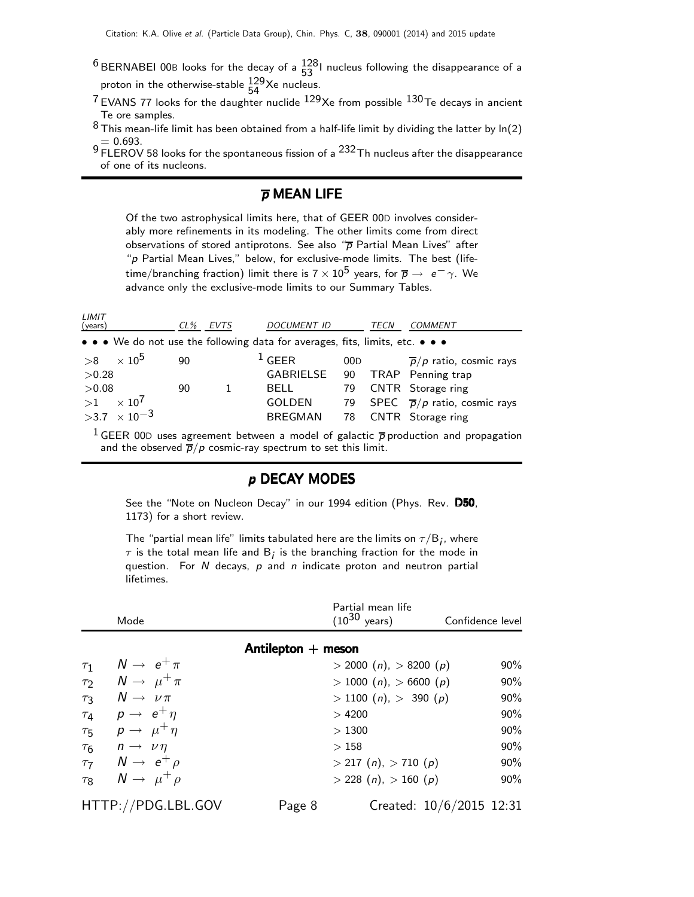[6] BERNABEI 00B looks for the decay of a $^{128}_{53}$I nucleus following the disappearance of a proton in the otherwise-stable $^{129}_{54}$Xe nucleus.

[7] EVANS 77 looks for the daughter nuclide $^{129}$Xe from possible $^{130}$Te decays in ancient Te ore samples.

[8] This mean-life limit has been obtained from a half-life limit by dividing the latter by ln(2) = 0.693.

[9] FLEROV 58 looks for the spontaneous fission of a $^{232}$Th nucleus after the disappearance of one of its nucleons.

## $\overline{p}$ MEAN LIFE

Of the two astrophysical limits here, that of GEER 00D involves considerably more refinements in its modeling. The other limits come from direct observations of stored antiprotons. See also "$\overline{p}$ Partial Mean Lives" after "$p$ Partial Mean Lives," below, for exclusive-mode limits. The best (lifetime/branching fraction) limit there is $7 \times 10^5$ years, for $\overline{p} \rightarrow e^- \gamma$. We advance only the exclusive-mode limits to our Summary Tables.

| LIMIT (years) | CL% | EVTS | DOCUMENT ID | | TECN | COMMENT |
|---|---|---|---|---|---|---|
| • • • We do not use the following data for averages, fits, limits, etc. • • • | | | | | | |
| $>8 \times 10^5$ | 90 | | [1] GEER | 00D | | $\overline{p}/p$ ratio, cosmic rays |
| $>0.28$ | | | GABRIELSE | 90 | TRAP | Penning trap |
| $>0.08$ | 90 | 1 | BELL | 79 | CNTR | Storage ring |
| $>1 \times 10^7$ | | | GOLDEN | 79 | SPEC | $\overline{p}/p$ ratio, cosmic rays |
| $>3.7 \times 10^{-3}$ | | | BREGMAN | 78 | CNTR | Storage ring |

[1] GEER 00D uses agreement between a model of galactic $\overline{p}$ production and propagation and the observed $\overline{p}/p$ cosmic-ray spectrum to set this limit.

## $p$ DECAY MODES

See the "Note on Nucleon Decay" in our 1994 edition (Phys. Rev. **D50**, 1173) for a short review.

The "partial mean life" limits tabulated here are the limits on $\tau/B_i$, where $\tau$ is the total mean life and $B_i$ is the branching fraction for the mode in question. For $N$ decays, $p$ and $n$ indicate proton and neutron partial lifetimes.

| | Mode | Partial mean life ($10^{30}$ years) | Confidence level |
|---|---|---|---|
| | **Antilepton + meson** | | |
| $\tau_1$ | $N \rightarrow e^+ \pi$ | $> 2000$ ($n$), $> 8200$ ($p$) | 90% |
| $\tau_2$ | $N \rightarrow \mu^+ \pi$ | $> 1000$ ($n$), $> 6600$ ($p$) | 90% |
| $\tau_3$ | $N \rightarrow \nu \pi$ | $> 1100$ ($n$), $> 390$ ($p$) | 90% |
| $\tau_4$ | $p \rightarrow e^+ \eta$ | $> 4200$ | 90% |
| $\tau_5$ | $p \rightarrow \mu^+ \eta$ | $> 1300$ | 90% |
| $\tau_6$ | $n \rightarrow \nu \eta$ | $> 158$ | 90% |
| $\tau_7$ | $N \rightarrow e^+ \rho$ | $> 217$ ($n$), $> 710$ ($p$) | 90% |
| $\tau_8$ | $N \rightarrow \mu^+ \rho$ | $> 228$ ($n$), $> 160$ ($p$) | 90% |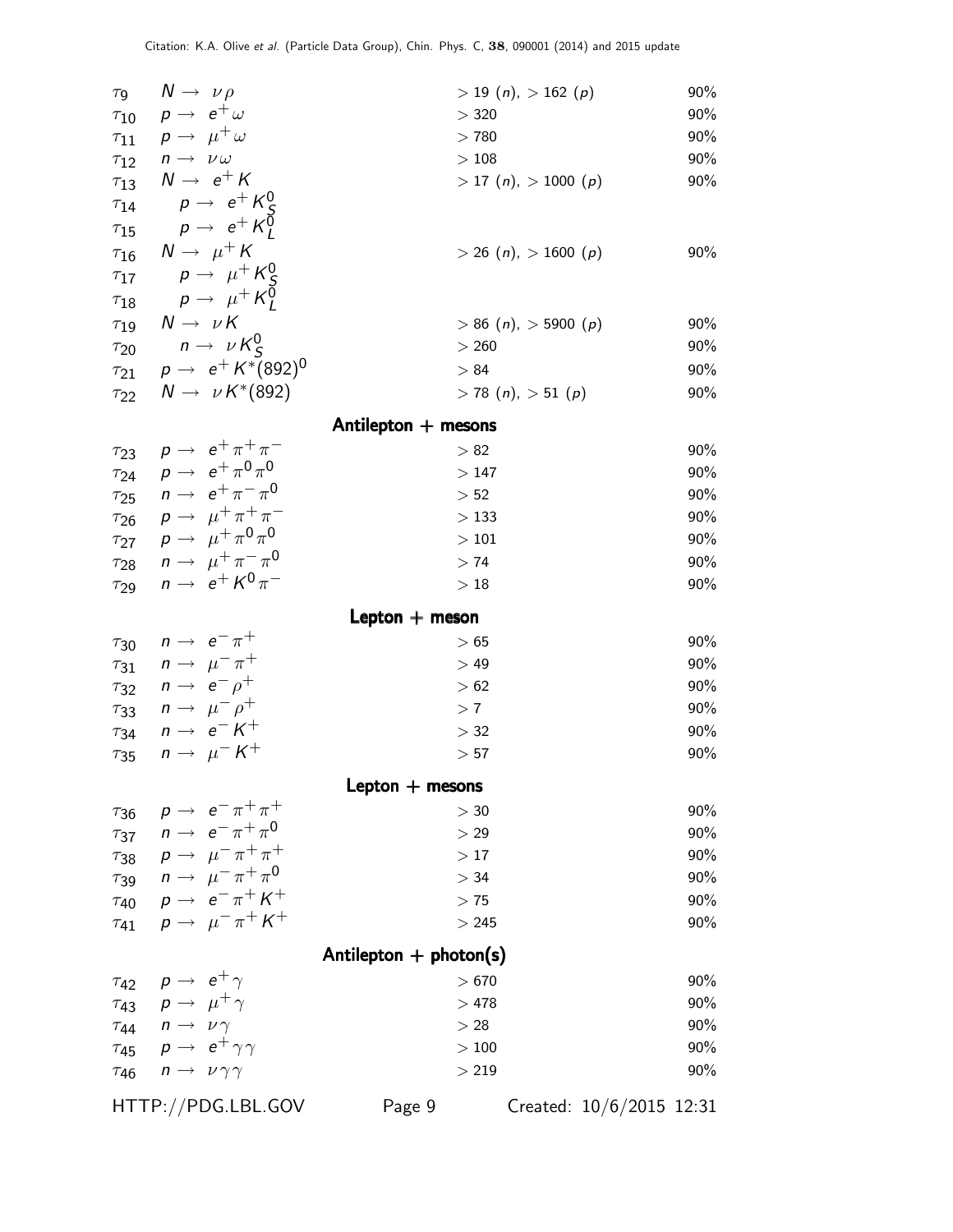| | Mode | Partial mean life ($10^{30}$ years) | Confidence level |
|---|---|---|---|
| $\tau_9$ | $N \to \nu \rho$ | $> 19$ ($n$), $> 162$ ($p$) | 90% |
| $\tau_{10}$ | $p \to e^+ \omega$ | $> 320$ | 90% |
| $\tau_{11}$ | $p \to \mu^+ \omega$ | $> 780$ | 90% |
| $\tau_{12}$ | $n \to \nu \omega$ | $> 108$ | 90% |
| $\tau_{13}$ | $N \to e^+ K$ | $> 17$ ($n$), $> 1000$ ($p$) | 90% |
| $\tau_{14}$ | $p \to e^+ K^0_S$ | | |
| $\tau_{15}$ | $p \to e^+ K^0_L$ | | |
| $\tau_{16}$ | $N \to \mu^+ K$ | $> 26$ ($n$), $> 1600$ ($p$) | 90% |
| $\tau_{17}$ | $p \to \mu^+ K^0_S$ | | |
| $\tau_{18}$ | $p \to \mu^+ K^0_L$ | | |
| $\tau_{19}$ | $N \to \nu K$ | $> 86$ ($n$), $> 5900$ ($p$) | 90% |
| $\tau_{20}$ | $n \to \nu K^0_S$ | $> 260$ | 90% |
| $\tau_{21}$ | $p \to e^+ K^*(892)^0$ | $> 84$ | 90% |
| $\tau_{22}$ | $N \to \nu K^*(892)$ | $> 78$ ($n$), $> 51$ ($p$) | 90% |

**Antilepton + mesons**

| | Mode | | |
|---|---|---|---|
| $\tau_{23}$ | $p \to e^+ \pi^+ \pi^-$ | $> 82$ | 90% |
| $\tau_{24}$ | $p \to e^+ \pi^0 \pi^0$ | $> 147$ | 90% |
| $\tau_{25}$ | $n \to e^+ \pi^- \pi^0$ | $> 52$ | 90% |
| $\tau_{26}$ | $p \to \mu^+ \pi^+ \pi^-$ | $> 133$ | 90% |
| $\tau_{27}$ | $p \to \mu^+ \pi^0 \pi^0$ | $> 101$ | 90% |
| $\tau_{28}$ | $n \to \mu^+ \pi^- \pi^0$ | $> 74$ | 90% |
| $\tau_{29}$ | $n \to e^+ K^0 \pi^-$ | $> 18$ | 90% |

**Lepton + meson**

| | Mode | | |
|---|---|---|---|
| $\tau_{30}$ | $n \to e^- \pi^+$ | $> 65$ | 90% |
| $\tau_{31}$ | $n \to \mu^- \pi^+$ | $> 49$ | 90% |
| $\tau_{32}$ | $n \to e^- \rho^+$ | $> 62$ | 90% |
| $\tau_{33}$ | $n \to \mu^- \rho^+$ | $> 7$ | 90% |
| $\tau_{34}$ | $n \to e^- K^+$ | $> 32$ | 90% |
| $\tau_{35}$ | $n \to \mu^- K^+$ | $> 57$ | 90% |

**Lepton + mesons**

| | Mode | | |
|---|---|---|---|
| $\tau_{36}$ | $p \to e^- \pi^+ \pi^+$ | $> 30$ | 90% |
| $\tau_{37}$ | $n \to e^- \pi^+ \pi^0$ | $> 29$ | 90% |
| $\tau_{38}$ | $p \to \mu^- \pi^+ \pi^+$ | $> 17$ | 90% |
| $\tau_{39}$ | $n \to \mu^- \pi^+ \pi^0$ | $> 34$ | 90% |
| $\tau_{40}$ | $p \to e^- \pi^+ K^+$ | $> 75$ | 90% |
| $\tau_{41}$ | $p \to \mu^- \pi^+ K^+$ | $> 245$ | 90% |

**Antilepton + photon(s)**

| | Mode | | |
|---|---|---|---|
| $\tau_{42}$ | $p \to e^+ \gamma$ | $> 670$ | 90% |
| $\tau_{43}$ | $p \to \mu^+ \gamma$ | $> 478$ | 90% |
| $\tau_{44}$ | $n \to \nu \gamma$ | $> 28$ | 90% |
| $\tau_{45}$ | $p \to e^+ \gamma \gamma$ | $> 100$ | 90% |
| $\tau_{46}$ | $n \to \nu \gamma \gamma$ | $> 219$ | 90% |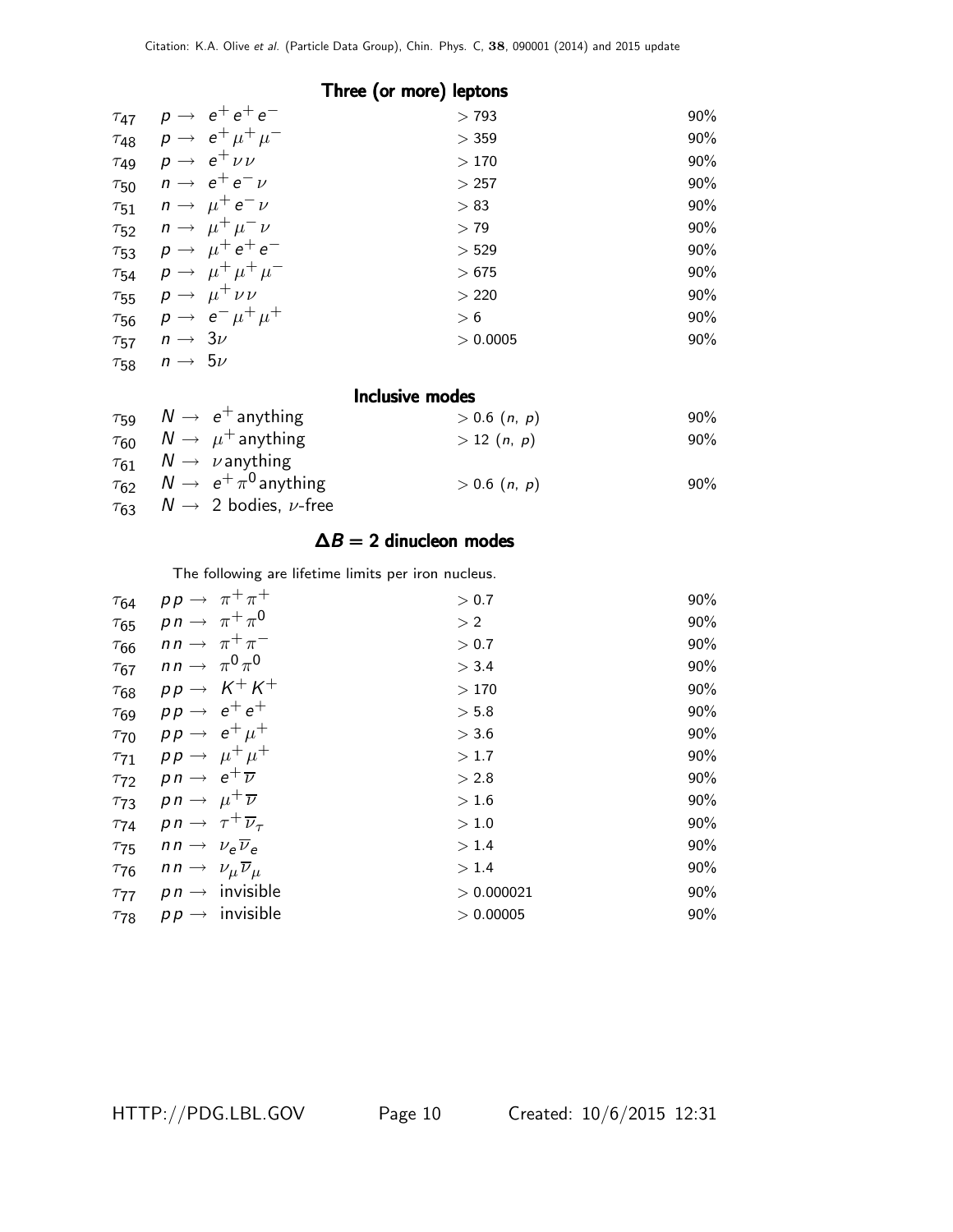### Three (or more) leptons

| | Mode | Limit | CL |
|---|---|---|---|
| $\tau_{47}$ | $p \rightarrow e^+ e^+ e^-$ | $> 793$ | 90% |
| $\tau_{48}$ | $p \rightarrow e^+ \mu^+ \mu^-$ | $> 359$ | 90% |
| $\tau_{49}$ | $p \rightarrow e^+ \nu \nu$ | $> 170$ | 90% |
| $\tau_{50}$ | $n \rightarrow e^+ e^- \nu$ | $> 257$ | 90% |
| $\tau_{51}$ | $n \rightarrow \mu^+ e^- \nu$ | $> 83$ | 90% |
| $\tau_{52}$ | $n \rightarrow \mu^+ \mu^- \nu$ | $> 79$ | 90% |
| $\tau_{53}$ | $p \rightarrow \mu^+ e^+ e^-$ | $> 529$ | 90% |
| $\tau_{54}$ | $p \rightarrow \mu^+ \mu^+ \mu^-$ | $> 675$ | 90% |
| $\tau_{55}$ | $p \rightarrow \mu^+ \nu \nu$ | $> 220$ | 90% |
| $\tau_{56}$ | $p \rightarrow e^- \mu^+ \mu^+$ | $> 6$ | 90% |
| $\tau_{57}$ | $n \rightarrow 3\nu$ | $> 0.0005$ | 90% |
| $\tau_{58}$ | $n \rightarrow 5\nu$ | | |

### Inclusive modes

| | Mode | Limit | CL |
|---|---|---|---|
| $\tau_{59}$ | $N \rightarrow e^+$ anything | $> 0.6$ ($n$, $p$) | 90% |
| $\tau_{60}$ | $N \rightarrow \mu^+$ anything | $> 12$ ($n$, $p$) | 90% |
| $\tau_{61}$ | $N \rightarrow \nu$ anything | | |
| $\tau_{62}$ | $N \rightarrow e^+ \pi^0$ anything | $> 0.6$ ($n$, $p$) | 90% |
| $\tau_{63}$ | $N \rightarrow$ 2 bodies, $\nu$-free | | |

### $\Delta B = 2$ dinucleon modes

The following are lifetime limits per iron nucleus.

| | Mode | Limit | CL |
|---|---|---|---|
| $\tau_{64}$ | $p p \rightarrow \pi^+ \pi^+$ | $> 0.7$ | 90% |
| $\tau_{65}$ | $p n \rightarrow \pi^+ \pi^0$ | $> 2$ | 90% |
| $\tau_{66}$ | $n n \rightarrow \pi^+ \pi^-$ | $> 0.7$ | 90% |
| $\tau_{67}$ | $n n \rightarrow \pi^0 \pi^0$ | $> 3.4$ | 90% |
| $\tau_{68}$ | $p p \rightarrow K^+ K^+$ | $> 170$ | 90% |
| $\tau_{69}$ | $p p \rightarrow e^+ e^+$ | $> 5.8$ | 90% |
| $\tau_{70}$ | $p p \rightarrow e^+ \mu^+$ | $> 3.6$ | 90% |
| $\tau_{71}$ | $p p \rightarrow \mu^+ \mu^+$ | $> 1.7$ | 90% |
| $\tau_{72}$ | $p n \rightarrow e^+ \overline{\nu}$ | $> 2.8$ | 90% |
| $\tau_{73}$ | $p n \rightarrow \mu^+ \overline{\nu}$ | $> 1.6$ | 90% |
| $\tau_{74}$ | $p n \rightarrow \tau^+ \overline{\nu}_\tau$ | $> 1.0$ | 90% |
| $\tau_{75}$ | $n n \rightarrow \nu_e \overline{\nu}_e$ | $> 1.4$ | 90% |
| $\tau_{76}$ | $n n \rightarrow \nu_\mu \overline{\nu}_\mu$ | $> 1.4$ | 90% |
| $\tau_{77}$ | $p n \rightarrow$ invisible | $> 0.000021$ | 90% |
| $\tau_{78}$ | $p p \rightarrow$ invisible | $> 0.00005$ | 90% |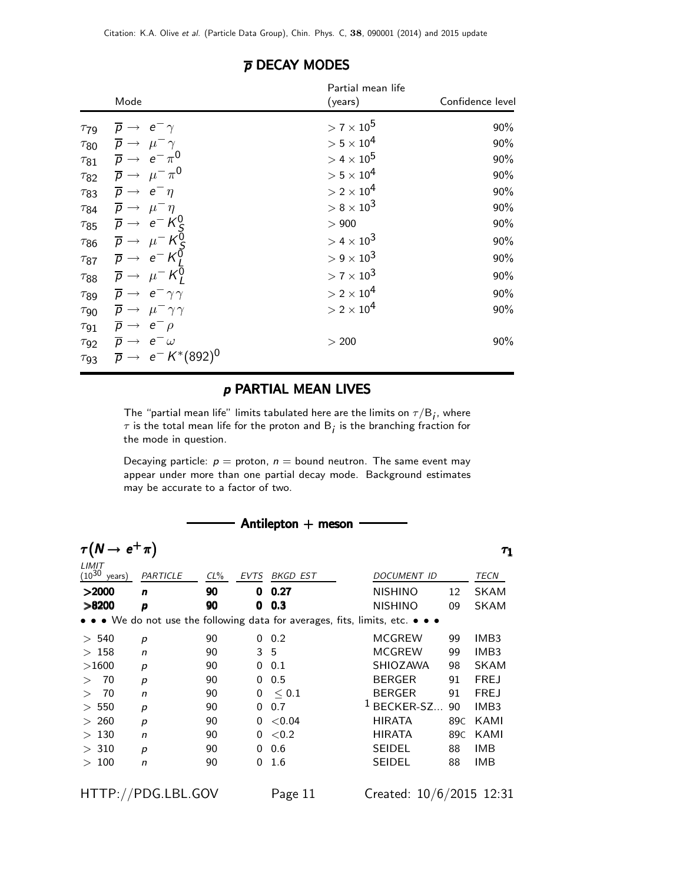## $\overline{p}$ DECAY MODES

| | Mode | Partial mean life (years) | Confidence level |
|---|---|---|---|
| $\tau_{79}$ | $\overline{p} \rightarrow e^- \gamma$ | $> 7 \times 10^5$ | 90% |
| $\tau_{80}$ | $\overline{p} \rightarrow \mu^- \gamma$ | $> 5 \times 10^4$ | 90% |
| $\tau_{81}$ | $\overline{p} \rightarrow e^- \pi^0$ | $> 4 \times 10^5$ | 90% |
| $\tau_{82}$ | $\overline{p} \rightarrow \mu^- \pi^0$ | $> 5 \times 10^4$ | 90% |
| $\tau_{83}$ | $\overline{p} \rightarrow e^- \eta$ | $> 2 \times 10^4$ | 90% |
| $\tau_{84}$ | $\overline{p} \rightarrow \mu^- \eta$ | $> 8 \times 10^3$ | 90% |
| $\tau_{85}$ | $\overline{p} \rightarrow e^- K^0_S$ | $> 900$ | 90% |
| $\tau_{86}$ | $\overline{p} \rightarrow \mu^- K^0_S$ | $> 4 \times 10^3$ | 90% |
| $\tau_{87}$ | $\overline{p} \rightarrow e^- K^0_L$ | $> 9 \times 10^3$ | 90% |
| $\tau_{88}$ | $\overline{p} \rightarrow \mu^- K^0_L$ | $> 7 \times 10^3$ | 90% |
| $\tau_{89}$ | $\overline{p} \rightarrow e^- \gamma\gamma$ | $> 2 \times 10^4$ | 90% |
| $\tau_{90}$ | $\overline{p} \rightarrow \mu^- \gamma\gamma$ | $> 2 \times 10^4$ | 90% |
| $\tau_{91}$ | $\overline{p} \rightarrow e^- \rho$ | | |
| $\tau_{92}$ | $\overline{p} \rightarrow e^- \omega$ | $> 200$ | 90% |
| $\tau_{93}$ | $\overline{p} \rightarrow e^- K^*(892)^0$ | | |

## *p* PARTIAL MEAN LIVES

The "partial mean life" limits tabulated here are the limits on $\tau/B_i$, where $\tau$ is the total mean life for the proton and $B_i$ is the branching fraction for the mode in question.

Decaying particle: $p$ = proton, $n$ = bound neutron. The same event may appear under more than one partial decay mode. Background estimates may be accurate to a factor of two.

### Antilepton + meson

### $\tau(N \rightarrow e^+ \pi)$ $\qquad \tau_1$

| LIMIT ($10^{30}$ years) | PARTICLE | CL% | EVTS | BKGD EST | DOCUMENT ID | | TECN |
|---|---|---|---|---|---|---|---|
| **>2000** | ***n*** | **90** | **0** | **0.27** | NISHINO | 12 | SKAM |
| **>8200** | ***p*** | **90** | **0** | **0.3** | NISHINO | 09 | SKAM |
| • • • We do not use the following data for averages, fits, limits, etc. • • • | | | | | | | |
| > 540 | *p* | 90 | 0 | 0.2 | MCGREW | 99 | IMB3 |
| > 158 | *n* | 90 | 3 | 5 | MCGREW | 99 | IMB3 |
| >1600 | *p* | 90 | 0 | 0.1 | SHIOZAWA | 98 | SKAM |
| > 70 | *p* | 90 | 0 | 0.5 | BERGER | 91 | FREJ |
| > 70 | *n* | 90 | 0 | $\leq 0.1$ | BERGER | 91 | FREJ |
| > 550 | *p* | 90 | 0 | 0.7 | [1] BECKER-SZ... | 90 | IMB3 |
| > 260 | *p* | 90 | 0 | <0.04 | HIRATA | 89C | KAMI |
| > 130 | *n* | 90 | 0 | <0.2 | HIRATA | 89C | KAMI |
| > 310 | *p* | 90 | 0 | 0.6 | SEIDEL | 88 | IMB |
| > 100 | *n* | 90 | 0 | 1.6 | SEIDEL | 88 | IMB |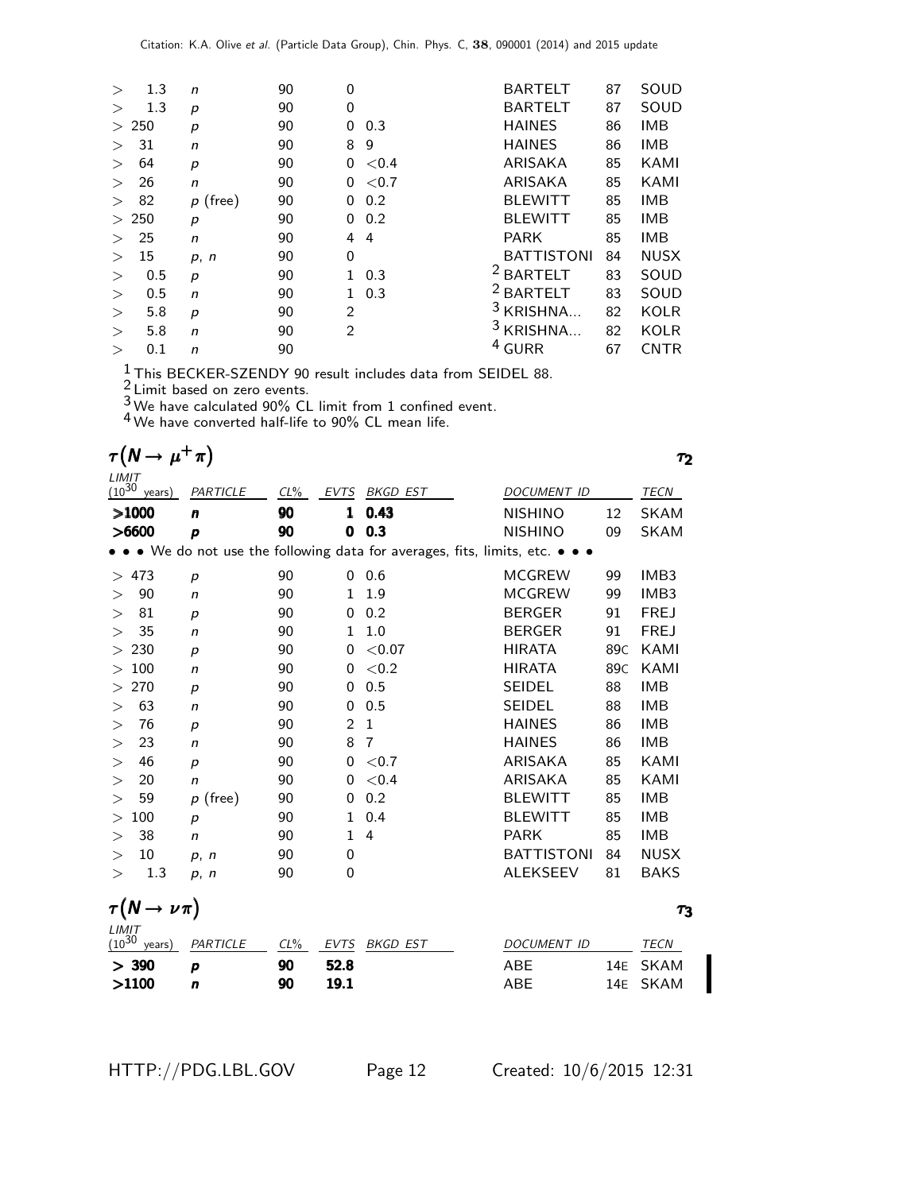| LIMIT ($10^{30}$ years) | PARTICLE | CL% | EVTS | BKGD EST | DOCUMENT ID | | TECN |
|---|---|---|---|---|---|---|---|
| > 1.3 | n | 90 | 0 | | BARTELT | 87 | SOUD |
| > 1.3 | p | 90 | 0 | | BARTELT | 87 | SOUD |
| > 250 | p | 90 | 0 | 0.3 | HAINES | 86 | IMB |
| > 31 | n | 90 | 8 | 9 | HAINES | 86 | IMB |
| > 64 | p | 90 | 0 | <0.4 | ARISAKA | 85 | KAMI |
| > 26 | n | 90 | 0 | <0.7 | ARISAKA | 85 | KAMI |
| > 82 | p (free) | 90 | 0 | 0.2 | BLEWITT | 85 | IMB |
| > 250 | p | 90 | 0 | 0.2 | BLEWITT | 85 | IMB |
| > 25 | n | 90 | 4 | 4 | PARK | 85 | IMB |
| > 15 | p, n | 90 | 0 | | BATTISTONI | 84 | NUSX |
| > 0.5 | p | 90 | 1 | 0.3 | [2] BARTELT | 83 | SOUD |
| > 0.5 | n | 90 | 1 | 0.3 | [2] BARTELT | 83 | SOUD |
| > 5.8 | p | 90 | 2 | | [3] KRISHNA... | 82 | KOLR |
| > 5.8 | n | 90 | 2 | | [3] KRISHNA... | 82 | KOLR |
| > 0.1 | n | 90 | | | [4] GURR | 67 | CNTR |

[1] This BECKER-SZENDY 90 result includes data from SEIDEL 88.
[2] Limit based on zero events.
[3] We have calculated 90% CL limit from 1 confined event.
[4] We have converted half-life to 90% CL mean life.

## $\tau(N \to \mu^+ \pi)$ $\qquad \tau_2$

| LIMIT ($10^{30}$ years) | PARTICLE | CL% | EVTS | BKGD EST | DOCUMENT ID | | TECN |
|---|---|---|---|---|---|---|---|
| **>1000** | **n** | **90** | **1** | **0.43** | NISHINO | 12 | SKAM |
| **>6600** | **p** | **90** | **0** | **0.3** | NISHINO | 09 | SKAM |
| • • • We do not use the following data for averages, fits, limits, etc. • • • | | | | | | | |
| > 473 | p | 90 | 0 | 0.6 | MCGREW | 99 | IMB3 |
| > 90 | n | 90 | 1 | 1.9 | MCGREW | 99 | IMB3 |
| > 81 | p | 90 | 0 | 0.2 | BERGER | 91 | FREJ |
| > 35 | n | 90 | 1 | 1.0 | BERGER | 91 | FREJ |
| > 230 | p | 90 | 0 | <0.07 | HIRATA | 89C | KAMI |
| > 100 | n | 90 | 0 | <0.2 | HIRATA | 89C | KAMI |
| > 270 | p | 90 | 0 | 0.5 | SEIDEL | 88 | IMB |
| > 63 | n | 90 | 0 | 0.5 | SEIDEL | 88 | IMB |
| > 76 | p | 90 | 2 | 1 | HAINES | 86 | IMB |
| > 23 | n | 90 | 8 | 7 | HAINES | 86 | IMB |
| > 46 | p | 90 | 0 | <0.7 | ARISAKA | 85 | KAMI |
| > 20 | n | 90 | 0 | <0.4 | ARISAKA | 85 | KAMI |
| > 59 | p (free) | 90 | 0 | 0.2 | BLEWITT | 85 | IMB |
| > 100 | p | 90 | 1 | 0.4 | BLEWITT | 85 | IMB |
| > 38 | n | 90 | 1 | 4 | PARK | 85 | IMB |
| > 10 | p, n | 90 | 0 | | BATTISTONI | 84 | NUSX |
| > 1.3 | p, n | 90 | 0 | | ALEKSEEV | 81 | BAKS |

## $\tau(N \to \nu \pi)$ $\qquad \tau_3$

| LIMIT ($10^{30}$ years) | PARTICLE | CL% | EVTS | BKGD EST | DOCUMENT ID | | TECN |
|---|---|---|---|---|---|---|---|
| **> 390** | **p** | **90** | **52.8** | | ABE | 14E | SKAM |
| **>1100** | **n** | **90** | **19.1** | | ABE | 14E | SKAM |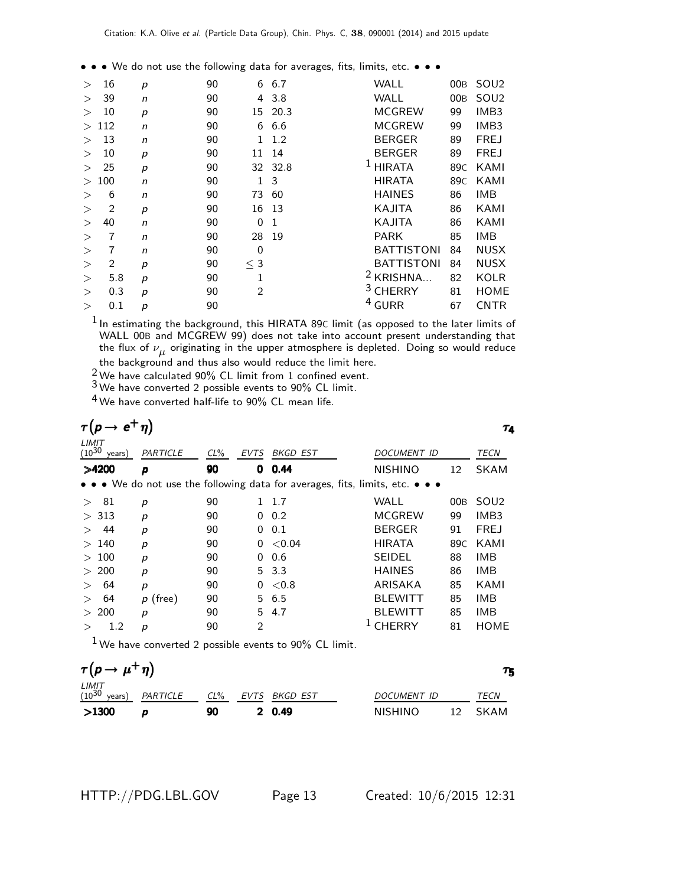• • • We do not use the following data for averages, fits, limits, etc. • • •

| | | | | | | | |
|---|---|---|---|---|---|---|---|
| > 16 | p | 90 | 6 | 6.7 | WALL | 00B | SOU2 |
| > 39 | n | 90 | 4 | 3.8 | WALL | 00B | SOU2 |
| > 10 | p | 90 | 15 | 20.3 | MCGREW | 99 | IMB3 |
| > 112 | n | 90 | 6 | 6.6 | MCGREW | 99 | IMB3 |
| > 13 | n | 90 | 1 | 1.2 | BERGER | 89 | FREJ |
| > 10 | p | 90 | 11 | 14 | BERGER | 89 | FREJ |
| > 25 | p | 90 | 32 | 32.8 | [1] HIRATA | 89C | KAMI |
| > 100 | n | 90 | 1 | 3 | HIRATA | 89C | KAMI |
| > 6 | n | 90 | 73 | 60 | HAINES | 86 | IMB |
| > 2 | p | 90 | 16 | 13 | KAJITA | 86 | KAMI |
| > 40 | n | 90 | 0 | 1 | KAJITA | 86 | KAMI |
| > 7 | n | 90 | 28 | 19 | PARK | 85 | IMB |
| > 7 | n | 90 | 0 | | BATTISTONI | 84 | NUSX |
| > 2 | p | 90 | ≤ 3 | | BATTISTONI | 84 | NUSX |
| > 5.8 | p | 90 | 1 | | [2] KRISHNA... | 82 | KOLR |
| > 0.3 | p | 90 | 2 | | [3] CHERRY | 81 | HOME |
| > 0.1 | p | 90 | | | [4] GURR | 67 | CNTR |

[1] In estimating the background, this HIRATA 89C limit (as opposed to the later limits of WALL 00B and MCGREW 99) does not take into account present understanding that the flux of $\nu_\mu$ originating in the upper atmosphere is depleted. Doing so would reduce the background and thus also would reduce the limit here.

[2] We have calculated 90% CL limit from 1 confined event.

[3] We have converted 2 possible events to 90% CL limit.

[4] We have converted half-life to 90% CL mean life.

## $\tau(p \to e^+ \eta)$ — $\tau_4$

| LIMIT ($10^{30}$ years) | PARTICLE | CL% | EVTS | BKGD EST | DOCUMENT ID | | TECN |
|---|---|---|---|---|---|---|---|
| **>4200** | **p** | **90** | **0** | **0.44** | NISHINO | 12 | SKAM |
| • • • We do not use the following data for averages, fits, limits, etc. • • • | | | | | | | |
| > 81 | p | 90 | 1 | 1.7 | WALL | 00B | SOU2 |
| > 313 | p | 90 | 0 | 0.2 | MCGREW | 99 | IMB3 |
| > 44 | p | 90 | 0 | 0.1 | BERGER | 91 | FREJ |
| > 140 | p | 90 | 0 | <0.04 | HIRATA | 89C | KAMI |
| > 100 | p | 90 | 0 | 0.6 | SEIDEL | 88 | IMB |
| > 200 | p | 90 | 5 | 3.3 | HAINES | 86 | IMB |
| > 64 | p | 90 | 0 | <0.8 | ARISAKA | 85 | KAMI |
| > 64 | p (free) | 90 | 5 | 6.5 | BLEWITT | 85 | IMB |
| > 200 | p | 90 | 5 | 4.7 | BLEWITT | 85 | IMB |
| > 1.2 | p | 90 | 2 | | [1] CHERRY | 81 | HOME |

[1] We have converted 2 possible events to 90% CL limit.

## $\tau(p \to \mu^+ \eta)$ — $\tau_5$

| LIMIT ($10^{30}$ years) | PARTICLE | CL% | EVTS | BKGD EST | DOCUMENT ID | | TECN |
|---|---|---|---|---|---|---|---|
| **>1300** | **p** | **90** | **2** | **0.49** | NISHINO | 12 | SKAM |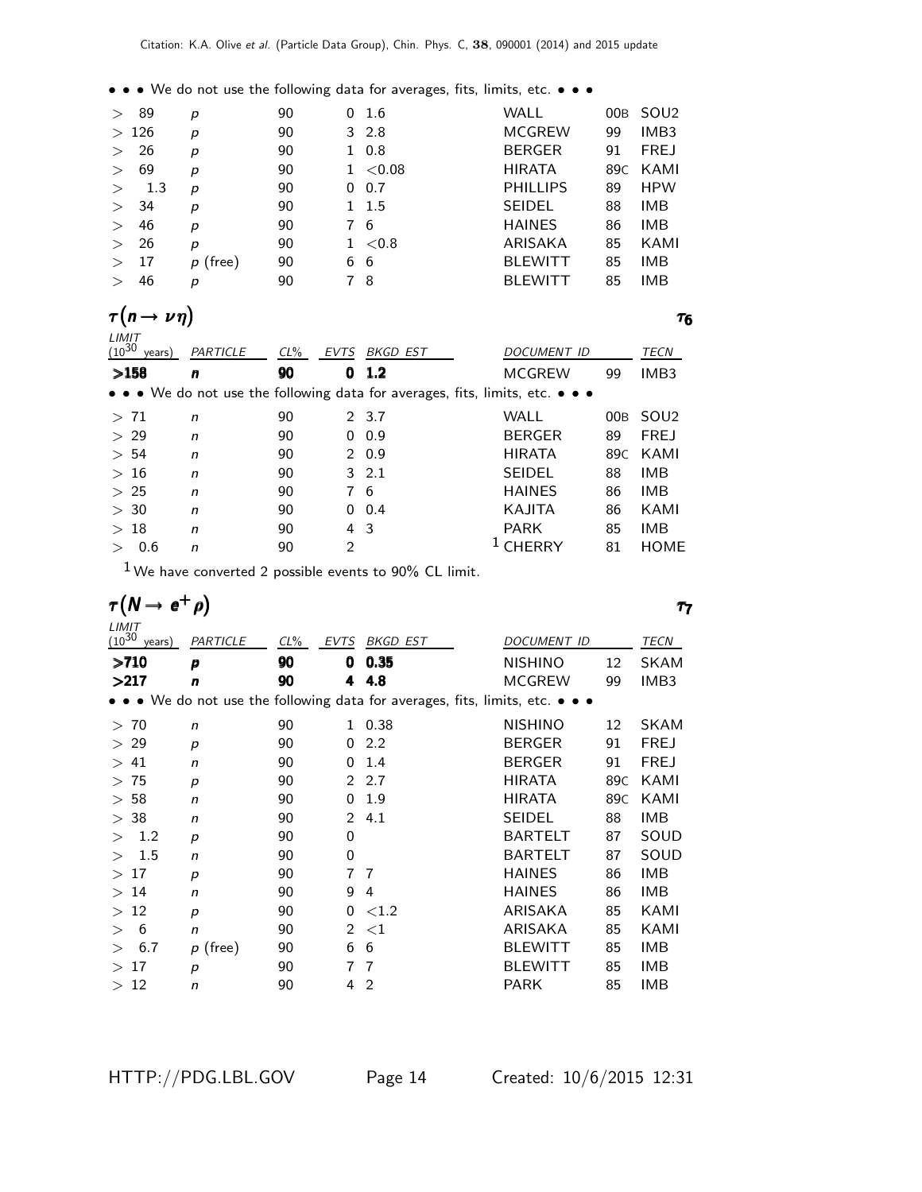• • • We do not use the following data for averages, fits, limits, etc. • • •

| | | | | | | | |
|---|---|---|---|---|---|---|---|
| > 89 | p | 90 | 0 | 1.6 | WALL | 00B | SOU2 |
| > 126 | p | 90 | 3 | 2.8 | MCGREW | 99 | IMB3 |
| > 26 | p | 90 | 1 | 0.8 | BERGER | 91 | FREJ |
| > 69 | p | 90 | 1 | <0.08 | HIRATA | 89C | KAMI |
| > 1.3 | p | 90 | 0 | 0.7 | PHILLIPS | 89 | HPW |
| > 34 | p | 90 | 1 | 1.5 | SEIDEL | 88 | IMB |
| > 46 | p | 90 | 7 | 6 | HAINES | 86 | IMB |
| > 26 | p | 90 | 1 | <0.8 | ARISAKA | 85 | KAMI |
| > 17 | p (free) | 90 | 6 | 6 | BLEWITT | 85 | IMB |
| > 46 | p | 90 | 7 | 8 | BLEWITT | 85 | IMB |

## $\tau(n \rightarrow \nu\eta)$ $\tau_6$

| LIMIT ($10^{30}$ years) | PARTICLE | CL% | EVTS | BKGD EST | DOCUMENT ID | | TECN |
|---|---|---|---|---|---|---|---|
| **>158** | **n** | **90** | **0** | **1.2** | MCGREW | 99 | IMB3 |

• • • We do not use the following data for averages, fits, limits, etc. • • •

| | | | | | | | |
|---|---|---|---|---|---|---|---|
| > 71 | n | 90 | 2 | 3.7 | WALL | 00B | SOU2 |
| > 29 | n | 90 | 0 | 0.9 | BERGER | 89 | FREJ |
| > 54 | n | 90 | 2 | 0.9 | HIRATA | 89C | KAMI |
| > 16 | n | 90 | 3 | 2.1 | SEIDEL | 88 | IMB |
| > 25 | n | 90 | 7 | 6 | HAINES | 86 | IMB |
| > 30 | n | 90 | 0 | 0.4 | KAJITA | 86 | KAMI |
| > 18 | n | 90 | 4 | 3 | PARK | 85 | IMB |
| > 0.6 | n | 90 | 2 | | [1] CHERRY | 81 | HOME |

[1] We have converted 2 possible events to 90% CL limit.

## $\tau(N \rightarrow e^+\rho)$ $\tau_7$

| LIMIT ($10^{30}$ years) | PARTICLE | CL% | EVTS | BKGD EST | DOCUMENT ID | | TECN |
|---|---|---|---|---|---|---|---|
| **>710** | **p** | **90** | **0** | **0.35** | NISHINO | 12 | SKAM |
| **>217** | **n** | **90** | **4** | **4.8** | MCGREW | 99 | IMB3 |

• • • We do not use the following data for averages, fits, limits, etc. • • •

| | | | | | | | |
|---|---|---|---|---|---|---|---|
| > 70 | n | 90 | 1 | 0.38 | NISHINO | 12 | SKAM |
| > 29 | p | 90 | 0 | 2.2 | BERGER | 91 | FREJ |
| > 41 | n | 90 | 0 | 1.4 | BERGER | 91 | FREJ |
| > 75 | p | 90 | 2 | 2.7 | HIRATA | 89C | KAMI |
| > 58 | n | 90 | 0 | 1.9 | HIRATA | 89C | KAMI |
| > 38 | n | 90 | 2 | 4.1 | SEIDEL | 88 | IMB |
| > 1.2 | p | 90 | 0 | | BARTELT | 87 | SOUD |
| > 1.5 | n | 90 | 0 | | BARTELT | 87 | SOUD |
| > 17 | p | 90 | 7 | 7 | HAINES | 86 | IMB |
| > 14 | n | 90 | 9 | 4 | HAINES | 86 | IMB |
| > 12 | p | 90 | 0 | <1.2 | ARISAKA | 85 | KAMI |
| > 6 | n | 90 | 2 | <1 | ARISAKA | 85 | KAMI |
| > 6.7 | p (free) | 90 | 6 | 6 | BLEWITT | 85 | IMB |
| > 17 | p | 90 | 7 | 7 | BLEWITT | 85 | IMB |
| > 12 | n | 90 | 4 | 2 | PARK | 85 | IMB |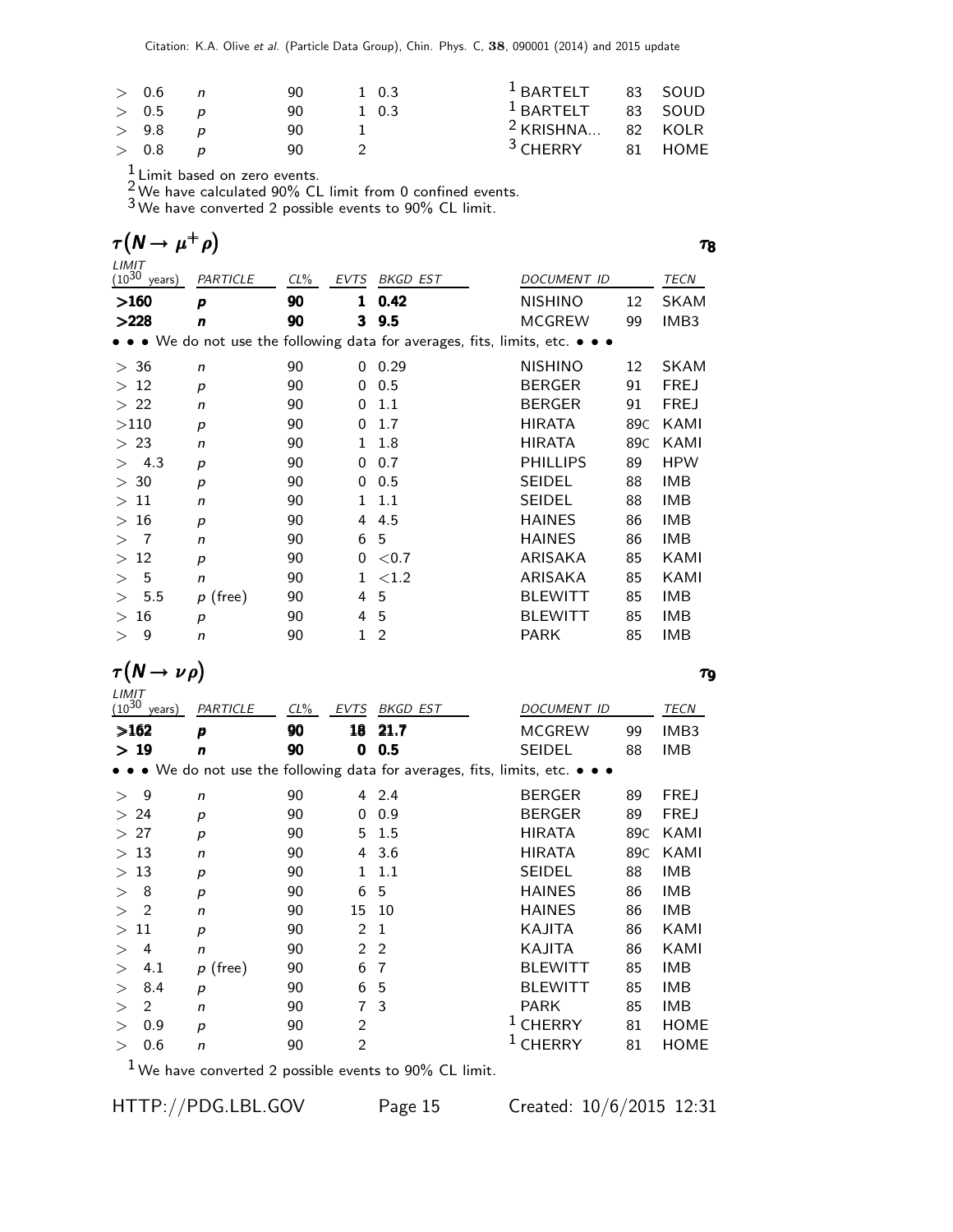| | | | | | | | |
|---|---|---|---|---|---|---|---|
| > 0.6 | n | 90 | 1 | 0.3 | [1] BARTELT | 83 | SOUD |
| > 0.5 | p | 90 | 1 | 0.3 | [1] BARTELT | 83 | SOUD |
| > 9.8 | p | 90 | 1 | | [2] KRISHNA... | 82 | KOLR |
| > 0.8 | p | 90 | 2 | | [3] CHERRY | 81 | HOME |

[1] Limit based on zero events.
[2] We have calculated 90% CL limit from 0 confined events.
[3] We have converted 2 possible events to 90% CL limit.

## $\tau(N \to \mu^+ \rho)$ $\tau_8$

| LIMIT ($10^{30}$ years) | PARTICLE | CL% | EVTS | BKGD EST | DOCUMENT ID | | TECN |
|---|---|---|---|---|---|---|---|
| **>160** | **p** | **90** | **1** | **0.42** | NISHINO | 12 | SKAM |
| **>228** | **n** | **90** | **3** | **9.5** | MCGREW | 99 | IMB3 |
| • • • We do not use the following data for averages, fits, limits, etc. • • • | | | | | | | |
| > 36 | n | 90 | 0 | 0.29 | NISHINO | 12 | SKAM |
| > 12 | p | 90 | 0 | 0.5 | BERGER | 91 | FREJ |
| > 22 | n | 90 | 0 | 1.1 | BERGER | 91 | FREJ |
| >110 | p | 90 | 0 | 1.7 | HIRATA | 89C | KAMI |
| > 23 | n | 90 | 1 | 1.8 | HIRATA | 89C | KAMI |
| > 4.3 | p | 90 | 0 | 0.7 | PHILLIPS | 89 | HPW |
| > 30 | p | 90 | 0 | 0.5 | SEIDEL | 88 | IMB |
| > 11 | n | 90 | 1 | 1.1 | SEIDEL | 88 | IMB |
| > 16 | p | 90 | 4 | 4.5 | HAINES | 86 | IMB |
| > 7 | n | 90 | 6 | 5 | HAINES | 86 | IMB |
| > 12 | p | 90 | 0 | <0.7 | ARISAKA | 85 | KAMI |
| > 5 | n | 90 | 1 | <1.2 | ARISAKA | 85 | KAMI |
| > 5.5 | p (free) | 90 | 4 | 5 | BLEWITT | 85 | IMB |
| > 16 | p | 90 | 4 | 5 | BLEWITT | 85 | IMB |
| > 9 | n | 90 | 1 | 2 | PARK | 85 | IMB |

## $\tau(N \to \nu \rho)$ $\tau_9$

| LIMIT ($10^{30}$ years) | PARTICLE | CL% | EVTS | BKGD EST | DOCUMENT ID | | TECN |
|---|---|---|---|---|---|---|---|
| **>162** | **p** | **90** | **18** | **21.7** | MCGREW | 99 | IMB3 |
| **> 19** | **n** | **90** | **0** | **0.5** | SEIDEL | 88 | IMB |
| • • • We do not use the following data for averages, fits, limits, etc. • • • | | | | | | | |
| > 9 | n | 90 | 4 | 2.4 | BERGER | 89 | FREJ |
| > 24 | p | 90 | 0 | 0.9 | BERGER | 89 | FREJ |
| > 27 | p | 90 | 5 | 1.5 | HIRATA | 89C | KAMI |
| > 13 | n | 90 | 4 | 3.6 | HIRATA | 89C | KAMI |
| > 13 | p | 90 | 1 | 1.1 | SEIDEL | 88 | IMB |
| > 8 | p | 90 | 6 | 5 | HAINES | 86 | IMB |
| > 2 | n | 90 | 15 | 10 | HAINES | 86 | IMB |
| > 11 | p | 90 | 2 | 1 | KAJITA | 86 | KAMI |
| > 4 | n | 90 | 2 | 2 | KAJITA | 86 | KAMI |
| > 4.1 | p (free) | 90 | 6 | 7 | BLEWITT | 85 | IMB |
| > 8.4 | p | 90 | 6 | 5 | BLEWITT | 85 | IMB |
| > 2 | n | 90 | 7 | 3 | PARK | 85 | IMB |
| > 0.9 | p | 90 | 2 | | [1] CHERRY | 81 | HOME |
| > 0.6 | n | 90 | 2 | | [1] CHERRY | 81 | HOME |

[1] We have converted 2 possible events to 90% CL limit.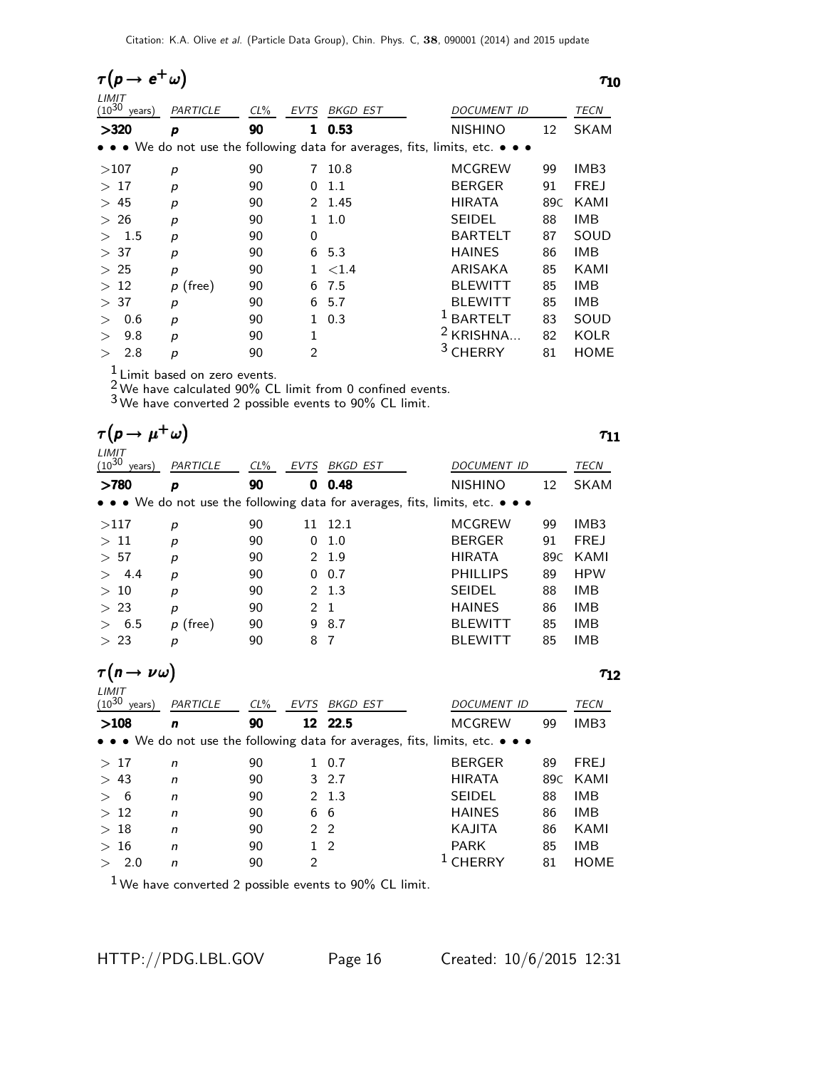## $\tau(p \to e^+ \omega)$ $\tau_{10}$

| LIMIT ($10^{30}$ years) | PARTICLE | CL% | EVTS | BKGD EST | DOCUMENT ID | | TECN |
|---|---|---|---|---|---|---|---|
| **>320** | ***p*** | **90** | **1** | **0.53** | NISHINO | 12 | SKAM |
| • • • We do not use the following data for averages, fits, limits, etc. • • • | | | | | | | |
| >107 | *p* | 90 | 7 | 10.8 | MCGREW | 99 | IMB3 |
| > 17 | *p* | 90 | 0 | 1.1 | BERGER | 91 | FREJ |
| > 45 | *p* | 90 | 2 | 1.45 | HIRATA | 89C | KAMI |
| > 26 | *p* | 90 | 1 | 1.0 | SEIDEL | 88 | IMB |
| > 1.5 | *p* | 90 | 0 | | BARTELT | 87 | SOUD |
| > 37 | *p* | 90 | 6 | 5.3 | HAINES | 86 | IMB |
| > 25 | *p* | 90 | 1 | <1.4 | ARISAKA | 85 | KAMI |
| > 12 | *p* (free) | 90 | 6 | 7.5 | BLEWITT | 85 | IMB |
| > 37 | *p* | 90 | 6 | 5.7 | BLEWITT | 85 | IMB |
| > 0.6 | *p* | 90 | 1 | 0.3 | [1] BARTELT | 83 | SOUD |
| > 9.8 | *p* | 90 | 1 | | [2] KRISHNA... | 82 | KOLR |
| > 2.8 | *p* | 90 | 2 | | [3] CHERRY | 81 | HOME |

[1] Limit based on zero events.
[2] We have calculated 90% CL limit from 0 confined events.
[3] We have converted 2 possible events to 90% CL limit.

## $\tau(p \to \mu^+ \omega)$ $\tau_{11}$

| LIMIT ($10^{30}$ years) | PARTICLE | CL% | EVTS | BKGD EST | DOCUMENT ID | | TECN |
|---|---|---|---|---|---|---|---|
| **>780** | ***p*** | **90** | **0** | **0.48** | NISHINO | 12 | SKAM |
| • • • We do not use the following data for averages, fits, limits, etc. • • • | | | | | | | |
| >117 | *p* | 90 | 11 | 12.1 | MCGREW | 99 | IMB3 |
| > 11 | *p* | 90 | 0 | 1.0 | BERGER | 91 | FREJ |
| > 57 | *p* | 90 | 2 | 1.9 | HIRATA | 89C | KAMI |
| > 4.4 | *p* | 90 | 0 | 0.7 | PHILLIPS | 89 | HPW |
| > 10 | *p* | 90 | 2 | 1.3 | SEIDEL | 88 | IMB |
| > 23 | *p* | 90 | 2 | 1 | HAINES | 86 | IMB |
| > 6.5 | *p* (free) | 90 | 9 | 8.7 | BLEWITT | 85 | IMB |
| > 23 | *p* | 90 | 8 | 7 | BLEWITT | 85 | IMB |

## $\tau(n \to \nu \omega)$ $\tau_{12}$

| LIMIT ($10^{30}$ years) | PARTICLE | CL% | EVTS | BKGD EST | DOCUMENT ID | | TECN |
|---|---|---|---|---|---|---|---|
| **>108** | ***n*** | **90** | **12** | **22.5** | MCGREW | 99 | IMB3 |
| • • • We do not use the following data for averages, fits, limits, etc. • • • | | | | | | | |
| > 17 | *n* | 90 | 1 | 0.7 | BERGER | 89 | FREJ |
| > 43 | *n* | 90 | 3 | 2.7 | HIRATA | 89C | KAMI |
| > 6 | *n* | 90 | 2 | 1.3 | SEIDEL | 88 | IMB |
| > 12 | *n* | 90 | 6 | 6 | HAINES | 86 | IMB |
| > 18 | *n* | 90 | 2 | 2 | KAJITA | 86 | KAMI |
| > 16 | *n* | 90 | 1 | 2 | PARK | 85 | IMB |
| > 2.0 | *n* | 90 | 2 | | [1] CHERRY | 81 | HOME |

[1] We have converted 2 possible events to 90% CL limit.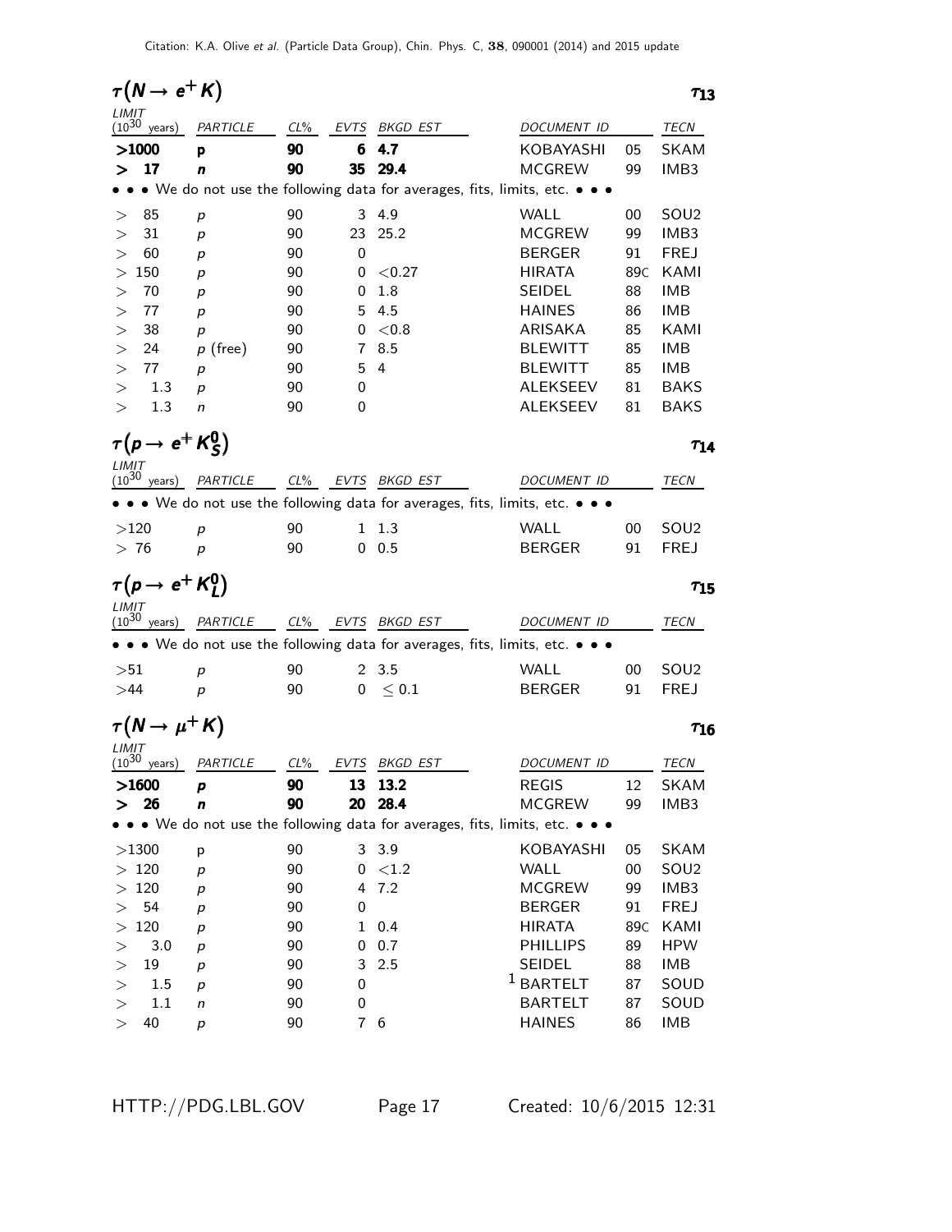## $\tau(N \to e^+ K)$ $\tau_{13}$

| LIMIT ($10^{30}$ years) | PARTICLE | CL% | EVTS | BKGD EST | DOCUMENT ID | | TECN |
|---|---|---|---|---|---|---|---|
| **>1000** | **p** | **90** | **6** | **4.7** | KOBAYASHI | 05 | SKAM |
| **> 17** | ***n*** | **90** | **35** | **29.4** | MCGREW | 99 | IMB3 |
| • • • We do not use the following data for averages, fits, limits, etc. • • • | | | | | | | |
| > 85 | *p* | 90 | 3 | 4.9 | WALL | 00 | SOU2 |
| > 31 | *p* | 90 | 23 | 25.2 | MCGREW | 99 | IMB3 |
| > 60 | *p* | 90 | 0 | | BERGER | 91 | FREJ |
| > 150 | *p* | 90 | 0 | <0.27 | HIRATA | 89C | KAMI |
| > 70 | *p* | 90 | 0 | 1.8 | SEIDEL | 88 | IMB |
| > 77 | *p* | 90 | 5 | 4.5 | HAINES | 86 | IMB |
| > 38 | *p* | 90 | 0 | <0.8 | ARISAKA | 85 | KAMI |
| > 24 | *p* (free) | 90 | 7 | 8.5 | BLEWITT | 85 | IMB |
| > 77 | *p* | 90 | 5 | 4 | BLEWITT | 85 | IMB |
| > 1.3 | *p* | 90 | 0 | | ALEKSEEV | 81 | BAKS |
| > 1.3 | *n* | 90 | 0 | | ALEKSEEV | 81 | BAKS |

## $\tau(p \to e^+ K^0_S)$ $\tau_{14}$

| LIMIT ($10^{30}$ years) | PARTICLE | CL% | EVTS | BKGD EST | DOCUMENT ID | | TECN |
|---|---|---|---|---|---|---|---|
| • • • We do not use the following data for averages, fits, limits, etc. • • • | | | | | | | |
| >120 | *p* | 90 | 1 | 1.3 | WALL | 00 | SOU2 |
| > 76 | *p* | 90 | 0 | 0.5 | BERGER | 91 | FREJ |

## $\tau(p \to e^+ K^0_L)$ $\tau_{15}$

| LIMIT ($10^{30}$ years) | PARTICLE | CL% | EVTS | BKGD EST | DOCUMENT ID | | TECN |
|---|---|---|---|---|---|---|---|
| • • • We do not use the following data for averages, fits, limits, etc. • • • | | | | | | | |
| >51 | *p* | 90 | 2 | 3.5 | WALL | 00 | SOU2 |
| >44 | *p* | 90 | 0 | $\leq 0.1$ | BERGER | 91 | FREJ |

## $\tau(N \to \mu^+ K)$ $\tau_{16}$

| LIMIT ($10^{30}$ years) | PARTICLE | CL% | EVTS | BKGD EST | DOCUMENT ID | | TECN |
|---|---|---|---|---|---|---|---|
| **>1600** | ***p*** | **90** | **13** | **13.2** | REGIS | 12 | SKAM |
| **> 26** | ***n*** | **90** | **20** | **28.4** | MCGREW | 99 | IMB3 |
| • • • We do not use the following data for averages, fits, limits, etc. • • • | | | | | | | |
| >1300 | p | 90 | 3 | 3.9 | KOBAYASHI | 05 | SKAM |
| > 120 | *p* | 90 | 0 | <1.2 | WALL | 00 | SOU2 |
| > 120 | *p* | 90 | 4 | 7.2 | MCGREW | 99 | IMB3 |
| > 54 | *p* | 90 | 0 | | BERGER | 91 | FREJ |
| > 120 | *p* | 90 | 1 | 0.4 | HIRATA | 89C | KAMI |
| > 3.0 | *p* | 90 | 0 | 0.7 | PHILLIPS | 89 | HPW |
| > 19 | *p* | 90 | 3 | 2.5 | SEIDEL | 88 | IMB |
| > 1.5 | *p* | 90 | 0 | | [1] BARTELT | 87 | SOUD |
| > 1.1 | *n* | 90 | 0 | | BARTELT | 87 | SOUD |
| > 40 | *p* | 90 | 7 | 6 | HAINES | 86 | IMB |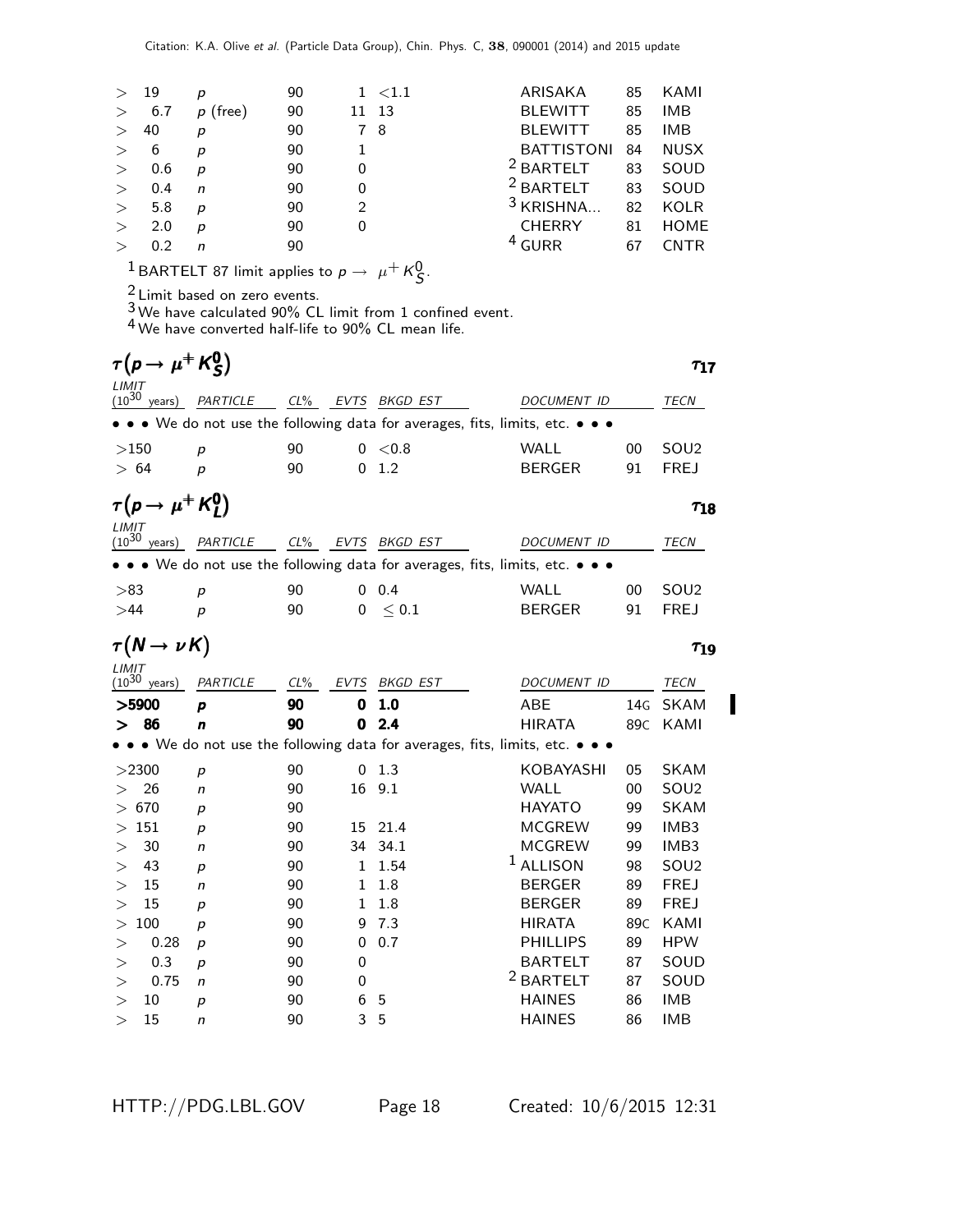| LIMIT ($10^{30}$ years) | PARTICLE | CL% | EVTS | BKGD EST | DOCUMENT ID | | TECN |
|---|---|---|---|---|---|---|---|
| > 19 | p | 90 | 1 | <1.1 | ARISAKA | 85 | KAMI |
| > 6.7 | p (free) | 90 | 11 | 13 | BLEWITT | 85 | IMB |
| > 40 | p | 90 | 7 | 8 | BLEWITT | 85 | IMB |
| > 6 | p | 90 | 1 | | BATTISTONI | 84 | NUSX |
| > 0.6 | p | 90 | 0 | | [2] BARTELT | 83 | SOUD |
| > 0.4 | n | 90 | 0 | | [2] BARTELT | 83 | SOUD |
| > 5.8 | p | 90 | 2 | | [3] KRISHNA... | 82 | KOLR |
| > 2.0 | p | 90 | 0 | | CHERRY | 81 | HOME |
| > 0.2 | n | 90 | | | [4] GURR | 67 | CNTR |

[1] BARTELT 87 limit applies to $p \to \mu^+ K^0_S$.

[2] Limit based on zero events.

[3] We have calculated 90% CL limit from 1 confined event.

[4] We have converted half-life to 90% CL mean life.

## $\tau(p \to \mu^+ K^0_S)$ — $\tau_{17}$

| LIMIT ($10^{30}$ years) | PARTICLE | CL% | EVTS | BKGD EST | DOCUMENT ID | | TECN |
|---|---|---|---|---|---|---|---|
| • • • We do not use the following data for averages, fits, limits, etc. • • • | | | | | | | |
| >150 | p | 90 | 0 | <0.8 | WALL | 00 | SOU2 |
| > 64 | p | 90 | 0 | 1.2 | BERGER | 91 | FREJ |

## $\tau(p \to \mu^+ K^0_L)$ — $\tau_{18}$

| LIMIT ($10^{30}$ years) | PARTICLE | CL% | EVTS | BKGD EST | DOCUMENT ID | | TECN |
|---|---|---|---|---|---|---|---|
| • • • We do not use the following data for averages, fits, limits, etc. • • • | | | | | | | |
| >83 | p | 90 | 0 | 0.4 | WALL | 00 | SOU2 |
| >44 | p | 90 | 0 | ≤ 0.1 | BERGER | 91 | FREJ |

## $\tau(N \to \nu K)$ — $\tau_{19}$

| LIMIT ($10^{30}$ years) | PARTICLE | CL% | EVTS | BKGD EST | DOCUMENT ID | | TECN |
|---|---|---|---|---|---|---|---|
| **>5900** | **p** | **90** | **0** | **1.0** | ABE | 14G | SKAM |
| **> 86** | **n** | **90** | **0** | **2.4** | HIRATA | 89C | KAMI |
| • • • We do not use the following data for averages, fits, limits, etc. • • • | | | | | | | |
| >2300 | p | 90 | 0 | 1.3 | KOBAYASHI | 05 | SKAM |
| > 26 | n | 90 | 16 | 9.1 | WALL | 00 | SOU2 |
| > 670 | p | 90 | | | HAYATO | 99 | SKAM |
| > 151 | p | 90 | 15 | 21.4 | MCGREW | 99 | IMB3 |
| > 30 | n | 90 | 34 | 34.1 | MCGREW | 99 | IMB3 |
| > 43 | p | 90 | 1 | 1.54 | [1] ALLISON | 98 | SOU2 |
| > 15 | n | 90 | 1 | 1.8 | BERGER | 89 | FREJ |
| > 15 | p | 90 | 1 | 1.8 | BERGER | 89 | FREJ |
| > 100 | p | 90 | 9 | 7.3 | HIRATA | 89C | KAMI |
| > 0.28 | p | 90 | 0 | 0.7 | PHILLIPS | 89 | HPW |
| > 0.3 | p | 90 | 0 | | BARTELT | 87 | SOUD |
| > 0.75 | n | 90 | 0 | | [2] BARTELT | 87 | SOUD |
| > 10 | p | 90 | 6 | 5 | HAINES | 86 | IMB |
| > 15 | n | 90 | 3 | 5 | HAINES | 86 | IMB |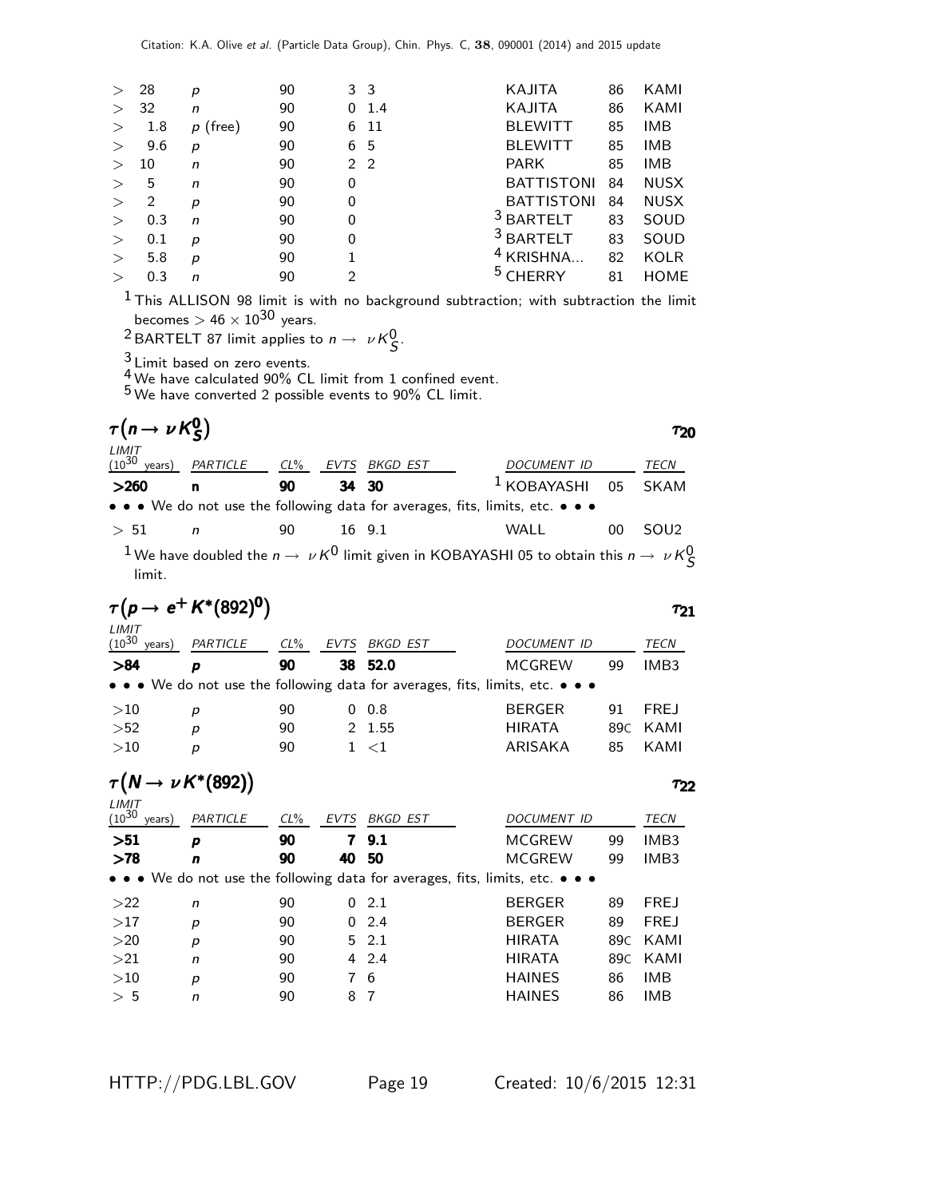| LIMIT ($10^{30}$ years) | PARTICLE | CL% | EVTS | BKGD EST | DOCUMENT ID | | TECN |
|---|---|---|---|---|---|---|---|
| > 28 | $p$ | 90 | 3 | 3 | KAJITA | 86 | KAMI |
| > 32 | $n$ | 90 | 0 | 1.4 | KAJITA | 86 | KAMI |
| > 1.8 | $p$ (free) | 90 | 6 | 11 | BLEWITT | 85 | IMB |
| > 9.6 | $p$ | 90 | 6 | 5 | BLEWITT | 85 | IMB |
| > 10 | $n$ | 90 | 2 | 2 | PARK | 85 | IMB |
| > 5 | $n$ | 90 | 0 | | BATTISTONI | 84 | NUSX |
| > 2 | $p$ | 90 | 0 | | BATTISTONI | 84 | NUSX |
| > 0.3 | $n$ | 90 | 0 | | [3] BARTELT | 83 | SOUD |
| > 0.1 | $p$ | 90 | 0 | | [3] BARTELT | 83 | SOUD |
| > 5.8 | $p$ | 90 | 1 | | [4] KRISHNA... | 82 | KOLR |
| > 0.3 | $n$ | 90 | 2 | | [5] CHERRY | 81 | HOME |

[1] This ALLISON 98 limit is with no background subtraction; with subtraction the limit becomes $> 46 \times 10^{30}$ years.

[2] BARTELT 87 limit applies to $n \to \nu K^0_S$.

[3] Limit based on zero events.

[4] We have calculated 90% CL limit from 1 confined event.

[5] We have converted 2 possible events to 90% CL limit.

## $\tau(n \to \nu K^0_S)$ $\tau_{20}$

| LIMIT ($10^{30}$ years) | PARTICLE | CL% | EVTS | BKGD EST | DOCUMENT ID | | TECN |
|---|---|---|---|---|---|---|---|
| **>260** | **n** | **90** | **34** | **30** | [1] KOBAYASHI | 05 | SKAM |
| • • • We do not use the following data for averages, fits, limits, etc. • • • | | | | | | | |
| > 51 | $n$ | 90 | 16 | 9.1 | WALL | 00 | SOU2 |

[1] We have doubled the $n \to \nu K^0$ limit given in KOBAYASHI 05 to obtain this $n \to \nu K^0_S$ limit.

## $\tau(p \to e^+ K^*(892)^0)$ $\tau_{21}$

| LIMIT ($10^{30}$ years) | PARTICLE | CL% | EVTS | BKGD EST | DOCUMENT ID | | TECN |
|---|---|---|---|---|---|---|---|
| **>84** | **p** | **90** | **38** | **52.0** | MCGREW | 99 | IMB3 |
| • • • We do not use the following data for averages, fits, limits, etc. • • • | | | | | | | |
| >10 | $p$ | 90 | 0 | 0.8 | BERGER | 91 | FREJ |
| >52 | $p$ | 90 | 2 | 1.55 | HIRATA | 89C | KAMI |
| >10 | $p$ | 90 | 1 | <1 | ARISAKA | 85 | KAMI |

## $\tau(N \to \nu K^*(892))$ $\tau_{22}$

| LIMIT ($10^{30}$ years) | PARTICLE | CL% | EVTS | BKGD EST | DOCUMENT ID | | TECN |
|---|---|---|---|---|---|---|---|
| **>51** | **p** | **90** | **7** | **9.1** | MCGREW | 99 | IMB3 |
| **>78** | **n** | **90** | **40** | **50** | MCGREW | 99 | IMB3 |
| • • • We do not use the following data for averages, fits, limits, etc. • • • | | | | | | | |
| >22 | $n$ | 90 | 0 | 2.1 | BERGER | 89 | FREJ |
| >17 | $p$ | 90 | 0 | 2.4 | BERGER | 89 | FREJ |
| >20 | $p$ | 90 | 5 | 2.1 | HIRATA | 89C | KAMI |
| >21 | $n$ | 90 | 4 | 2.4 | HIRATA | 89C | KAMI |
| >10 | $p$ | 90 | 7 | 6 | HAINES | 86 | IMB |
| > 5 | $n$ | 90 | 8 | 7 | HAINES | 86 | IMB |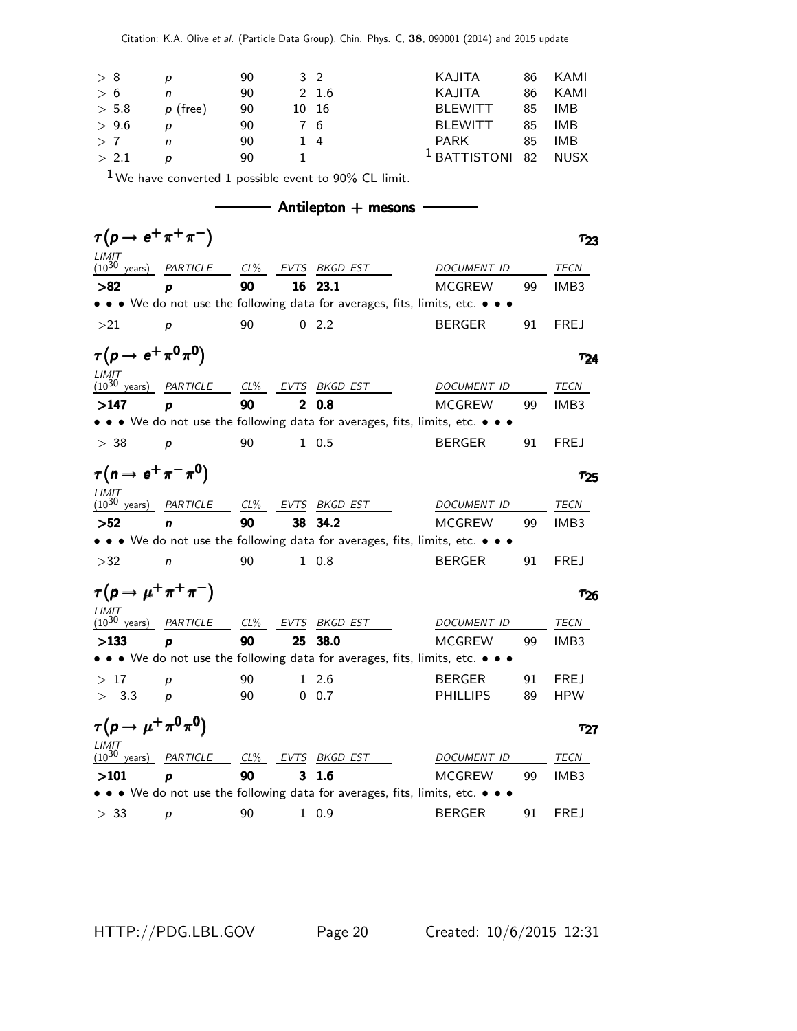| LIMIT | PARTICLE | CL% | EVTS | BKGD EST | DOCUMENT ID | | TECN |
|---|---|---|---|---|---|---|---|
| > 8 | $p$ | 90 | 3 | 2 | KAJITA | 86 | KAMI |
| > 6 | $n$ | 90 | 2 | 1.6 | KAJITA | 86 | KAMI |
| > 5.8 | $p$ (free) | 90 | 10 | 16 | BLEWITT | 85 | IMB |
| > 9.6 | $p$ | 90 | 7 | 6 | BLEWITT | 85 | IMB |
| > 7 | $n$ | 90 | 1 | 4 | PARK | 85 | IMB |
| > 2.1 | $p$ | 90 | 1 | | [1] BATTISTONI | 82 | NUSX |

[1] We have converted 1 possible event to 90% CL limit.

## Antilepton + mesons

### $\tau(p \to e^+ \pi^+ \pi^-)$ — $\tau_{23}$

| LIMIT ($10^{30}$ years) | PARTICLE | CL% | EVTS | BKGD EST | DOCUMENT ID | | TECN |
|---|---|---|---|---|---|---|---|
| **>82** | ***p*** | **90** | **16** | **23.1** | MCGREW | 99 | IMB3 |
| • • • We do not use the following data for averages, fits, limits, etc. • • • | | | | | | | |
| >21 | $p$ | 90 | 0 | 2.2 | BERGER | 91 | FREJ |

### $\tau(p \to e^+ \pi^0 \pi^0)$ — $\tau_{24}$

| LIMIT ($10^{30}$ years) | PARTICLE | CL% | EVTS | BKGD EST | DOCUMENT ID | | TECN |
|---|---|---|---|---|---|---|---|
| **>147** | ***p*** | **90** | **2** | **0.8** | MCGREW | 99 | IMB3 |
| • • • We do not use the following data for averages, fits, limits, etc. • • • | | | | | | | |
| > 38 | $p$ | 90 | 1 | 0.5 | BERGER | 91 | FREJ |

### $\tau(n \to e^+ \pi^- \pi^0)$ — $\tau_{25}$

| LIMIT ($10^{30}$ years) | PARTICLE | CL% | EVTS | BKGD EST | DOCUMENT ID | | TECN |
|---|---|---|---|---|---|---|---|
| **>52** | ***n*** | **90** | **38** | **34.2** | MCGREW | 99 | IMB3 |
| • • • We do not use the following data for averages, fits, limits, etc. • • • | | | | | | | |
| >32 | $n$ | 90 | 1 | 0.8 | BERGER | 91 | FREJ |

### $\tau(p \to \mu^+ \pi^+ \pi^-)$ — $\tau_{26}$

| LIMIT ($10^{30}$ years) | PARTICLE | CL% | EVTS | BKGD EST | DOCUMENT ID | | TECN |
|---|---|---|---|---|---|---|---|
| **>133** | ***p*** | **90** | **25** | **38.0** | MCGREW | 99 | IMB3 |
| • • • We do not use the following data for averages, fits, limits, etc. • • • | | | | | | | |
| > 17 | $p$ | 90 | 1 | 2.6 | BERGER | 91 | FREJ |
| > 3.3 | $p$ | 90 | 0 | 0.7 | PHILLIPS | 89 | HPW |

### $\tau(p \to \mu^+ \pi^0 \pi^0)$ — $\tau_{27}$

| LIMIT ($10^{30}$ years) | PARTICLE | CL% | EVTS | BKGD EST | DOCUMENT ID | | TECN |
|---|---|---|---|---|---|---|---|
| **>101** | ***p*** | **90** | **3** | **1.6** | MCGREW | 99 | IMB3 |
| • • • We do not use the following data for averages, fits, limits, etc. • • • | | | | | | | |
| > 33 | $p$ | 90 | 1 | 0.9 | BERGER | 91 | FREJ |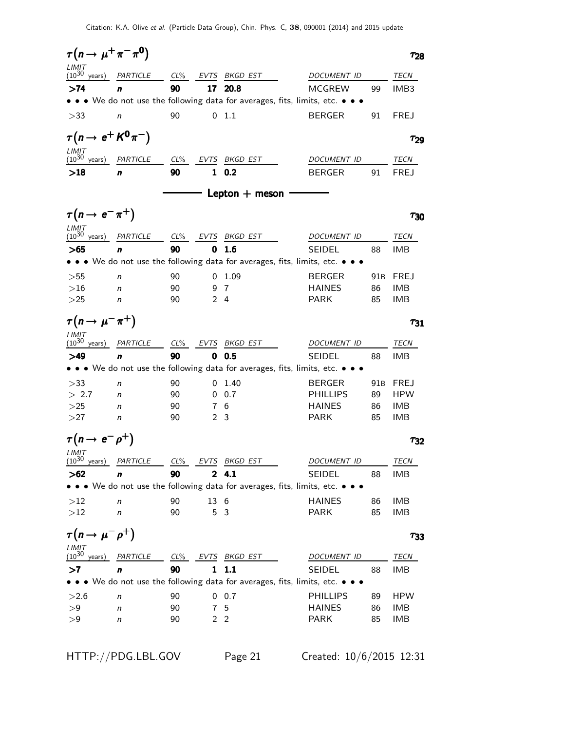## $\tau(n \to \mu^+ \pi^- \pi^0)$ $\tau_{28}$

| LIMIT ($10^{30}$ years) | PARTICLE | CL% | EVTS | BKGD EST | DOCUMENT ID | | TECN |
|---|---|---|---|---|---|---|---|
| **>74** | ***n*** | **90** | **17** | **20.8** | MCGREW | 99 | IMB3 |
| • • • We do not use the following data for averages, fits, limits, etc. • • • | | | | | | | |
| >33 | *n* | 90 | 0 | 1.1 | BERGER | 91 | FREJ |

## $\tau(n \to e^+ K^0 \pi^-)$ $\tau_{29}$

| LIMIT ($10^{30}$ years) | PARTICLE | CL% | EVTS | BKGD EST | DOCUMENT ID | | TECN |
|---|---|---|---|---|---|---|---|
| **>18** | ***n*** | **90** | **1** | **0.2** | BERGER | 91 | FREJ |

## Lepton + meson

## $\tau(n \to e^- \pi^+)$ $\tau_{30}$

| LIMIT ($10^{30}$ years) | PARTICLE | CL% | EVTS | BKGD EST | DOCUMENT ID | | TECN |
|---|---|---|---|---|---|---|---|
| **>65** | ***n*** | **90** | **0** | **1.6** | SEIDEL | 88 | IMB |
| • • • We do not use the following data for averages, fits, limits, etc. • • • | | | | | | | |
| >55 | *n* | 90 | 0 | 1.09 | BERGER | 91B | FREJ |
| >16 | *n* | 90 | 9 | 7 | HAINES | 86 | IMB |
| >25 | *n* | 90 | 2 | 4 | PARK | 85 | IMB |

## $\tau(n \to \mu^- \pi^+)$ $\tau_{31}$

| LIMIT ($10^{30}$ years) | PARTICLE | CL% | EVTS | BKGD EST | DOCUMENT ID | | TECN |
|---|---|---|---|---|---|---|---|
| **>49** | ***n*** | **90** | **0** | **0.5** | SEIDEL | 88 | IMB |
| • • • We do not use the following data for averages, fits, limits, etc. • • • | | | | | | | |
| >33 | *n* | 90 | 0 | 1.40 | BERGER | 91B | FREJ |
| > 2.7 | *n* | 90 | 0 | 0.7 | PHILLIPS | 89 | HPW |
| >25 | *n* | 90 | 7 | 6 | HAINES | 86 | IMB |
| >27 | *n* | 90 | 2 | 3 | PARK | 85 | IMB |

## $\tau(n \to e^- \rho^+)$ $\tau_{32}$

| LIMIT ($10^{30}$ years) | PARTICLE | CL% | EVTS | BKGD EST | DOCUMENT ID | | TECN |
|---|---|---|---|---|---|---|---|
| **>62** | ***n*** | **90** | **2** | **4.1** | SEIDEL | 88 | IMB |
| • • • We do not use the following data for averages, fits, limits, etc. • • • | | | | | | | |
| >12 | *n* | 90 | 13 | 6 | HAINES | 86 | IMB |
| >12 | *n* | 90 | 5 | 3 | PARK | 85 | IMB |

## $\tau(n \to \mu^- \rho^+)$ $\tau_{33}$

| LIMIT ($10^{30}$ years) | PARTICLE | CL% | EVTS | BKGD EST | DOCUMENT ID | | TECN |
|---|---|---|---|---|---|---|---|
| **>7** | ***n*** | **90** | **1** | **1.1** | SEIDEL | 88 | IMB |
| • • • We do not use the following data for averages, fits, limits, etc. • • • | | | | | | | |
| >2.6 | *n* | 90 | 0 | 0.7 | PHILLIPS | 89 | HPW |
| >9 | *n* | 90 | 7 | 5 | HAINES | 86 | IMB |
| >9 | *n* | 90 | 2 | 2 | PARK | 85 | IMB |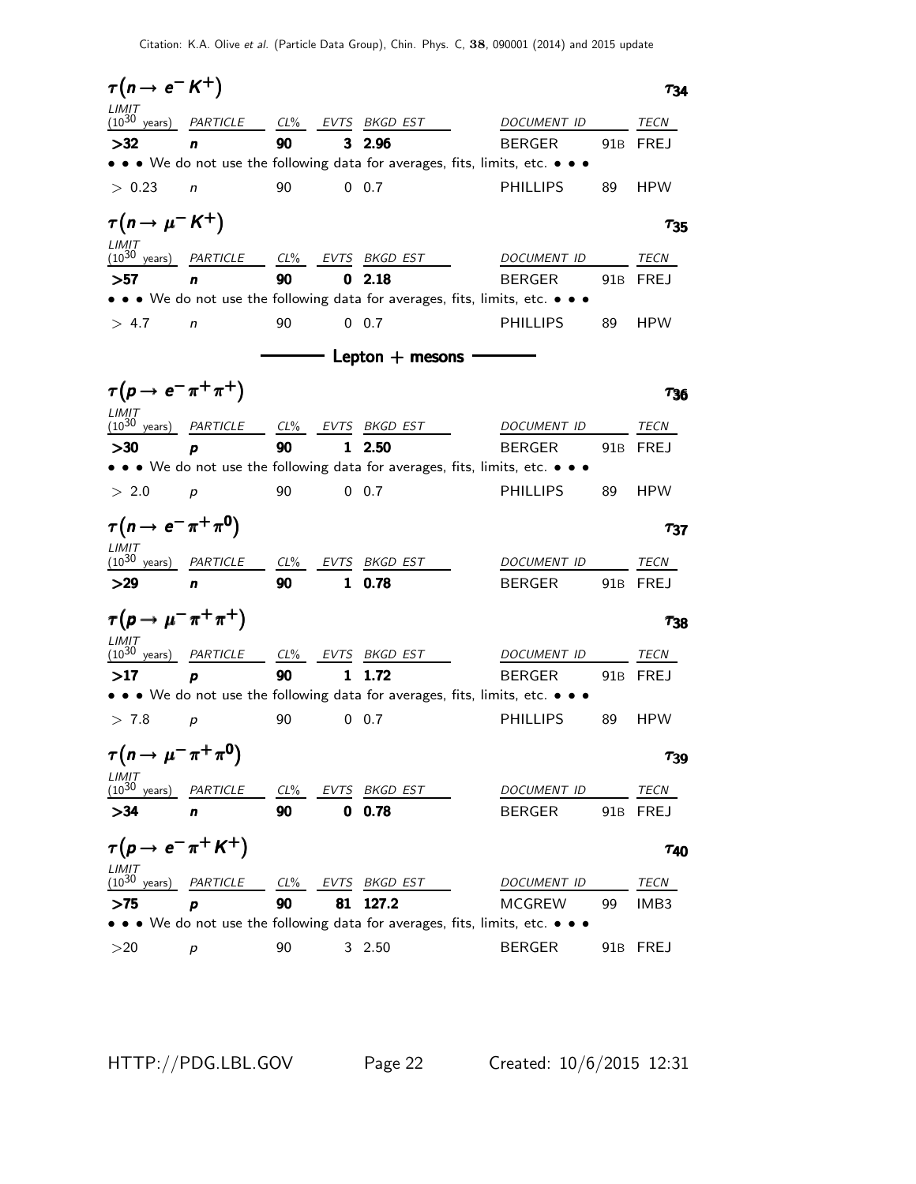### $\tau(n \to e^- K^+)$ $\tau_{34}$

| LIMIT ($10^{30}$ years) | PARTICLE | CL% | EVTS | BKGD EST | DOCUMENT ID | | TECN |
|---|---|---|---|---|---|---|---|
| **>32** | **n** | **90** | **3** | **2.96** | BERGER | 91B | FREJ |

• • • We do not use the following data for averages, fits, limits, etc. • • •

| | | | | | | | |
|---|---|---|---|---|---|---|---|
| > 0.23 | n | 90 | 0 | 0.7 | PHILLIPS | 89 | HPW |

### $\tau(n \to \mu^- K^+)$ $\tau_{35}$

| LIMIT ($10^{30}$ years) | PARTICLE | CL% | EVTS | BKGD EST | DOCUMENT ID | | TECN |
|---|---|---|---|---|---|---|---|
| **>57** | **n** | **90** | **0** | **2.18** | BERGER | 91B | FREJ |

• • • We do not use the following data for averages, fits, limits, etc. • • •

| | | | | | | | |
|---|---|---|---|---|---|---|---|
| > 4.7 | n | 90 | 0 | 0.7 | PHILLIPS | 89 | HPW |

## Lepton + mesons

### $\tau(p \to e^- \pi^+ \pi^+)$ $\tau_{36}$

| LIMIT ($10^{30}$ years) | PARTICLE | CL% | EVTS | BKGD EST | DOCUMENT ID | | TECN |
|---|---|---|---|---|---|---|---|
| **>30** | **p** | **90** | **1** | **2.50** | BERGER | 91B | FREJ |

• • • We do not use the following data for averages, fits, limits, etc. • • •

| | | | | | | | |
|---|---|---|---|---|---|---|---|
| > 2.0 | p | 90 | 0 | 0.7 | PHILLIPS | 89 | HPW |

### $\tau(n \to e^- \pi^+ \pi^0)$ $\tau_{37}$

| LIMIT ($10^{30}$ years) | PARTICLE | CL% | EVTS | BKGD EST | DOCUMENT ID | | TECN |
|---|---|---|---|---|---|---|---|
| **>29** | **n** | **90** | **1** | **0.78** | BERGER | 91B | FREJ |

### $\tau(p \to \mu^- \pi^+ \pi^+)$ $\tau_{38}$

| LIMIT ($10^{30}$ years) | PARTICLE | CL% | EVTS | BKGD EST | DOCUMENT ID | | TECN |
|---|---|---|---|---|---|---|---|
| **>17** | **p** | **90** | **1** | **1.72** | BERGER | 91B | FREJ |

• • • We do not use the following data for averages, fits, limits, etc. • • •

| | | | | | | | |
|---|---|---|---|---|---|---|---|
| > 7.8 | p | 90 | 0 | 0.7 | PHILLIPS | 89 | HPW |

### $\tau(n \to \mu^- \pi^+ \pi^0)$ $\tau_{39}$

| LIMIT ($10^{30}$ years) | PARTICLE | CL% | EVTS | BKGD EST | DOCUMENT ID | | TECN |
|---|---|---|---|---|---|---|---|
| **>34** | **n** | **90** | **0** | **0.78** | BERGER | 91B | FREJ |

### $\tau(p \to e^- \pi^+ K^+)$ $\tau_{40}$

| LIMIT ($10^{30}$ years) | PARTICLE | CL% | EVTS | BKGD EST | DOCUMENT ID | | TECN |
|---|---|---|---|---|---|---|---|
| **>75** | **p** | **90** | **81** | **127.2** | MCGREW | 99 | IMB3 |

• • • We do not use the following data for averages, fits, limits, etc. • • •

| | | | | | | | |
|---|---|---|---|---|---|---|---|
| >20 | p | 90 | 3 | 2.50 | BERGER | 91B | FREJ |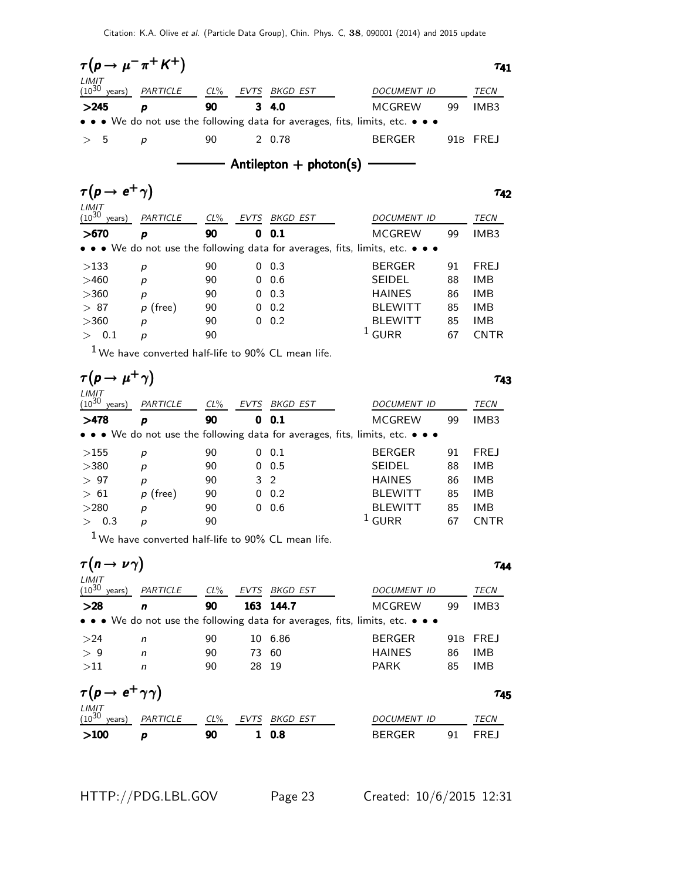### $\tau(p \to \mu^- \pi^+ K^+)$ — $\tau_{41}$

| LIMIT ($10^{30}$ years) | PARTICLE | CL% | EVTS | BKGD EST | DOCUMENT ID | | TECN |
|---|---|---|---|---|---|---|---|
| **>245** | ***p*** | **90** | **3** | **4.0** | MCGREW | 99 | IMB3 |
| • • • We do not use the following data for averages, fits, limits, etc. • • • | | | | | | | |
| > 5 | *p* | 90 | 2 | 0.78 | BERGER | 91B | FREJ |

## Antilepton + photon(s)

### $\tau(p \to e^+ \gamma)$ — $\tau_{42}$

| LIMIT ($10^{30}$ years) | PARTICLE | CL% | EVTS | BKGD EST | DOCUMENT ID | | TECN |
|---|---|---|---|---|---|---|---|
| **>670** | ***p*** | **90** | **0** | **0.1** | MCGREW | 99 | IMB3 |
| • • • We do not use the following data for averages, fits, limits, etc. • • • | | | | | | | |
| >133 | *p* | 90 | 0 | 0.3 | BERGER | 91 | FREJ |
| >460 | *p* | 90 | 0 | 0.6 | SEIDEL | 88 | IMB |
| >360 | *p* | 90 | 0 | 0.3 | HAINES | 86 | IMB |
| > 87 | *p* (free) | 90 | 0 | 0.2 | BLEWITT | 85 | IMB |
| >360 | *p* | 90 | 0 | 0.2 | BLEWITT | 85 | IMB |
| > 0.1 | *p* | 90 | | | [1] GURR | 67 | CNTR |

[1] We have converted half-life to 90% CL mean life.

### $\tau(p \to \mu^+ \gamma)$ — $\tau_{43}$

| LIMIT ($10^{30}$ years) | PARTICLE | CL% | EVTS | BKGD EST | DOCUMENT ID | | TECN |
|---|---|---|---|---|---|---|---|
| **>478** | ***p*** | **90** | **0** | **0.1** | MCGREW | 99 | IMB3 |
| • • • We do not use the following data for averages, fits, limits, etc. • • • | | | | | | | |
| >155 | *p* | 90 | 0 | 0.1 | BERGER | 91 | FREJ |
| >380 | *p* | 90 | 0 | 0.5 | SEIDEL | 88 | IMB |
| > 97 | *p* | 90 | 3 | 2 | HAINES | 86 | IMB |
| > 61 | *p* (free) | 90 | 0 | 0.2 | BLEWITT | 85 | IMB |
| >280 | *p* | 90 | 0 | 0.6 | BLEWITT | 85 | IMB |
| > 0.3 | *p* | 90 | | | [1] GURR | 67 | CNTR |

[1] We have converted half-life to 90% CL mean life.

### $\tau(n \to \nu \gamma)$ — $\tau_{44}$

| LIMIT ($10^{30}$ years) | PARTICLE | CL% | EVTS | BKGD EST | DOCUMENT ID | | TECN |
|---|---|---|---|---|---|---|---|
| **>28** | ***n*** | **90** | **163** | **144.7** | MCGREW | 99 | IMB3 |
| • • • We do not use the following data for averages, fits, limits, etc. • • • | | | | | | | |
| >24 | *n* | 90 | 10 | 6.86 | BERGER | 91B | FREJ |
| > 9 | *n* | 90 | 73 | 60 | HAINES | 86 | IMB |
| >11 | *n* | 90 | 28 | 19 | PARK | 85 | IMB |

### $\tau(p \to e^+ \gamma\gamma)$ — $\tau_{45}$

| LIMIT ($10^{30}$ years) | PARTICLE | CL% | EVTS | BKGD EST | DOCUMENT ID | | TECN |
|---|---|---|---|---|---|---|---|
| **>100** | ***p*** | **90** | **1** | **0.8** | BERGER | 91 | FREJ |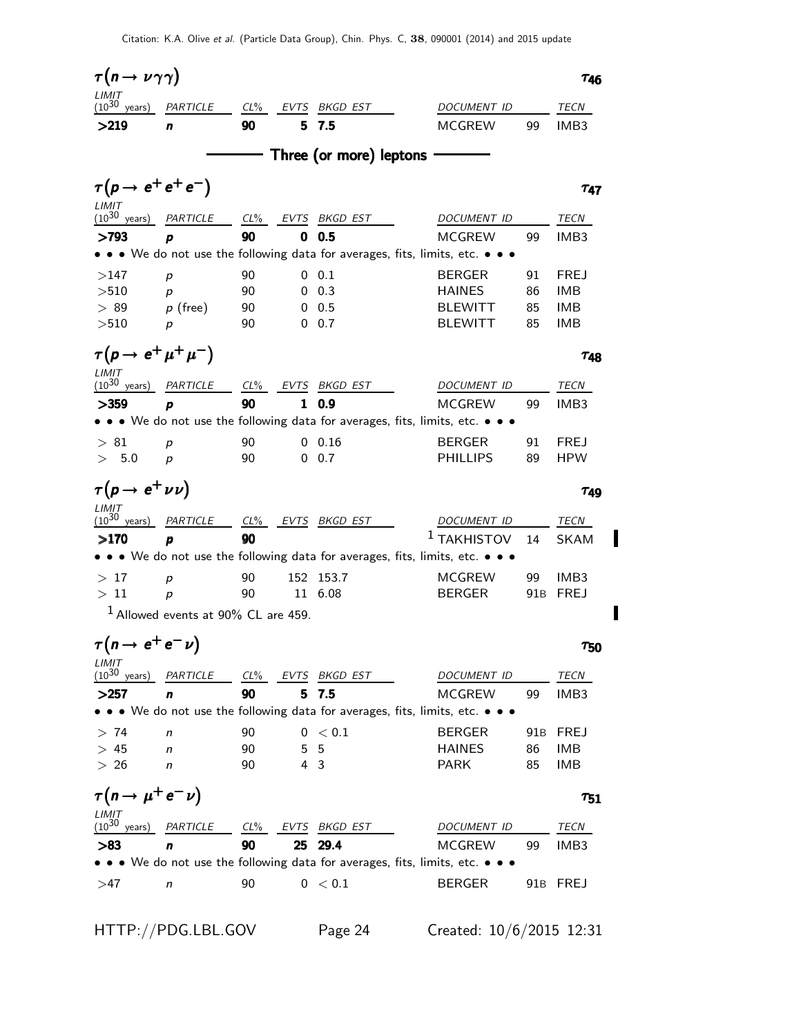### $\tau(n \to \nu\gamma\gamma)$ — $\tau_{46}$

| LIMIT ($10^{30}$ years) | PARTICLE | CL% | EVTS | BKGD EST | DOCUMENT ID | | TECN |
|---|---|---|---|---|---|---|---|
| **>219** | ***n*** | **90** | **5** | **7.5** | MCGREW | 99 | IMB3 |

## Three (or more) leptons

### $\tau(p \to e^+e^+e^-)$ — $\tau_{47}$

| LIMIT ($10^{30}$ years) | PARTICLE | CL% | EVTS | BKGD EST | DOCUMENT ID | | TECN |
|---|---|---|---|---|---|---|---|
| **>793** | ***p*** | **90** | **0** | **0.5** | MCGREW | 99 | IMB3 |
| • • • We do not use the following data for averages, fits, limits, etc. • • • | | | | | | | |
| >147 | *p* | 90 | 0 | 0.1 | BERGER | 91 | FREJ |
| >510 | *p* | 90 | 0 | 0.3 | HAINES | 86 | IMB |
| > 89 | *p* (free) | 90 | 0 | 0.5 | BLEWITT | 85 | IMB |
| >510 | *p* | 90 | 0 | 0.7 | BLEWITT | 85 | IMB |

### $\tau(p \to e^+\mu^+\mu^-)$ — $\tau_{48}$

| LIMIT ($10^{30}$ years) | PARTICLE | CL% | EVTS | BKGD EST | DOCUMENT ID | | TECN |
|---|---|---|---|---|---|---|---|
| **>359** | ***p*** | **90** | **1** | **0.9** | MCGREW | 99 | IMB3 |
| • • • We do not use the following data for averages, fits, limits, etc. • • • | | | | | | | |
| > 81 | *p* | 90 | 0 | 0.16 | BERGER | 91 | FREJ |
| > 5.0 | *p* | 90 | 0 | 0.7 | PHILLIPS | 89 | HPW |

### $\tau(p \to e^+\nu\nu)$ — $\tau_{49}$

| LIMIT ($10^{30}$ years) | PARTICLE | CL% | EVTS | BKGD EST | DOCUMENT ID | | TECN |
|---|---|---|---|---|---|---|---|
| **>170** | ***p*** | **90** | | | [1] TAKHISTOV | 14 | SKAM |
| • • • We do not use the following data for averages, fits, limits, etc. • • • | | | | | | | |
| > 17 | *p* | 90 | 152 | 153.7 | MCGREW | 99 | IMB3 |
| > 11 | *p* | 90 | 11 | 6.08 | BERGER | 91B | FREJ |

[1] Allowed events at 90% CL are 459.

### $\tau(n \to e^+e^-\nu)$ — $\tau_{50}$

| LIMIT ($10^{30}$ years) | PARTICLE | CL% | EVTS | BKGD EST | DOCUMENT ID | | TECN |
|---|---|---|---|---|---|---|---|
| **>257** | ***n*** | **90** | **5** | **7.5** | MCGREW | 99 | IMB3 |
| • • • We do not use the following data for averages, fits, limits, etc. • • • | | | | | | | |
| > 74 | *n* | 90 | 0 | < 0.1 | BERGER | 91B | FREJ |
| > 45 | *n* | 90 | 5 | 5 | HAINES | 86 | IMB |
| > 26 | *n* | 90 | 4 | 3 | PARK | 85 | IMB |

### $\tau(n \to \mu^+e^-\nu)$ — $\tau_{51}$

| LIMIT ($10^{30}$ years) | PARTICLE | CL% | EVTS | BKGD EST | DOCUMENT ID | | TECN |
|---|---|---|---|---|---|---|---|
| **>83** | ***n*** | **90** | **25** | **29.4** | MCGREW | 99 | IMB3 |
| • • • We do not use the following data for averages, fits, limits, etc. • • • | | | | | | | |
| >47 | *n* | 90 | 0 | < 0.1 | BERGER | 91B | FREJ |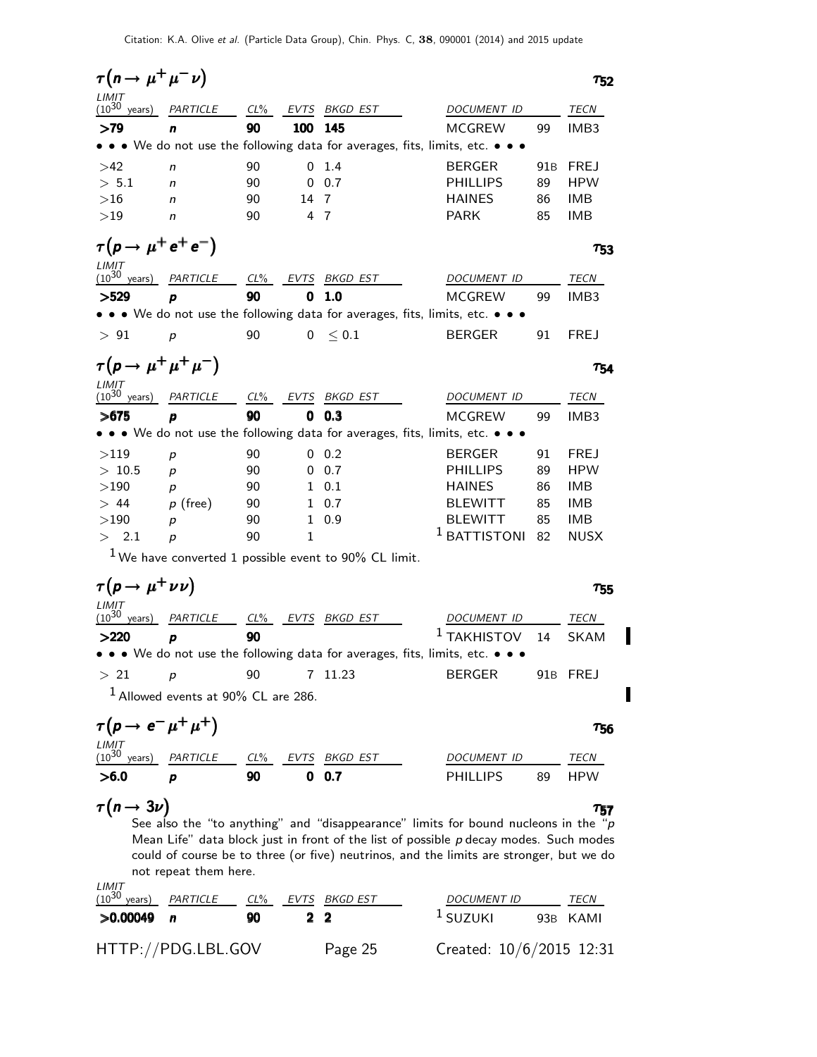## $\tau(n \to \mu^+ \mu^- \nu)$ $\tau_{52}$

| LIMIT ($10^{30}$ years) | PARTICLE | CL% | EVTS | BKGD EST | DOCUMENT ID | | TECN |
|---|---|---|---|---|---|---|---|
| **>79** | ***n*** | **90** | **100** | **145** | MCGREW | 99 | IMB3 |
| • • • We do not use the following data for averages, fits, limits, etc. • • • | | | | | | | |
| >42 | *n* | 90 | 0 | 1.4 | BERGER | 91B | FREJ |
| > 5.1 | *n* | 90 | 0 | 0.7 | PHILLIPS | 89 | HPW |
| >16 | *n* | 90 | 14 | 7 | HAINES | 86 | IMB |
| >19 | *n* | 90 | 4 | 7 | PARK | 85 | IMB |

## $\tau(p \to \mu^+ e^+ e^-)$ $\tau_{53}$

| LIMIT ($10^{30}$ years) | PARTICLE | CL% | EVTS | BKGD EST | DOCUMENT ID | | TECN |
|---|---|---|---|---|---|---|---|
| **>529** | ***p*** | **90** | **0** | **1.0** | MCGREW | 99 | IMB3 |
| • • • We do not use the following data for averages, fits, limits, etc. • • • | | | | | | | |
| > 91 | *p* | 90 | 0 | ≤ 0.1 | BERGER | 91 | FREJ |

## $\tau(p \to \mu^+ \mu^+ \mu^-)$ $\tau_{54}$

| LIMIT ($10^{30}$ years) | PARTICLE | CL% | EVTS | BKGD EST | DOCUMENT ID | | TECN |
|---|---|---|---|---|---|---|---|
| **>675** | ***p*** | **90** | **0** | **0.3** | MCGREW | 99 | IMB3 |
| • • • We do not use the following data for averages, fits, limits, etc. • • • | | | | | | | |
| >119 | *p* | 90 | 0 | 0.2 | BERGER | 91 | FREJ |
| > 10.5 | *p* | 90 | 0 | 0.7 | PHILLIPS | 89 | HPW |
| >190 | *p* | 90 | 1 | 0.1 | HAINES | 86 | IMB |
| > 44 | *p* (free) | 90 | 1 | 0.7 | BLEWITT | 85 | IMB |
| >190 | *p* | 90 | 1 | 0.9 | BLEWITT | 85 | IMB |
| > 2.1 | *p* | 90 | 1 | | [1] BATTISTONI | 82 | NUSX |

[1] We have converted 1 possible event to 90% CL limit.

## $\tau(p \to \mu^+ \nu \nu)$ $\tau_{55}$

| LIMIT ($10^{30}$ years) | PARTICLE | CL% | EVTS | BKGD EST | DOCUMENT ID | | TECN |
|---|---|---|---|---|---|---|---|
| **>220** | ***p*** | **90** | | | [1] TAKHISTOV | 14 | SKAM |
| • • • We do not use the following data for averages, fits, limits, etc. • • • | | | | | | | |
| > 21 | *p* | 90 | 7 | 11.23 | BERGER | 91B | FREJ |

[1] Allowed events at 90% CL are 286.

## $\tau(p \to e^- \mu^+ \mu^+)$ $\tau_{56}$

| LIMIT ($10^{30}$ years) | PARTICLE | CL% | EVTS | BKGD EST | DOCUMENT ID | | TECN |
|---|---|---|---|---|---|---|---|
| **>6.0** | ***p*** | **90** | **0** | **0.7** | PHILLIPS | 89 | HPW |

## $\tau(n \to 3\nu)$ $\tau_{57}$

See also the "to anything" and "disappearance" limits for bound nucleons in the "*p* Mean Life" data block just in front of the list of possible *p* decay modes. Such modes could of course be to three (or five) neutrinos, and the limits are stronger, but we do not repeat them here.

| LIMIT ($10^{30}$ years) | PARTICLE | CL% | EVTS | BKGD EST | DOCUMENT ID | | TECN |
|---|---|---|---|---|---|---|---|
| **>0.00049** | ***n*** | **90** | **2** | **2** | [1] SUZUKI | 93B | KAMI |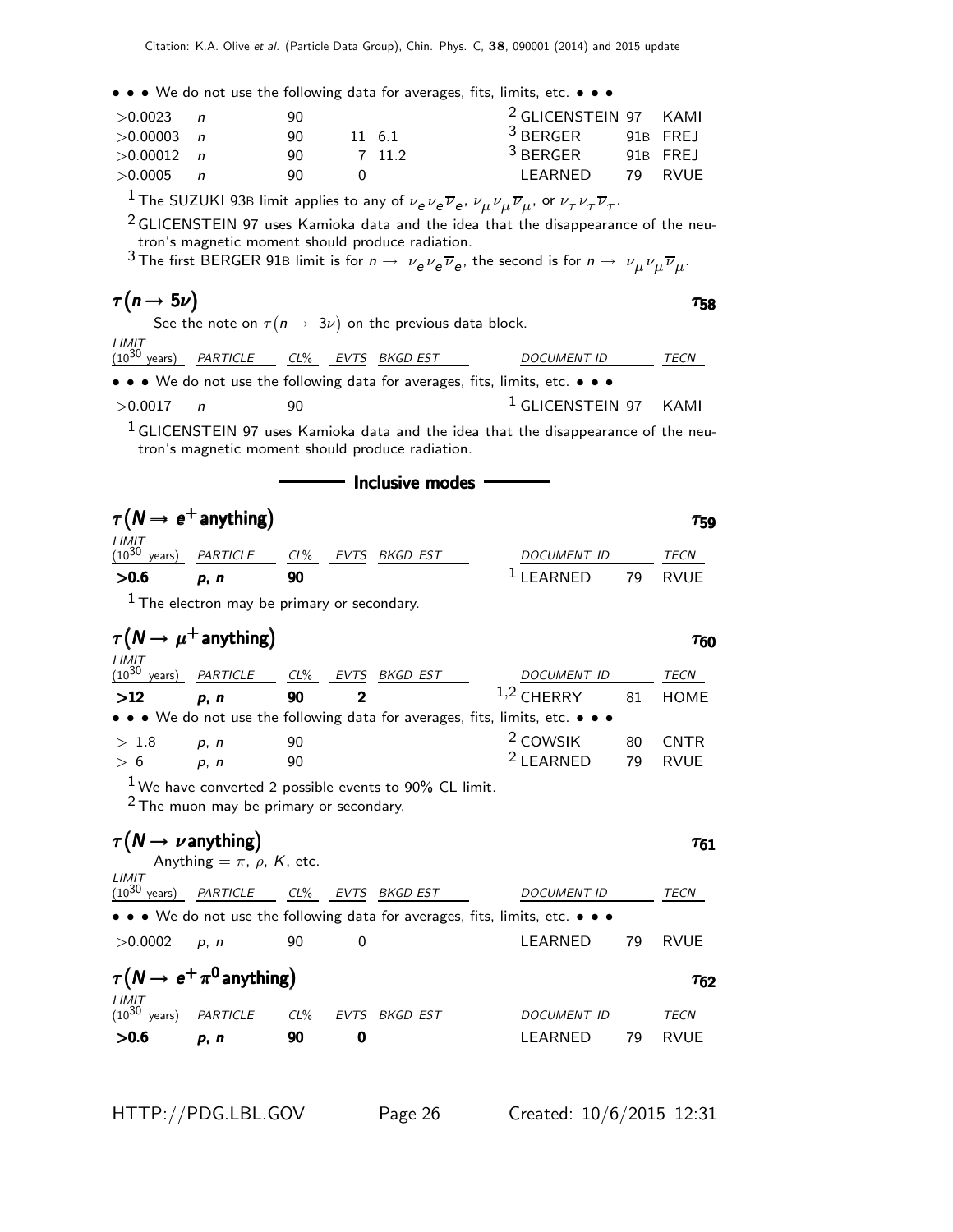• • • We do not use the following data for averages, fits, limits, etc. • • •

| | | | | | | | |
|---|---|---|---|---|---|---|---|
| >0.0023 | n | 90 | | | [2] GLICENSTEIN | 97 | KAMI |
| >0.00003 | n | 90 | 11 | 6.1 | [3] BERGER | 91B | FREJ |
| >0.00012 | n | 90 | 7 | 11.2 | [3] BERGER | 91B | FREJ |
| >0.0005 | n | 90 | 0 | | LEARNED | 79 | RVUE |

[1] The SUZUKI 93B limit applies to any of $\nu_e \nu_e \overline{\nu}_e$, $\nu_\mu \nu_\mu \overline{\nu}_\mu$, or $\nu_\tau \nu_\tau \overline{\nu}_\tau$.

[2] GLICENSTEIN 97 uses Kamioka data and the idea that the disappearance of the neutron's magnetic moment should produce radiation.

[3] The first BERGER 91B limit is for $n \to \nu_e \nu_e \overline{\nu}_e$, the second is for $n \to \nu_\mu \nu_\mu \overline{\nu}_\mu$.

## $\tau(n \to 5\nu)$ — $\tau_{58}$

See the note on $\tau(n \to 3\nu)$ on the previous data block.

| LIMIT ($10^{30}$ years) | PARTICLE | CL% | EVTS | BKGD EST | DOCUMENT ID | | TECN |
|---|---|---|---|---|---|---|---|
| • • • We do not use the following data for averages, fits, limits, etc. • • • | | | | | | | |
| >0.0017 | n | 90 | | | [1] GLICENSTEIN | 97 | KAMI |

[1] GLICENSTEIN 97 uses Kamioka data and the idea that the disappearance of the neutron's magnetic moment should produce radiation.

## Inclusive modes

## $\tau(N \to e^+ \text{anything})$ — $\tau_{59}$

| LIMIT ($10^{30}$ years) | PARTICLE | CL% | EVTS | BKGD EST | DOCUMENT ID | | TECN |
|---|---|---|---|---|---|---|---|
| **>0.6** | **p, n** | **90** | | | [1] LEARNED | 79 | RVUE |

[1] The electron may be primary or secondary.

## $\tau(N \to \mu^+ \text{anything})$ — $\tau_{60}$

| LIMIT ($10^{30}$ years) | PARTICLE | CL% | EVTS | BKGD EST | DOCUMENT ID | | TECN |
|---|---|---|---|---|---|---|---|
| **>12** | **p, n** | **90** | **2** | | [1,2] CHERRY | 81 | HOME |
| • • • We do not use the following data for averages, fits, limits, etc. • • • | | | | | | | |
| > 1.8 | p, n | 90 | | | [2] COWSIK | 80 | CNTR |
| > 6 | p, n | 90 | | | [2] LEARNED | 79 | RVUE |

[1] We have converted 2 possible events to 90% CL limit.

[2] The muon may be primary or secondary.

## $\tau(N \to \nu \text{anything})$ — $\tau_{61}$

Anything = $\pi$, $\rho$, $K$, etc.

| LIMIT ($10^{30}$ years) | PARTICLE | CL% | EVTS | BKGD EST | DOCUMENT ID | | TECN |
|---|---|---|---|---|---|---|---|
| • • • We do not use the following data for averages, fits, limits, etc. • • • | | | | | | | |
| >0.0002 | p, n | 90 | 0 | | LEARNED | 79 | RVUE |

## $\tau(N \to e^+ \pi^0 \text{anything})$ — $\tau_{62}$

| LIMIT ($10^{30}$ years) | PARTICLE | CL% | EVTS | BKGD EST | DOCUMENT ID | | TECN |
|---|---|---|---|---|---|---|---|
| **>0.6** | **p, n** | **90** | **0** | | LEARNED | 79 | RVUE |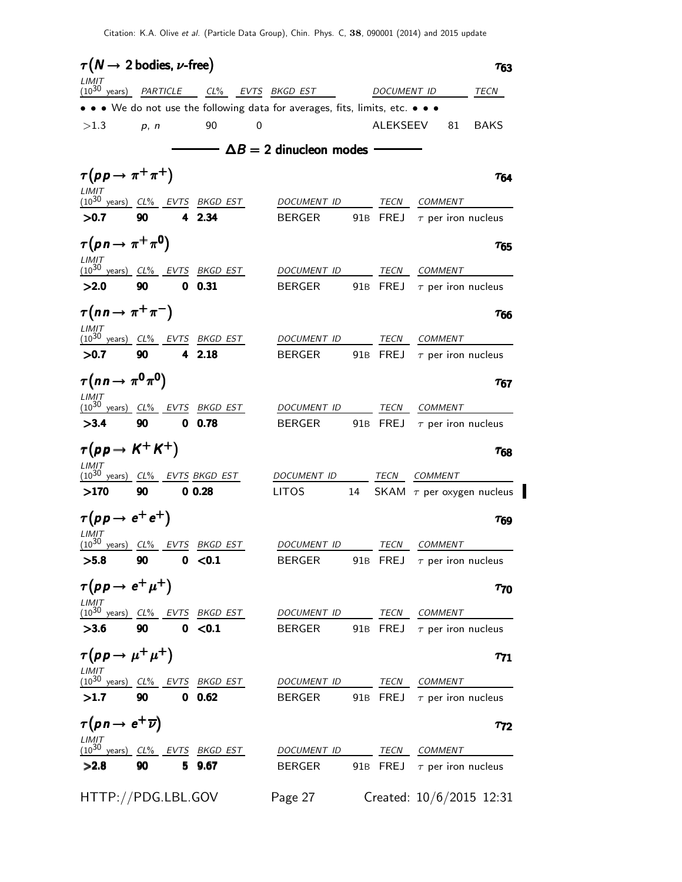### $\tau(N \to 2$ bodies, $\nu$-free$)$ $\tau_{63}$

| LIMIT ($10^{30}$ years) | PARTICLE | CL% | EVTS | BKGD EST | DOCUMENT ID | | TECN |
|---|---|---|---|---|---|---|---|
| • • • We do not use the following data for averages, fits, limits, etc. • • • | | | | | | | |
| >1.3 | p, n | 90 | 0 | | ALEKSEEV | 81 | BAKS |

## $\Delta B = 2$ dinucleon modes

### $\tau(pp \to \pi^+ \pi^+)$ $\tau_{64}$

| LIMIT ($10^{30}$ years) | CL% | EVTS | BKGD EST | DOCUMENT ID | | TECN | COMMENT |
|---|---|---|---|---|---|---|---|
| **>0.7** | **90** | **4** | **2.34** | BERGER | 91B | FREJ | $\tau$ per iron nucleus |

### $\tau(pn \to \pi^+ \pi^0)$ $\tau_{65}$

| LIMIT ($10^{30}$ years) | CL% | EVTS | BKGD EST | DOCUMENT ID | | TECN | COMMENT |
|---|---|---|---|---|---|---|---|
| **>2.0** | **90** | **0** | **0.31** | BERGER | 91B | FREJ | $\tau$ per iron nucleus |

### $\tau(nn \to \pi^+ \pi^-)$ $\tau_{66}$

| LIMIT ($10^{30}$ years) | CL% | EVTS | BKGD EST | DOCUMENT ID | | TECN | COMMENT |
|---|---|---|---|---|---|---|---|
| **>0.7** | **90** | **4** | **2.18** | BERGER | 91B | FREJ | $\tau$ per iron nucleus |

### $\tau(nn \to \pi^0 \pi^0)$ $\tau_{67}$

| LIMIT ($10^{30}$ years) | CL% | EVTS | BKGD EST | DOCUMENT ID | | TECN | COMMENT |
|---|---|---|---|---|---|---|---|
| **>3.4** | **90** | **0** | **0.78** | BERGER | 91B | FREJ | $\tau$ per iron nucleus |

### $\tau(pp \to K^+ K^+)$ $\tau_{68}$

| LIMIT ($10^{30}$ years) | CL% | EVTS | BKGD EST | DOCUMENT ID | | TECN | COMMENT |
|---|---|---|---|---|---|---|---|
| **>170** | **90** | **0** | **0.28** | LITOS | 14 | SKAM | $\tau$ per oxygen nucleus |

### $\tau(pp \to e^+ e^+)$ $\tau_{69}$

| LIMIT ($10^{30}$ years) | CL% | EVTS | BKGD EST | DOCUMENT ID | | TECN | COMMENT |
|---|---|---|---|---|---|---|---|
| **>5.8** | **90** | **0** | **<0.1** | BERGER | 91B | FREJ | $\tau$ per iron nucleus |

### $\tau(pp \to e^+ \mu^+)$ $\tau_{70}$

| LIMIT ($10^{30}$ years) | CL% | EVTS | BKGD EST | DOCUMENT ID | | TECN | COMMENT |
|---|---|---|---|---|---|---|---|
| **>3.6** | **90** | **0** | **<0.1** | BERGER | 91B | FREJ | $\tau$ per iron nucleus |

### $\tau(pp \to \mu^+ \mu^+)$ $\tau_{71}$

| LIMIT ($10^{30}$ years) | CL% | EVTS | BKGD EST | DOCUMENT ID | | TECN | COMMENT |
|---|---|---|---|---|---|---|---|
| **>1.7** | **90** | **0** | **0.62** | BERGER | 91B | FREJ | $\tau$ per iron nucleus |

### $\tau(pn \to e^+ \overline{\nu})$ $\tau_{72}$

| LIMIT ($10^{30}$ years) | CL% | EVTS | BKGD EST | DOCUMENT ID | | TECN | COMMENT |
|---|---|---|---|---|---|---|---|
| **>2.8** | **90** | **5** | **9.67** | BERGER | 91B | FREJ | $\tau$ per iron nucleus |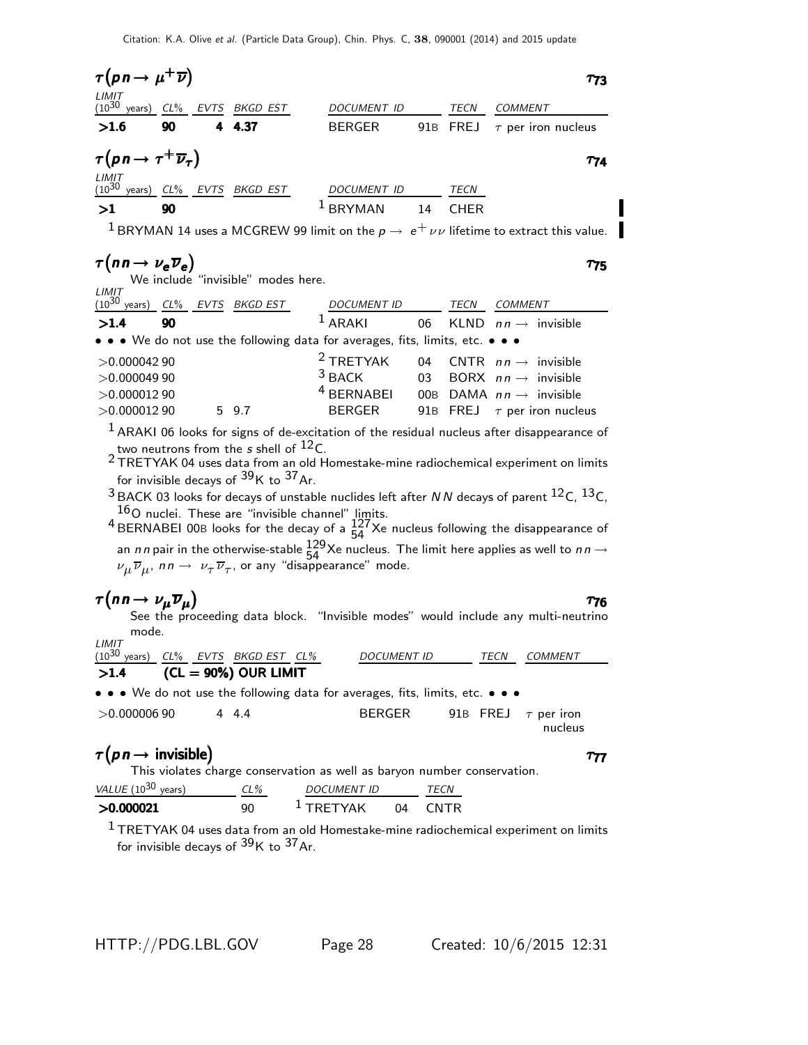## $\tau(p n \to \mu^+ \overline{\nu})$ $\tau_{73}$

| LIMIT ($10^{30}$ years) | CL% | EVTS | BKGD EST | DOCUMENT ID | | TECN | COMMENT |
|---|---|---|---|---|---|---|---|
| **>1.6** | **90** | **4** | **4.37** | BERGER | 91B | FREJ | $\tau$ per iron nucleus |

## $\tau(p n \to \tau^+ \overline{\nu}_\tau)$ $\tau_{74}$

| LIMIT ($10^{30}$ years) | CL% | EVTS | BKGD EST | DOCUMENT ID | | TECN |
|---|---|---|---|---|---|---|
| **>1** | **90** | | | [1] BRYMAN | 14 | CHER |

[1] BRYMAN 14 uses a MCGREW 99 limit on the $p \to e^+ \nu \nu$ lifetime to extract this value.

## $\tau(n n \to \nu_e \overline{\nu}_e)$ $\tau_{75}$

We include "invisible" modes here.

| LIMIT ($10^{30}$ years) | CL% | EVTS | BKGD EST | DOCUMENT ID | | TECN | COMMENT |
|---|---|---|---|---|---|---|---|
| **>1.4** | **90** | | | [1] ARAKI | 06 | KLND | $n n \to$ invisible |
| • • • We do not use the following data for averages, fits, limits, etc. • • • | | | | | | | |
| >0.000042 | 90 | | | [2] TRETYAK | 04 | CNTR | $n n \to$ invisible |
| >0.000049 | 90 | | | [3] BACK | 03 | BORX | $n n \to$ invisible |
| >0.000012 | 90 | | | [4] BERNABEI | 00B | DAMA | $n n \to$ invisible |
| >0.000012 | 90 | 5 | 9.7 | BERGER | 91B | FREJ | $\tau$ per iron nucleus |

[1] ARAKI 06 looks for signs of de-excitation of the residual nucleus after disappearance of two neutrons from the $s$ shell of $^{12}$C.

[2] TRETYAK 04 uses data from an old Homestake-mine radiochemical experiment on limits for invisible decays of $^{39}$K to $^{37}$Ar.

[3] BACK 03 looks for decays of unstable nuclides left after $N N$ decays of parent $^{12}$C, $^{13}$C, $^{16}$O nuclei. These are "invisible channel" limits.

[4] BERNABEI 00B looks for the decay of a $^{127}_{54}$Xe nucleus following the disappearance of an $n n$ pair in the otherwise-stable $^{129}_{54}$Xe nucleus. The limit here applies as well to $n n \to \nu_\mu \overline{\nu}_\mu$, $n n \to \nu_\tau \overline{\nu}_\tau$, or any "disappearance" mode.

## $\tau(n n \to \nu_\mu \overline{\nu}_\mu)$ $\tau_{76}$

See the proceeding data block. "Invisible modes" would include any multi-neutrino mode.

| LIMIT ($10^{30}$ years) | CL% | EVTS | BKGD EST | CL% | DOCUMENT ID | | TECN | COMMENT |
|---|---|---|---|---|---|---|---|---|
| **>1.4** | **(CL = 90%) OUR LIMIT** | | | | | | | |
| • • • We do not use the following data for averages, fits, limits, etc. • • • | | | | | | | | |
| >0.000006 | 90 | 4 | 4.4 | | BERGER | 91B | FREJ | $\tau$ per iron nucleus |

## $\tau(p n \to \text{invisible})$ $\tau_{77}$

This violates charge conservation as well as baryon number conservation.

| VALUE ($10^{30}$ years) | CL% | DOCUMENT ID | | TECN |
|---|---|---|---|---|
| **>0.000021** | 90 | [1] TRETYAK | 04 | CNTR |

[1] TRETYAK 04 uses data from an old Homestake-mine radiochemical experiment on limits for invisible decays of $^{39}$K to $^{37}$Ar.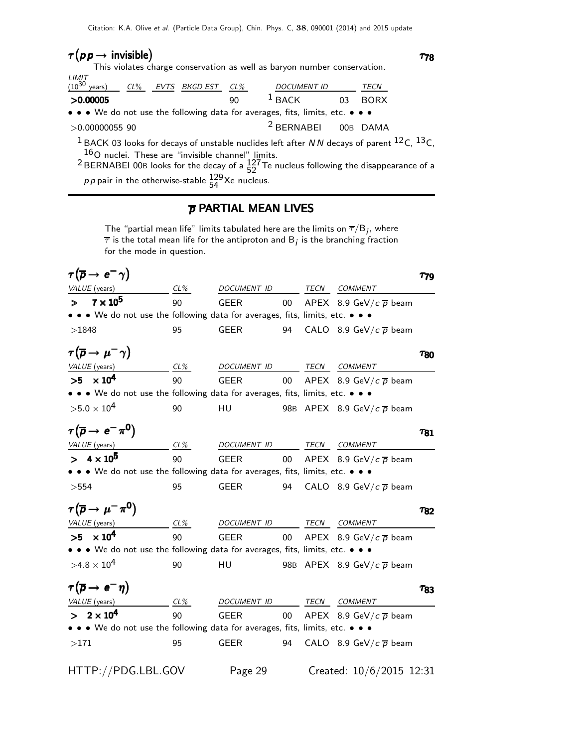### $\tau(pp \to \text{invisible})$ — $\tau_{78}$

This violates charge conservation as well as baryon number conservation.

| LIMIT ($10^{30}$ years) | CL% | EVTS | BKGD EST | CL% | DOCUMENT ID | | TECN |
|---|---|---|---|---|---|---|---|
| **>0.00005** | | | | 90 | [1] BACK | 03 | BORX |
| • • • We do not use the following data for averages, fits, limits, etc. • • • | | | | | | | |
| >0.00000055 | 90 | | | | [2] BERNABEI | 00B | DAMA |

[1] BACK 03 looks for decays of unstable nuclides left after $NN$ decays of parent $^{12}$C, $^{13}$C, $^{16}$O nuclei. These are "invisible channel" limits.

[2] BERNABEI 00B looks for the decay of a $^{127}_{52}$Te nucleus following the disappearance of a $pp$ pair in the otherwise-stable $^{129}_{54}$Xe nucleus.

## $\overline{p}$ PARTIAL MEAN LIVES

The "partial mean life" limits tabulated here are the limits on $\overline{\tau}/B_i$, where $\overline{\tau}$ is the total mean life for the antiproton and $B_i$ is the branching fraction for the mode in question.

### $\tau(\overline{p} \to e^- \gamma)$ — $\tau_{79}$

| VALUE (years) | CL% | DOCUMENT ID | | TECN | COMMENT |
|---|---|---|---|---|---|
| **$\geq$ 7 × $10^5$** | 90 | GEER | 00 | APEX | 8.9 GeV/$c$ $\overline{p}$ beam |
| • • • We do not use the following data for averages, fits, limits, etc. • • • | | | | | |
| >1848 | 95 | GEER | 94 | CALO | 8.9 GeV/$c$ $\overline{p}$ beam |

### $\tau(\overline{p} \to \mu^- \gamma)$ — $\tau_{80}$

| VALUE (years) | CL% | DOCUMENT ID | | TECN | COMMENT |
|---|---|---|---|---|---|
| **>5 × $10^4$** | 90 | GEER | 00 | APEX | 8.9 GeV/$c$ $\overline{p}$ beam |
| • • • We do not use the following data for averages, fits, limits, etc. • • • | | | | | |
| >5.0 × $10^4$ | 90 | HU | 98B | APEX | 8.9 GeV/$c$ $\overline{p}$ beam |

### $\tau(\overline{p} \to e^- \pi^0)$ — $\tau_{81}$

| VALUE (years) | CL% | DOCUMENT ID | | TECN | COMMENT |
|---|---|---|---|---|---|
| **> 4 × $10^5$** | 90 | GEER | 00 | APEX | 8.9 GeV/$c$ $\overline{p}$ beam |
| • • • We do not use the following data for averages, fits, limits, etc. • • • | | | | | |
| >554 | 95 | GEER | 94 | CALO | 8.9 GeV/$c$ $\overline{p}$ beam |

### $\tau(\overline{p} \to \mu^- \pi^0)$ — $\tau_{82}$

| VALUE (years) | CL% | DOCUMENT ID | | TECN | COMMENT |
|---|---|---|---|---|---|
| **>5 × $10^4$** | 90 | GEER | 00 | APEX | 8.9 GeV/$c$ $\overline{p}$ beam |
| • • • We do not use the following data for averages, fits, limits, etc. • • • | | | | | |
| >4.8 × $10^4$ | 90 | HU | 98B | APEX | 8.9 GeV/$c$ $\overline{p}$ beam |

### $\tau(\overline{p} \to e^- \eta)$ — $\tau_{83}$

| VALUE (years) | CL% | DOCUMENT ID | | TECN | COMMENT |
|---|---|---|---|---|---|
| **> 2 × $10^4$** | 90 | GEER | 00 | APEX | 8.9 GeV/$c$ $\overline{p}$ beam |
| • • • We do not use the following data for averages, fits, limits, etc. • • • | | | | | |
| >171 | 95 | GEER | 94 | CALO | 8.9 GeV/$c$ $\overline{p}$ beam |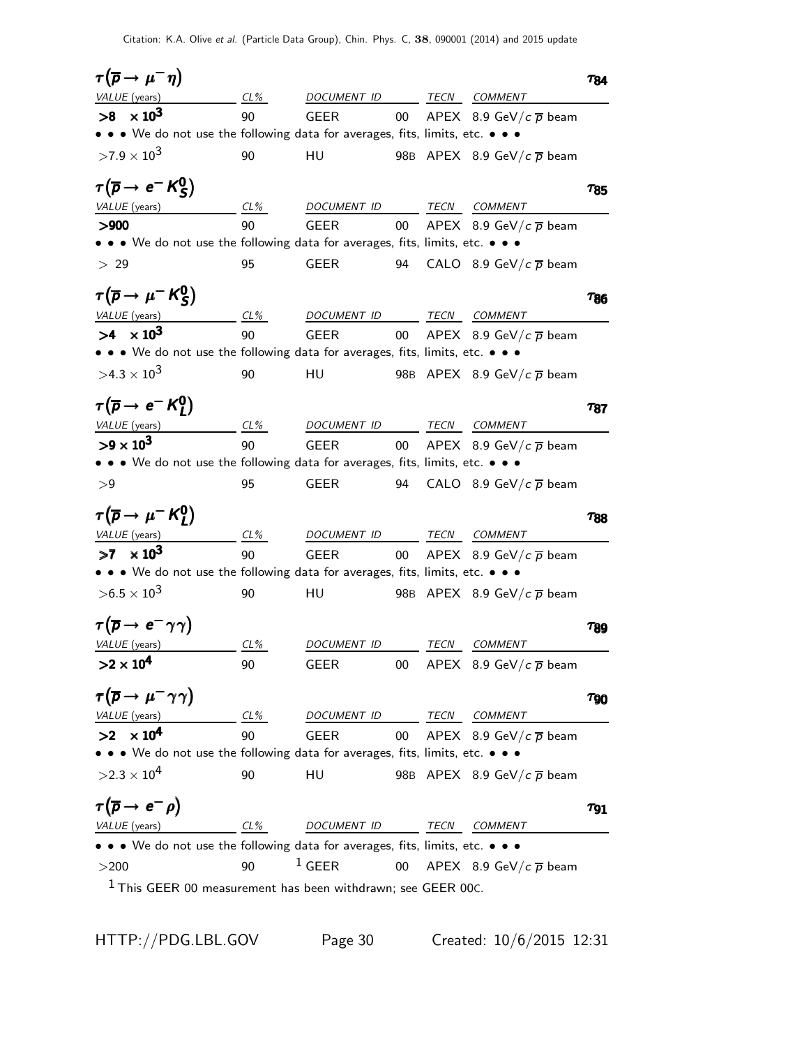### $\tau(\overline{p} \to \mu^- \eta)$ — $\tau_{84}$

| VALUE (years) | CL% | DOCUMENT ID | | TECN | COMMENT |
|---|---|---|---|---|---|
| **>8 × 10$^3$** | 90 | GEER | 00 | APEX | 8.9 GeV/$c$ $\overline{p}$ beam |
| • • • We do not use the following data for averages, fits, limits, etc. • • • | | | | | |
| $>7.9 \times 10^3$ | 90 | HU | 98B | APEX | 8.9 GeV/$c$ $\overline{p}$ beam |

### $\tau(\overline{p} \to e^- K^0_S)$ — $\tau_{85}$

| VALUE (years) | CL% | DOCUMENT ID | | TECN | COMMENT |
|---|---|---|---|---|---|
| **>900** | 90 | GEER | 00 | APEX | 8.9 GeV/$c$ $\overline{p}$ beam |
| • • • We do not use the following data for averages, fits, limits, etc. • • • | | | | | |
| $> 29$ | 95 | GEER | 94 | CALO | 8.9 GeV/$c$ $\overline{p}$ beam |

### $\tau(\overline{p} \to \mu^- K^0_S)$ — $\tau_{86}$

| VALUE (years) | CL% | DOCUMENT ID | | TECN | COMMENT |
|---|---|---|---|---|---|
| **>4 × 10$^3$** | 90 | GEER | 00 | APEX | 8.9 GeV/$c$ $\overline{p}$ beam |
| • • • We do not use the following data for averages, fits, limits, etc. • • • | | | | | |
| $>4.3 \times 10^3$ | 90 | HU | 98B | APEX | 8.9 GeV/$c$ $\overline{p}$ beam |

### $\tau(\overline{p} \to e^- K^0_L)$ — $\tau_{87}$

| VALUE (years) | CL% | DOCUMENT ID | | TECN | COMMENT |
|---|---|---|---|---|---|
| **>9 × 10$^3$** | 90 | GEER | 00 | APEX | 8.9 GeV/$c$ $\overline{p}$ beam |
| • • • We do not use the following data for averages, fits, limits, etc. • • • | | | | | |
| $>9$ | 95 | GEER | 94 | CALO | 8.9 GeV/$c$ $\overline{p}$ beam |

### $\tau(\overline{p} \to \mu^- K^0_L)$ — $\tau_{88}$

| VALUE (years) | CL% | DOCUMENT ID | | TECN | COMMENT |
|---|---|---|---|---|---|
| **>7 × 10$^3$** | 90 | GEER | 00 | APEX | 8.9 GeV/$c$ $\overline{p}$ beam |
| • • • We do not use the following data for averages, fits, limits, etc. • • • | | | | | |
| $>6.5 \times 10^3$ | 90 | HU | 98B | APEX | 8.9 GeV/$c$ $\overline{p}$ beam |

### $\tau(\overline{p} \to e^- \gamma\gamma)$ — $\tau_{89}$

| VALUE (years) | CL% | DOCUMENT ID | | TECN | COMMENT |
|---|---|---|---|---|---|
| **>2 × 10$^4$** | 90 | GEER | 00 | APEX | 8.9 GeV/$c$ $\overline{p}$ beam |

### $\tau(\overline{p} \to \mu^- \gamma\gamma)$ — $\tau_{90}$

| VALUE (years) | CL% | DOCUMENT ID | | TECN | COMMENT |
|---|---|---|---|---|---|
| **>2 × 10$^4$** | 90 | GEER | 00 | APEX | 8.9 GeV/$c$ $\overline{p}$ beam |
| • • • We do not use the following data for averages, fits, limits, etc. • • • | | | | | |
| $>2.3 \times 10^4$ | 90 | HU | 98B | APEX | 8.9 GeV/$c$ $\overline{p}$ beam |

### $\tau(\overline{p} \to e^- \rho)$ — $\tau_{91}$

| VALUE (years) | CL% | DOCUMENT ID | | TECN | COMMENT |
|---|---|---|---|---|---|
| • • • We do not use the following data for averages, fits, limits, etc. • • • | | | | | |
| $>200$ | 90 | [1] GEER | 00 | APEX | 8.9 GeV/$c$ $\overline{p}$ beam |

[1] This GEER 00 measurement has been withdrawn; see GEER 00C.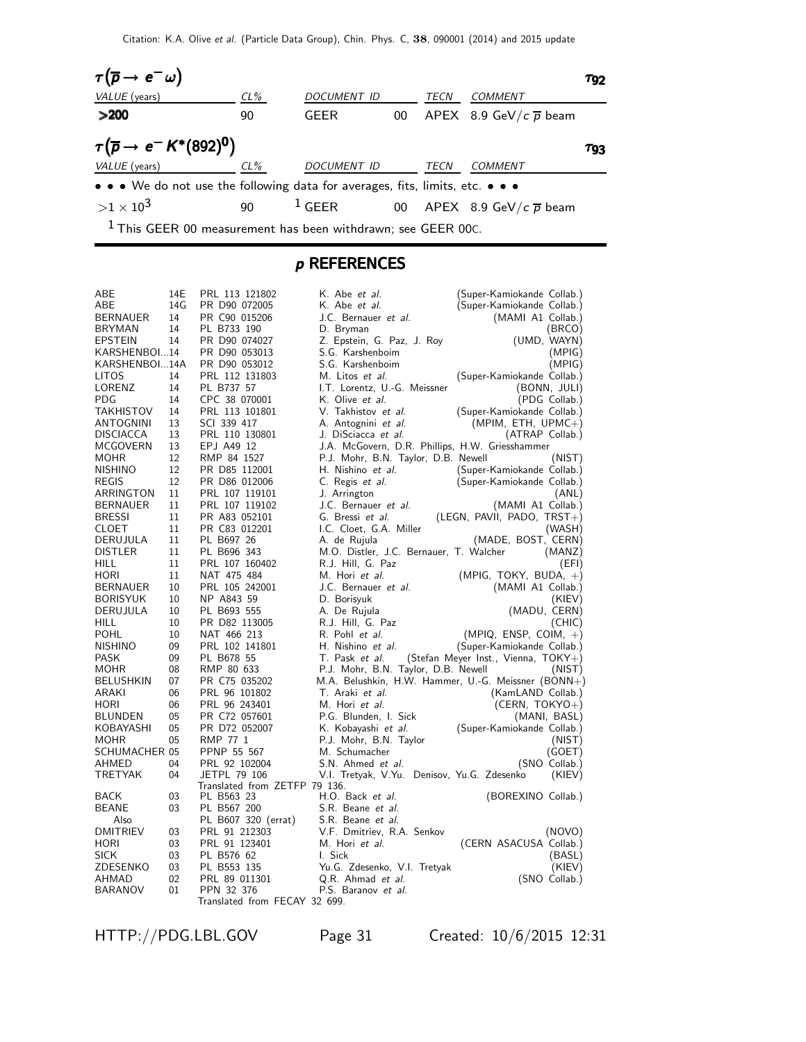## $\tau(\overline{p} \to e^- \omega)$ — $\tau_{92}$

| VALUE (years) | CL% | DOCUMENT ID | | TECN | COMMENT |
|---|---|---|---|---|---|
| **>200** | 90 | GEER | 00 | APEX | 8.9 GeV/$c$ $\overline{p}$ beam |

## $\tau(\overline{p} \to e^- K^*(892)^0)$ — $\tau_{93}$

| VALUE (years) | CL% | DOCUMENT ID | | TECN | COMMENT |
|---|---|---|---|---|---|
| • • • We do not use the following data for averages, fits, limits, etc. • • • | | | | | |
| $>1 \times 10^3$ | 90 | [1] GEER | 00 | APEX | 8.9 GeV/$c$ $\overline{p}$ beam |

[1] This GEER 00 measurement has been withdrawn; see GEER 00C.

# $p$ REFERENCES

| | | | | |
|---|---|---|---|---|
| ABE | 14E | PRL 113 121802 | K. Abe *et al.* | (Super-Kamiokande Collab.) |
| ABE | 14G | PR D90 072005 | K. Abe *et al.* | (Super-Kamiokande Collab.) |
| BERNAUER | 14 | PR C90 015206 | J.C. Bernauer *et al.* | (MAMI A1 Collab.) |
| BRYMAN | 14 | PL B733 190 | D. Bryman | (BRCO) |
| EPSTEIN | 14 | PR D90 074027 | Z. Epstein, G. Paz, J. Roy | (UMD, WAYN) |
| KARSHENBOI...14 | | PR D90 053013 | S.G. Karshenboim | (MPIG) |
| KARSHENBOI...14A | | PR D90 053012 | S.G. Karshenboim | (MPIG) |
| LITOS | 14 | PRL 112 131803 | M. Litos *et al.* | (Super-Kamiokande Collab.) |
| LORENZ | 14 | PL B737 57 | I.T. Lorentz, U.-G. Meissner | (BONN, JULI) |
| PDG | 14 | CPC 38 070001 | K. Olive *et al.* | (PDG Collab.) |
| TAKHISTOV | 14 | PRL 113 101801 | V. Takhistov *et al.* | (Super-Kamiokande Collab.) |
| ANTOGNINI | 13 | SCI 339 417 | A. Antognini *et al.* | (MPIM, ETH, UPMC+) |
| DISCIACCA | 13 | PRL 110 130801 | J. DiSciacca *et al.* | (ATRAP Collab.) |
| MCGOVERN | 13 | EPJ A49 12 | J.A. McGovern, D.R. Phillips, H.W. Griesshammer | |
| MOHR | 12 | RMP 84 1527 | P.J. Mohr, B.N. Taylor, D.B. Newell | (NIST) |
| NISHINO | 12 | PR D85 112001 | H. Nishino *et al.* | (Super-Kamiokande Collab.) |
| REGIS | 12 | PR D86 012006 | C. Regis *et al.* | (Super-Kamiokande Collab.) |
| ARRINGTON | 11 | PRL 107 119101 | J. Arrington | (ANL) |
| BERNAUER | 11 | PRL 107 119102 | J.C. Bernauer *et al.* | (MAMI A1 Collab.) |
| BRESSI | 11 | PR A83 052101 | G. Bressi *et al.* | (LEGN, PAVII, PADO, TRST+) |
| CLOET | 11 | PR C83 012201 | I.C. Cloet, G.A. Miller | (WASH) |
| DERUJULA | 11 | PL B697 26 | A. de Rujula | (MADE, BOST, CERN) |
| DISTLER | 11 | PL B696 343 | M.O. Distler, J.C. Bernauer, T. Walcher | (MANZ) |
| HILL | 11 | PRL 107 160402 | R.J. Hill, G. Paz | (EFI) |
| HORI | 11 | NAT 475 484 | M. Hori *et al.* | (MPIG, TOKY, BUDA, +) |
| BERNAUER | 10 | PRL 105 242001 | J.C. Bernauer *et al.* | (MAMI A1 Collab.) |
| BORISYUK | 10 | NP A843 59 | D. Borisyuk | (KIEV) |
| DERUJULA | 10 | PL B693 555 | A. De Rujula | (MADU, CERN) |
| HILL | 10 | PR D82 113005 | R.J. Hill, G. Paz | (CHIC) |
| POHL | 10 | NAT 466 213 | R. Pohl *et al.* | (MPIQ, ENSP, COIM, +) |
| NISHINO | 09 | PRL 102 141801 | H. Nishino *et al.* | (Super-Kamiokande Collab.) |
| PASK | 09 | PL B678 55 | T. Pask *et al.* | (Stefan Meyer Inst., Vienna, TOKY+) |
| MOHR | 08 | RMP 80 633 | P.J. Mohr, B.N. Taylor, D.B. Newell | (NIST) |
| BELUSHKIN | 07 | PR C75 035202 | M.A. Belushkin, H.W. Hammer, U.-G. Meissner | (BONN+) |
| ARAKI | 06 | PRL 96 101802 | T. Araki *et al.* | (KamLAND Collab.) |
| HORI | 06 | PRL 96 243401 | M. Hori *et al.* | (CERN, TOKYO+) |
| BLUNDEN | 05 | PR C72 057601 | P.G. Blunden, I. Sick | (MANI, BASL) |
| KOBAYASHI | 05 | PR D72 052007 | K. Kobayashi *et al.* | (Super-Kamiokande Collab.) |
| MOHR | 05 | RMP 77 1 | P.J. Mohr, B.N. Taylor | (NIST) |
| SCHUMACHER | 05 | PPNP 55 567 | M. Schumacher | (GOET) |
| AHMED | 04 | PRL 92 102004 | S.N. Ahmed *et al.* | (SNO Collab.) |
| TRETYAK | 04 | JETPL 79 106 | V.I. Tretyak, V.Yu. Denisov, Yu.G. Zdesenko | (KIEV) |
| | | Translated from ZETFP 79 136. | | |
| BACK | 03 | PL B563 23 | H.O. Back *et al.* | (BOREXINO Collab.) |
| BEANE | 03 | PL B567 200 | S.R. Beane *et al.* | |
| Also | | PL B607 320 (errat) | S.R. Beane *et al.* | |
| DMITRIEV | 03 | PRL 91 212303 | V.F. Dmitriev, R.A. Senkov | (NOVO) |
| HORI | 03 | PRL 91 123401 | M. Hori *et al.* | (CERN ASACUSA Collab.) |
| SICK | 03 | PL B576 62 | I. Sick | (BASL) |
| ZDESENKO | 03 | PL B553 135 | Yu.G. Zdesenko, V.I. Tretyak | (KIEV) |
| AHMAD | 02 | PRL 89 011301 | Q.R. Ahmad *et al.* | (SNO Collab.) |
| BARANOV | 01 | PPN 32 376 | P.S. Baranov *et al.* | |
| | | Translated from FECAY 32 699. | | |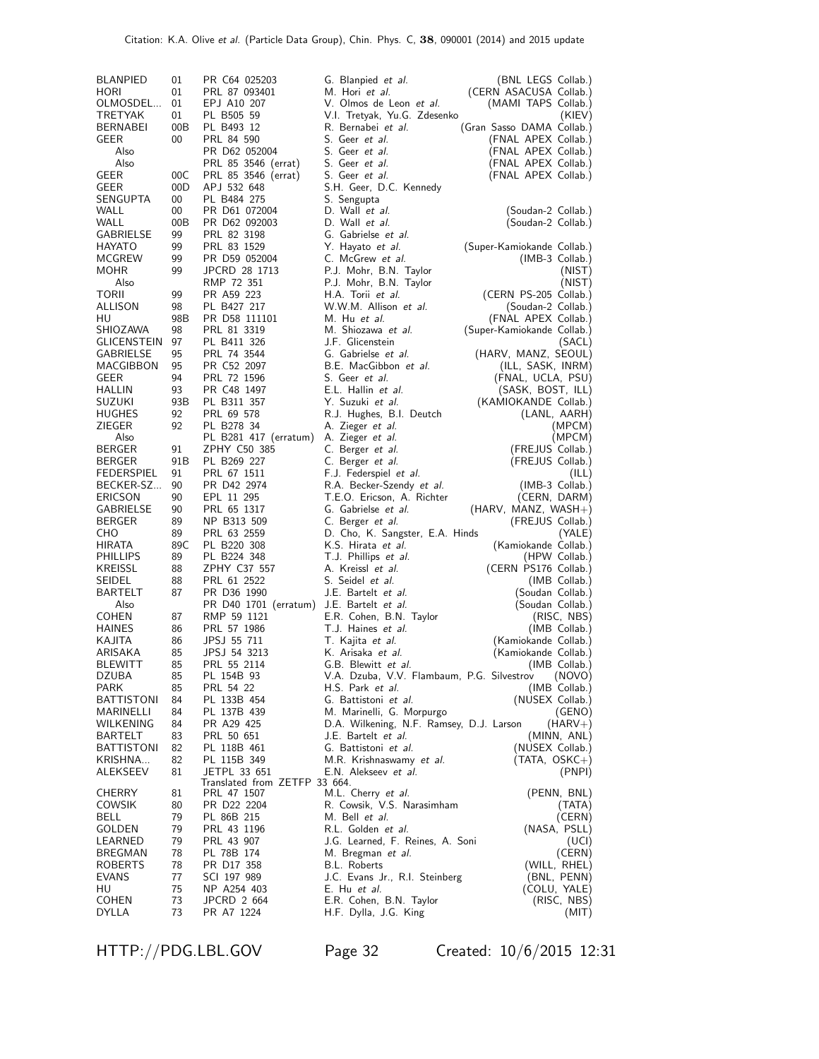| | | | | |
|---|---|---|---|---|
| BLANPIED | 01 | PR C64 025203 | G. Blanpied *et al.* | (BNL LEGS Collab.) |
| HORI | 01 | PRL 87 093401 | M. Hori *et al.* | (CERN ASACUSA Collab.) |
| OLMOSDEL... | 01 | EPJ A10 207 | V. Olmos de Leon *et al.* | (MAMI TAPS Collab.) |
| TRETYAK | 01 | PL B505 59 | V.I. Tretyak, Yu.G. Zdesenko | (KIEV) |
| BERNABEI | 00B | PL B493 12 | R. Bernabei *et al.* | (Gran Sasso DAMA Collab.) |
| GEER | 00 | PRL 84 590 | S. Geer *et al.* | (FNAL APEX Collab.) |
| Also | | PR D62 052004 | S. Geer *et al.* | (FNAL APEX Collab.) |
| Also | | PRL 85 3546 (errat) | S. Geer *et al.* | (FNAL APEX Collab.) |
| GEER | 00C | PRL 85 3546 (errat) | S. Geer *et al.* | (FNAL APEX Collab.) |
| GEER | 00D | APJ 532 648 | S.H. Geer, D.C. Kennedy | |
| SENGUPTA | 00 | PL B484 275 | S. Sengupta | |
| WALL | 00 | PR D61 072004 | D. Wall *et al.* | (Soudan-2 Collab.) |
| WALL | 00B | PR D62 092003 | D. Wall *et al.* | (Soudan-2 Collab.) |
| GABRIELSE | 99 | PRL 82 3198 | G. Gabrielse *et al.* | |
| HAYATO | 99 | PRL 83 1529 | Y. Hayato *et al.* | (Super-Kamiokande Collab.) |
| MCGREW | 99 | PR D59 052004 | C. McGrew *et al.* | (IMB-3 Collab.) |
| MOHR | 99 | JPCRD 28 1713 | P.J. Mohr, B.N. Taylor | (NIST) |
| Also | | RMP 72 351 | P.J. Mohr, B.N. Taylor | (NIST) |
| TORII | 99 | PR A59 223 | H.A. Torii *et al.* | (CERN PS-205 Collab.) |
| ALLISON | 98 | PL B427 217 | W.W.M. Allison *et al.* | (Soudan-2 Collab.) |
| HU | 98B | PR D58 111101 | M. Hu *et al.* | (FNAL APEX Collab.) |
| SHIOZAWA | 98 | PRL 81 3319 | M. Shiozawa *et al.* | (Super-Kamiokande Collab.) |
| GLICENSTEIN | 97 | PL B411 326 | J.F. Glicenstein | (SACL) |
| GABRIELSE | 95 | PRL 74 3544 | G. Gabrielse *et al.* | (HARV, MANZ, SEOUL) |
| MACGIBBON | 95 | PR C52 2097 | B.E. MacGibbon *et al.* | (ILL, SASK, INRM) |
| GEER | 94 | PRL 72 1596 | S. Geer *et al.* | (FNAL, UCLA, PSU) |
| HALLIN | 93 | PR C48 1497 | E.L. Hallin *et al.* | (SASK, BOST, ILL) |
| SUZUKI | 93B | PL B311 357 | Y. Suzuki *et al.* | (KAMIOKANDE Collab.) |
| HUGHES | 92 | PRL 69 578 | R.J. Hughes, B.I. Deutch | (LANL, AARH) |
| ZIEGER | 92 | PL B278 34 | A. Zieger *et al.* | (MPCM) |
| Also | | PL B281 417 (erratum) | A. Zieger *et al.* | (MPCM) |
| BERGER | 91 | ZPHY C50 385 | C. Berger *et al.* | (FREJUS Collab.) |
| BERGER | 91B | PL B269 227 | C. Berger *et al.* | (FREJUS Collab.) |
| FEDERSPIEL | 91 | PRL 67 1511 | F.J. Federspiel *et al.* | (ILL) |
| BECKER-SZ... | 90 | PR D42 2974 | R.A. Becker-Szendy *et al.* | (IMB-3 Collab.) |
| ERICSON | 90 | EPL 11 295 | T.E.O. Ericson, A. Richter | (CERN, DARM) |
| GABRIELSE | 90 | PRL 65 1317 | G. Gabrielse *et al.* | (HARV, MANZ, WASH+) |
| BERGER | 89 | NP B313 509 | C. Berger *et al.* | (FREJUS Collab.) |
| CHO | 89 | PRL 63 2559 | D. Cho, K. Sangster, E.A. Hinds | (YALE) |
| HIRATA | 89C | PL B220 308 | K.S. Hirata *et al.* | (Kamiokande Collab.) |
| PHILLIPS | 89 | PL B224 348 | T.J. Phillips *et al.* | (HPW Collab.) |
| KREISSL | 88 | ZPHY C37 557 | A. Kreissl *et al.* | (CERN PS176 Collab.) |
| SEIDEL | 88 | PRL 61 2522 | S. Seidel *et al.* | (IMB Collab.) |
| BARTELT | 87 | PR D36 1990 | J.E. Bartelt *et al.* | (Soudan Collab.) |
| Also | | PR D40 1701 (erratum) | J.E. Bartelt *et al.* | (Soudan Collab.) |
| COHEN | 87 | RMP 59 1121 | E.R. Cohen, B.N. Taylor | (RISC, NBS) |
| HAINES | 86 | PRL 57 1986 | T.J. Haines *et al.* | (IMB Collab.) |
| KAJITA | 86 | JPSJ 55 711 | T. Kajita *et al.* | (Kamiokande Collab.) |
| ARISAKA | 85 | JPSJ 54 3213 | K. Arisaka *et al.* | (Kamiokande Collab.) |
| BLEWITT | 85 | PRL 55 2114 | G.B. Blewitt *et al.* | (IMB Collab.) |
| DZUBA | 85 | PL 154B 93 | V.A. Dzuba, V.V. Flambaum, P.G. Silvestrov | (NOVO) |
| PARK | 85 | PRL 54 22 | H.S. Park *et al.* | (IMB Collab.) |
| BATTISTONI | 84 | PL 133B 454 | G. Battistoni *et al.* | (NUSEX Collab.) |
| MARINELLI | 84 | PL 137B 439 | M. Marinelli, G. Morpurgo | (GENO) |
| WILKENING | 84 | PR A29 425 | D.A. Wilkening, N.F. Ramsey, D.J. Larson | (HARV+) |
| BARTELT | 83 | PRL 50 651 | J.E. Bartelt *et al.* | (MINN, ANL) |
| BATTISTONI | 82 | PL 118B 461 | G. Battistoni *et al.* | (NUSEX Collab.) |
| KRISHNA... | 82 | PL 115B 349 | M.R. Krishnaswamy *et al.* | (TATA, OSKC+) |
| ALEKSEEV | 81 | JETPL 33 651 | E.N. Alekseev *et al.* | (PNPI) |
| | | Translated from ZETFP 33 664. | | |
| CHERRY | 81 | PRL 47 1507 | M.L. Cherry *et al.* | (PENN, BNL) |
| COWSIK | 80 | PR D22 2204 | R. Cowsik, V.S. Narasimham | (TATA) |
| BELL | 79 | PL 86B 215 | M. Bell *et al.* | (CERN) |
| GOLDEN | 79 | PRL 43 1196 | R.L. Golden *et al.* | (NASA, PSLL) |
| LEARNED | 79 | PRL 43 907 | J.G. Learned, F. Reines, A. Soni | (UCI) |
| BREGMAN | 78 | PL 78B 174 | M. Bregman *et al.* | (CERN) |
| ROBERTS | 78 | PR D17 358 | B.L. Roberts | (WILL, RHEL) |
| EVANS | 77 | SCI 197 989 | J.C. Evans Jr., R.I. Steinberg | (BNL, PENN) |
| HU | 75 | NP A254 403 | E. Hu *et al.* | (COLU, YALE) |
| COHEN | 73 | JPCRD 2 664 | E.R. Cohen, B.N. Taylor | (RISC, NBS) |
| DYLLA | 73 | PR A7 1224 | H.F. Dylla, J.G. King | (MIT) |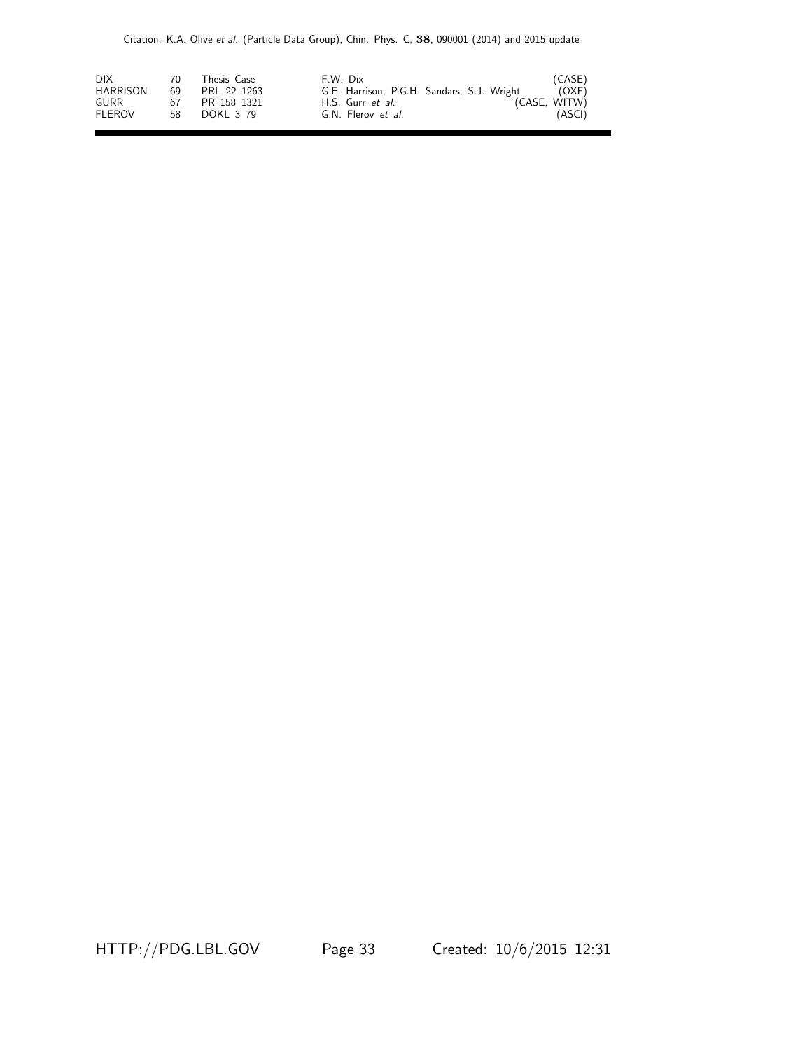| | | | | |
|---|---|---|---|---|
| DIX | 70 | Thesis Case | F.W. Dix | (CASE) |
| HARRISON | 69 | PRL 22 1263 | G.E. Harrison, P.G.H. Sandars, S.J. Wright | (OXF) |
| GURR | 67 | PR 158 1321 | H.S. Gurr *et al.* | (CASE, WITW) |
| FLEROV | 58 | DOKL 3 79 | G.N. Flerov *et al.* | (ASCI) |